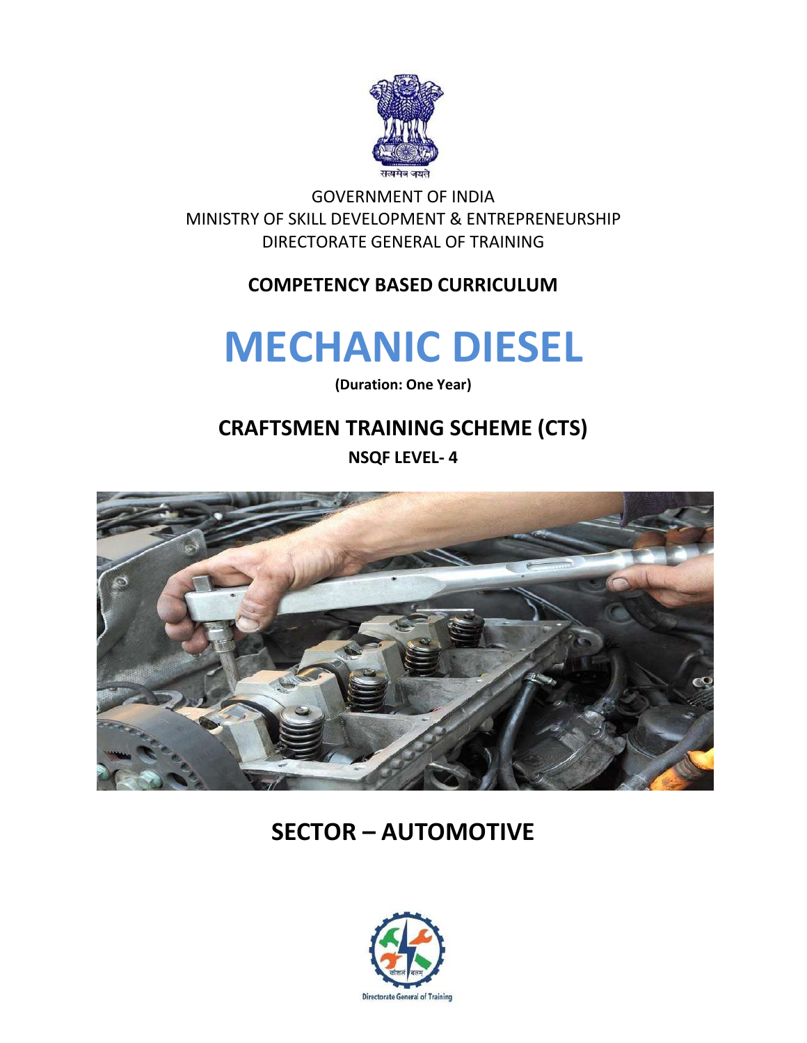सत्यमेव जयते

GOVERNMENT OF INDIA
MINISTRY OF SKILL DEVELOPMENT & ENTREPRENEURSHIP
DIRECTORATE GENERAL OF TRAINING

**COMPETENCY BASED CURRICULUM**

# MECHANIC DIESEL

**(Duration: One Year)**

## CRAFTSMEN TRAINING SCHEME (CTS)

**NSQF LEVEL- 4**

## SECTOR – AUTOMOTIVE

कौशल भारत

Directorate General of Training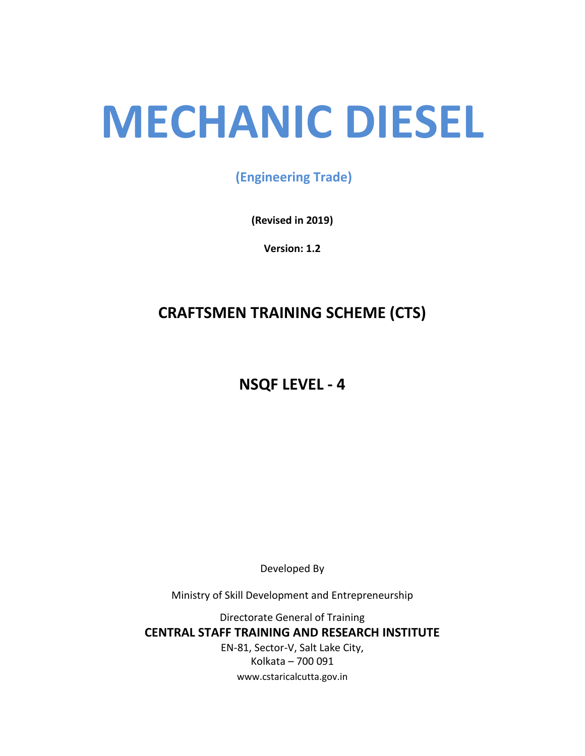# MECHANIC DIESEL

**(Engineering Trade)**

**(Revised in 2019)**

**Version: 1.2**

## CRAFTSMEN TRAINING SCHEME (CTS)

## NSQF LEVEL - 4

Developed By

Ministry of Skill Development and Entrepreneurship

Directorate General of Training

**CENTRAL STAFF TRAINING AND RESEARCH INSTITUTE**

EN-81, Sector-V, Salt Lake City,

Kolkata – 700 091

www.cstaricalcutta.gov.in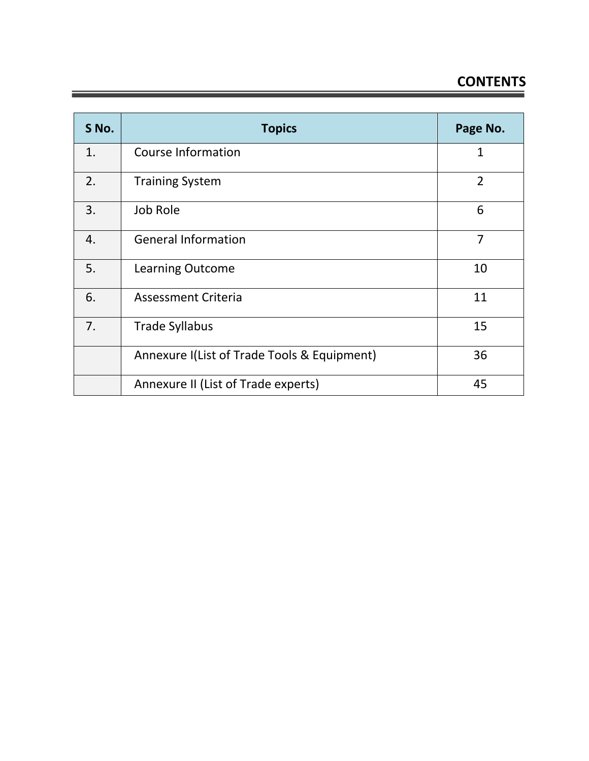# CONTENTS

| S No. | Topics | Page No. |
|---|---|---|
| 1. | Course Information | 1 |
| 2. | Training System | 2 |
| 3. | Job Role | 6 |
| 4. | General Information | 7 |
| 5. | Learning Outcome | 10 |
| 6. | Assessment Criteria | 11 |
| 7. | Trade Syllabus | 15 |
| | Annexure I(List of Trade Tools & Equipment) | 36 |
| | Annexure II (List of Trade experts) | 45 |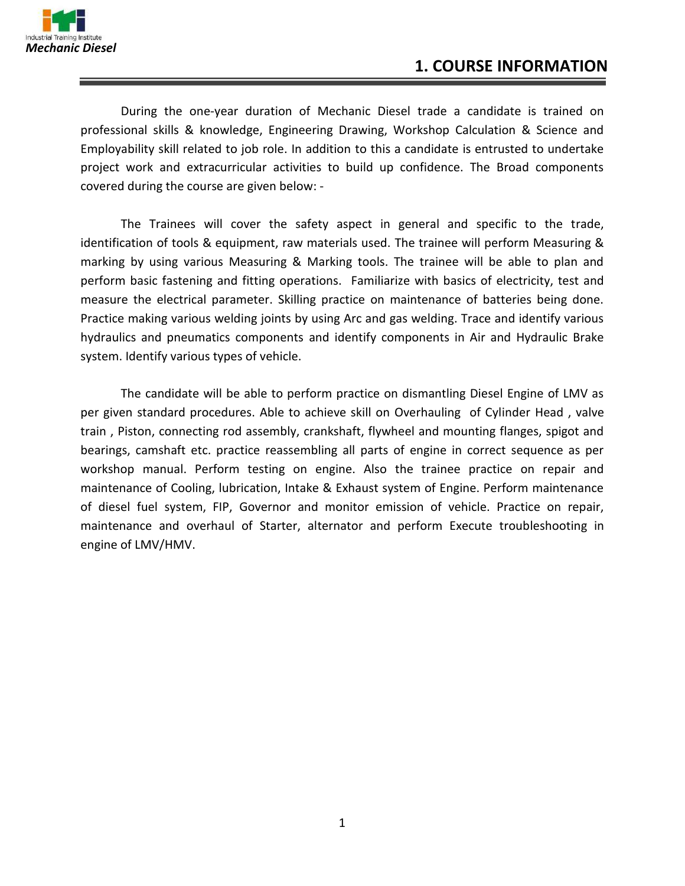# 1. COURSE INFORMATION

During the one-year duration of Mechanic Diesel trade a candidate is trained on professional skills & knowledge, Engineering Drawing, Workshop Calculation & Science and Employability skill related to job role. In addition to this a candidate is entrusted to undertake project work and extracurricular activities to build up confidence. The Broad components covered during the course are given below: -

The Trainees will cover the safety aspect in general and specific to the trade, identification of tools & equipment, raw materials used. The trainee will perform Measuring & marking by using various Measuring & Marking tools. The trainee will be able to plan and perform basic fastening and fitting operations. Familiarize with basics of electricity, test and measure the electrical parameter. Skilling practice on maintenance of batteries being done. Practice making various welding joints by using Arc and gas welding. Trace and identify various hydraulics and pneumatics components and identify components in Air and Hydraulic Brake system. Identify various types of vehicle.

The candidate will be able to perform practice on dismantling Diesel Engine of LMV as per given standard procedures. Able to achieve skill on Overhauling of Cylinder Head , valve train , Piston, connecting rod assembly, crankshaft, flywheel and mounting flanges, spigot and bearings, camshaft etc. practice reassembling all parts of engine in correct sequence as per workshop manual. Perform testing on engine. Also the trainee practice on repair and maintenance of Cooling, lubrication, Intake & Exhaust system of Engine. Perform maintenance of diesel fuel system, FIP, Governor and monitor emission of vehicle. Practice on repair, maintenance and overhaul of Starter, alternator and perform Execute troubleshooting in engine of LMV/HMV.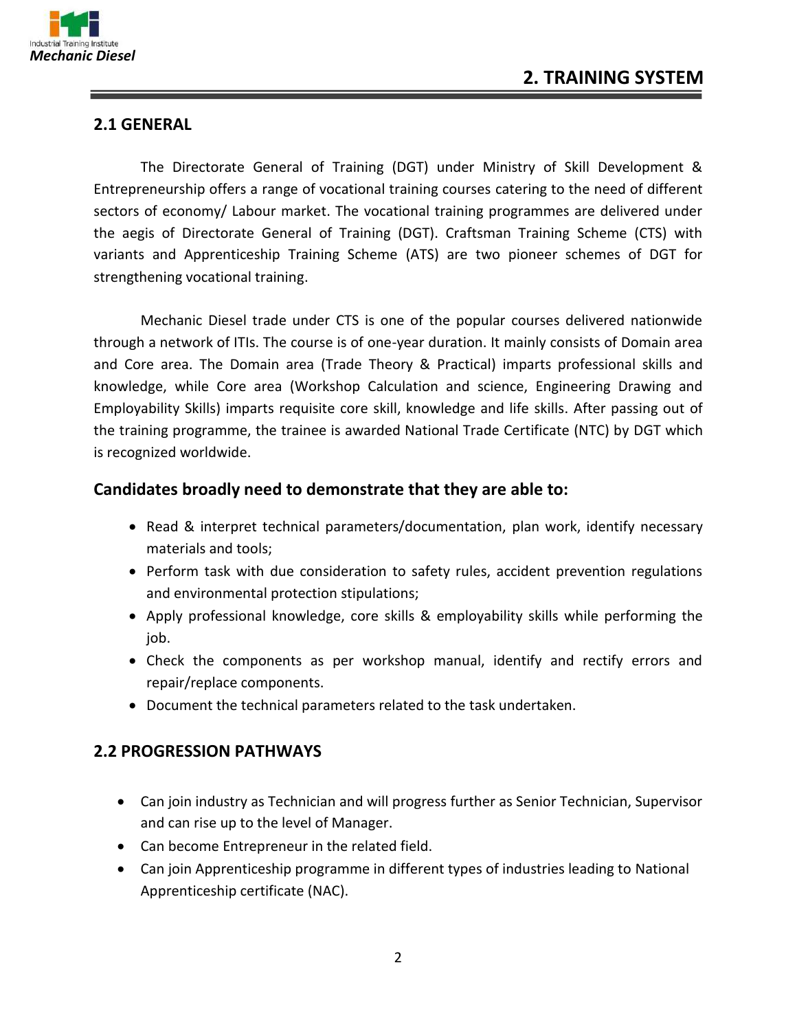# 2. TRAINING SYSTEM

## 2.1 GENERAL

The Directorate General of Training (DGT) under Ministry of Skill Development & Entrepreneurship offers a range of vocational training courses catering to the need of different sectors of economy/ Labour market. The vocational training programmes are delivered under the aegis of Directorate General of Training (DGT). Craftsman Training Scheme (CTS) with variants and Apprenticeship Training Scheme (ATS) are two pioneer schemes of DGT for strengthening vocational training.

Mechanic Diesel trade under CTS is one of the popular courses delivered nationwide through a network of ITIs. The course is of one-year duration. It mainly consists of Domain area and Core area. The Domain area (Trade Theory & Practical) imparts professional skills and knowledge, while Core area (Workshop Calculation and science, Engineering Drawing and Employability Skills) imparts requisite core skill, knowledge and life skills. After passing out of the training programme, the trainee is awarded National Trade Certificate (NTC) by DGT which is recognized worldwide.

### Candidates broadly need to demonstrate that they are able to:

- Read & interpret technical parameters/documentation, plan work, identify necessary materials and tools;
- Perform task with due consideration to safety rules, accident prevention regulations and environmental protection stipulations;
- Apply professional knowledge, core skills & employability skills while performing the job.
- Check the components as per workshop manual, identify and rectify errors and repair/replace components.
- Document the technical parameters related to the task undertaken.

## 2.2 PROGRESSION PATHWAYS

- Can join industry as Technician and will progress further as Senior Technician, Supervisor and can rise up to the level of Manager.
- Can become Entrepreneur in the related field.
- Can join Apprenticeship programme in different types of industries leading to National Apprenticeship certificate (NAC).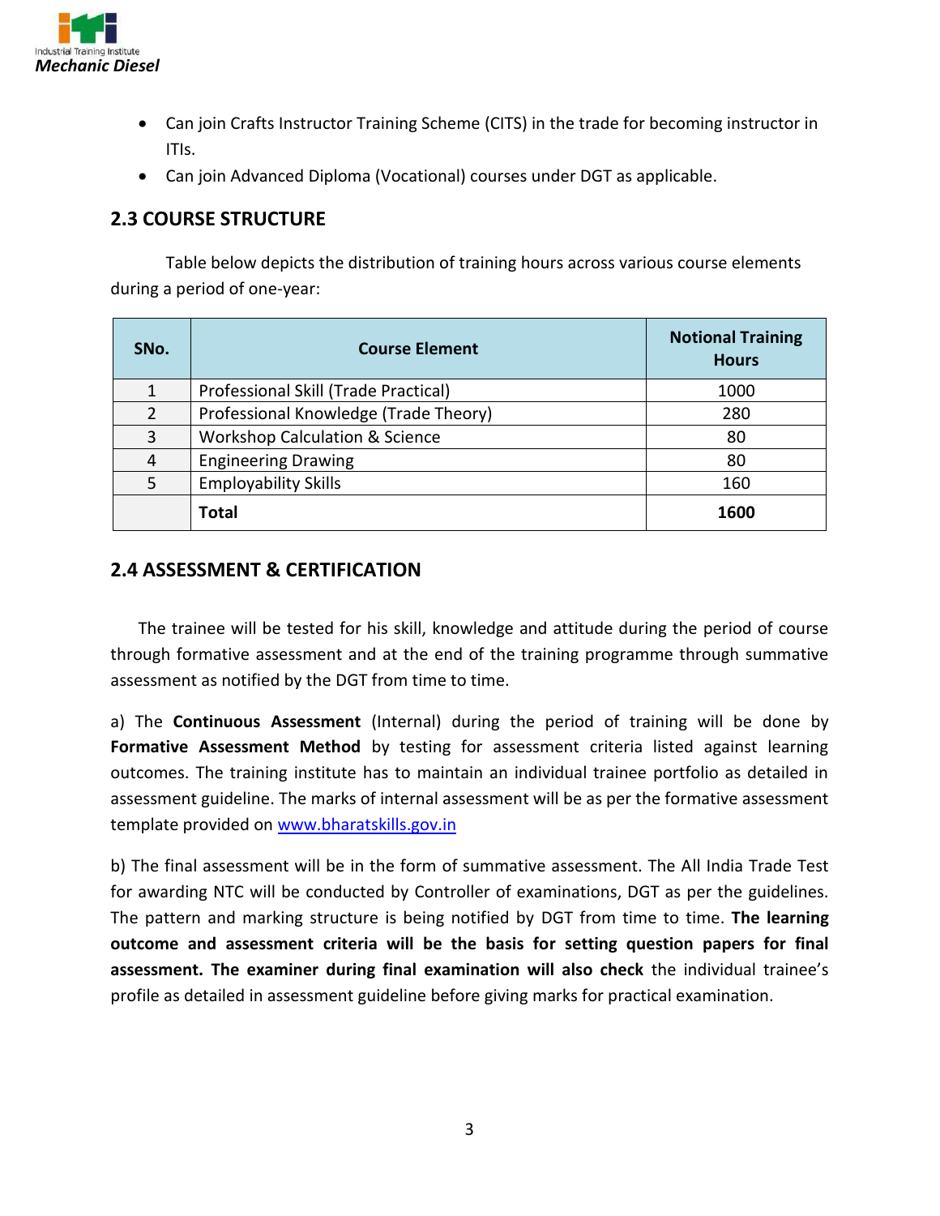- Can join Crafts Instructor Training Scheme (CITS) in the trade for becoming instructor in ITIs.
- Can join Advanced Diploma (Vocational) courses under DGT as applicable.

## 2.3 COURSE STRUCTURE

Table below depicts the distribution of training hours across various course elements during a period of one-year:

| SNo. | Course Element | Notional Training Hours |
|---|---|---|
| 1 | Professional Skill (Trade Practical) | 1000 |
| 2 | Professional Knowledge (Trade Theory) | 280 |
| 3 | Workshop Calculation & Science | 80 |
| 4 | Engineering Drawing | 80 |
| 5 | Employability Skills | 160 |
| | **Total** | **1600** |

## 2.4 ASSESSMENT & CERTIFICATION

The trainee will be tested for his skill, knowledge and attitude during the period of course through formative assessment and at the end of the training programme through summative assessment as notified by the DGT from time to time.

a) The **Continuous Assessment** (Internal) during the period of training will be done by **Formative Assessment Method** by testing for assessment criteria listed against learning outcomes. The training institute has to maintain an individual trainee portfolio as detailed in assessment guideline. The marks of internal assessment will be as per the formative assessment template provided on [www.bharatskills.gov.in](http://www.bharatskills.gov.in)

b) The final assessment will be in the form of summative assessment. The All India Trade Test for awarding NTC will be conducted by Controller of examinations, DGT as per the guidelines. The pattern and marking structure is being notified by DGT from time to time. **The learning outcome and assessment criteria will be the basis for setting question papers for final assessment. The examiner during final examination will also check** the individual trainee's profile as detailed in assessment guideline before giving marks for practical examination.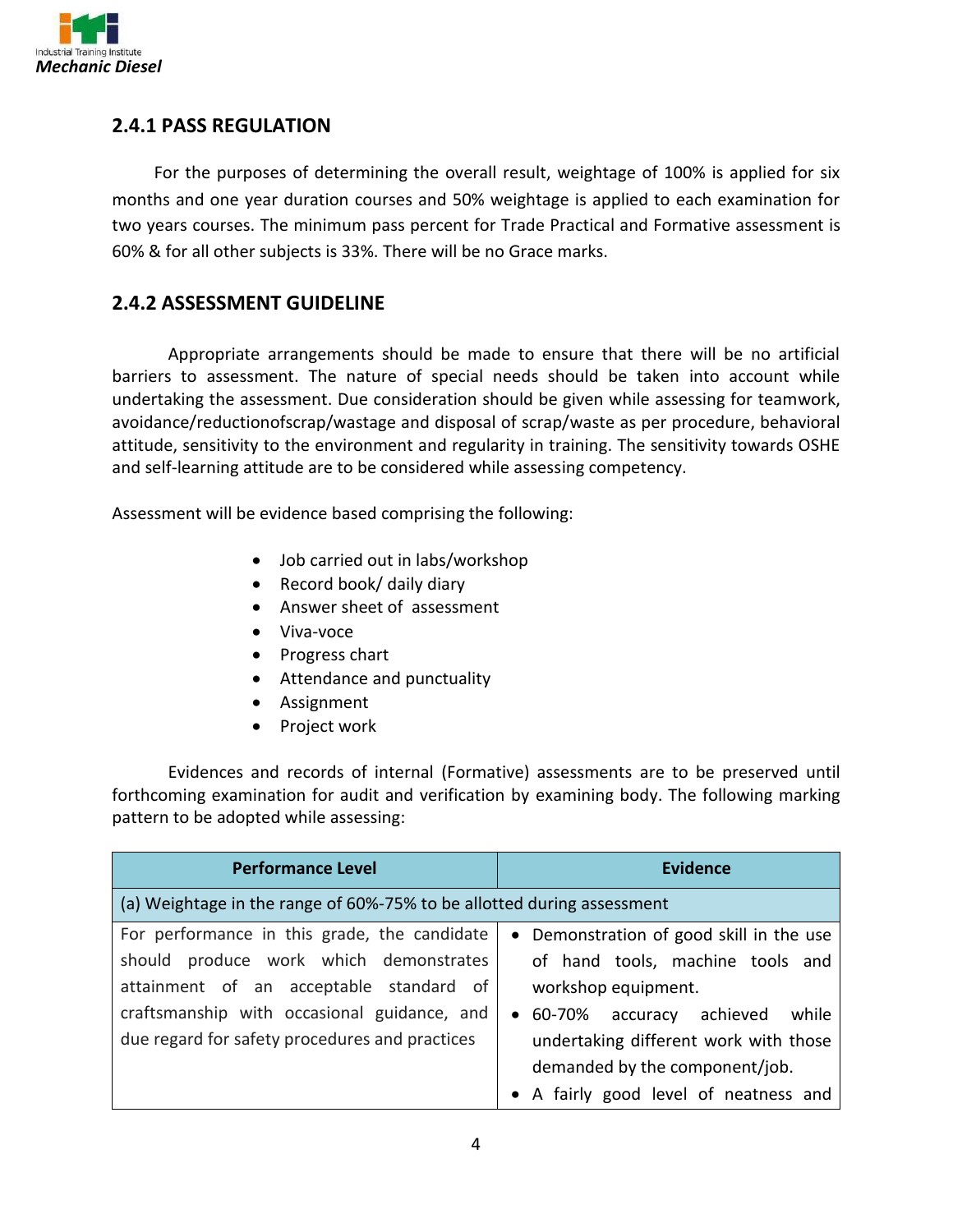## 2.4.1 PASS REGULATION

For the purposes of determining the overall result, weightage of 100% is applied for six months and one year duration courses and 50% weightage is applied to each examination for two years courses. The minimum pass percent for Trade Practical and Formative assessment is 60% & for all other subjects is 33%. There will be no Grace marks.

## 2.4.2 ASSESSMENT GUIDELINE

Appropriate arrangements should be made to ensure that there will be no artificial barriers to assessment. The nature of special needs should be taken into account while undertaking the assessment. Due consideration should be given while assessing for teamwork, avoidance/reductionofscrap/wastage and disposal of scrap/waste as per procedure, behavioral attitude, sensitivity to the environment and regularity in training. The sensitivity towards OSHE and self-learning attitude are to be considered while assessing competency.

Assessment will be evidence based comprising the following:

- Job carried out in labs/workshop
- Record book/ daily diary
- Answer sheet of assessment
- Viva-voce
- Progress chart
- Attendance and punctuality
- Assignment
- Project work

Evidences and records of internal (Formative) assessments are to be preserved until forthcoming examination for audit and verification by examining body. The following marking pattern to be adopted while assessing:

| Performance Level | Evidence |
|---|---|
| (a) Weightage in the range of 60%-75% to be allotted during assessment | |
| For performance in this grade, the candidate should produce work which demonstrates attainment of an acceptable standard of craftsmanship with occasional guidance, and due regard for safety procedures and practices | • Demonstration of good skill in the use of hand tools, machine tools and workshop equipment.<br>• 60-70% accuracy achieved while undertaking different work with those demanded by the component/job.<br>• A fairly good level of neatness and |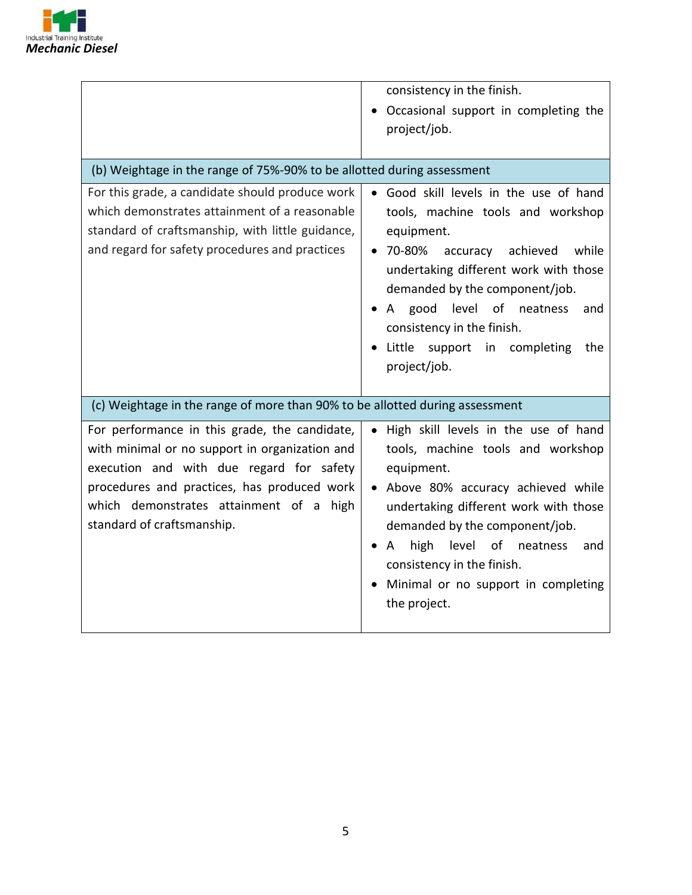| | |
|---|---|
| | consistency in the finish.<br>• Occasional support in completing the project/job. |
| (b) Weightage in the range of 75%-90% to be allotted during assessment | |
| For this grade, a candidate should produce work which demonstrates attainment of a reasonable standard of craftsmanship, with little guidance, and regard for safety procedures and practices | • Good skill levels in the use of hand tools, machine tools and workshop equipment.<br>• 70-80% accuracy achieved while undertaking different work with those demanded by the component/job.<br>• A good level of neatness and consistency in the finish.<br>• Little support in completing the project/job. |
| (c) Weightage in the range of more than 90% to be allotted during assessment | |
| For performance in this grade, the candidate, with minimal or no support in organization and execution and with due regard for safety procedures and practices, has produced work which demonstrates attainment of a high standard of craftsmanship. | • High skill levels in the use of hand tools, machine tools and workshop equipment.<br>• Above 80% accuracy achieved while undertaking different work with those demanded by the component/job.<br>• A high level of neatness and consistency in the finish.<br>• Minimal or no support in completing the project. |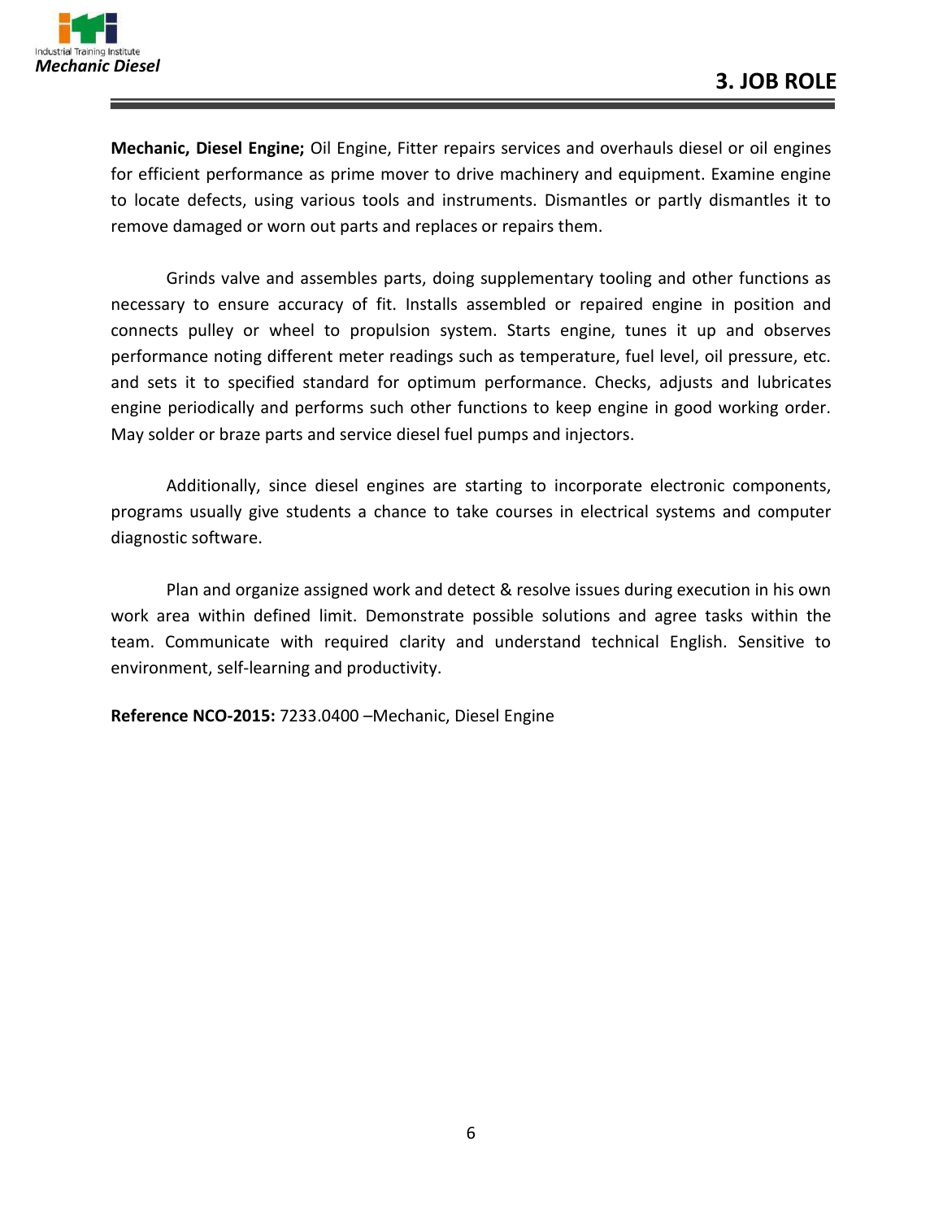# 3. JOB ROLE

**Mechanic, Diesel Engine;** Oil Engine, Fitter repairs services and overhauls diesel or oil engines for efficient performance as prime mover to drive machinery and equipment. Examine engine to locate defects, using various tools and instruments. Dismantles or partly dismantles it to remove damaged or worn out parts and replaces or repairs them.

Grinds valve and assembles parts, doing supplementary tooling and other functions as necessary to ensure accuracy of fit. Installs assembled or repaired engine in position and connects pulley or wheel to propulsion system. Starts engine, tunes it up and observes performance noting different meter readings such as temperature, fuel level, oil pressure, etc. and sets it to specified standard for optimum performance. Checks, adjusts and lubricates engine periodically and performs such other functions to keep engine in good working order. May solder or braze parts and service diesel fuel pumps and injectors.

Additionally, since diesel engines are starting to incorporate electronic components, programs usually give students a chance to take courses in electrical systems and computer diagnostic software.

Plan and organize assigned work and detect & resolve issues during execution in his own work area within defined limit. Demonstrate possible solutions and agree tasks within the team. Communicate with required clarity and understand technical English. Sensitive to environment, self-learning and productivity.

**Reference NCO-2015:** 7233.0400 –Mechanic, Diesel Engine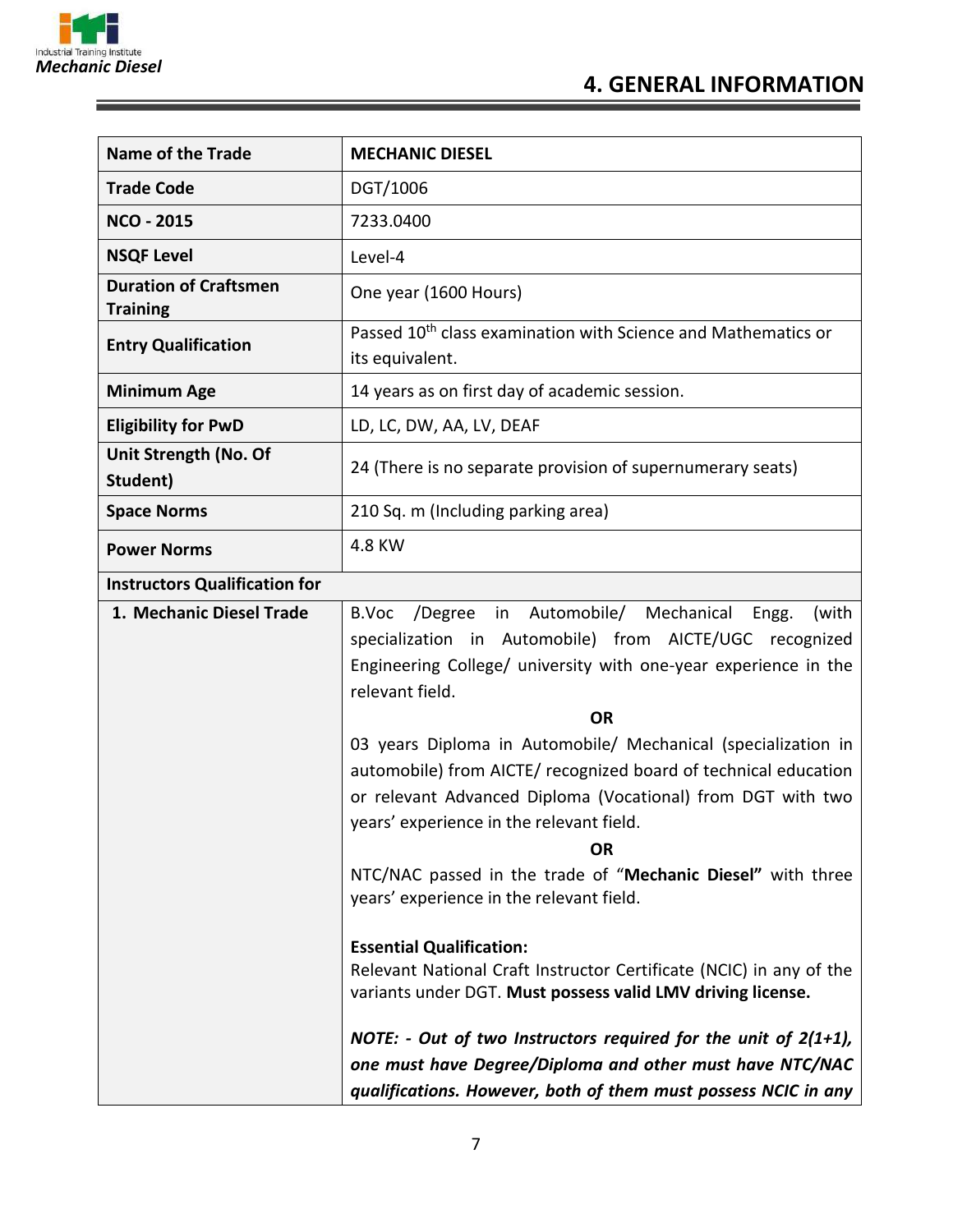# 4. GENERAL INFORMATION

| Name of the Trade | MECHANIC DIESEL |
|---|---|
| Trade Code | DGT/1006 |
| NCO - 2015 | 7233.0400 |
| NSQF Level | Level-4 |
| Duration of Craftsmen Training | One year (1600 Hours) |
| Entry Qualification | Passed 10th class examination with Science and Mathematics or its equivalent. |
| Minimum Age | 14 years as on first day of academic session. |
| Eligibility for PwD | LD, LC, DW, AA, LV, DEAF |
| Unit Strength (No. Of Student) | 24 (There is no separate provision of supernumerary seats) |
| Space Norms | 210 Sq. m (Including parking area) |
| Power Norms | 4.8 KW |
| **Instructors Qualification for** | |
| 1. Mechanic Diesel Trade | B.Voc /Degree in Automobile/ Mechanical Engg. (with specialization in Automobile) from AICTE/UGC recognized Engineering College/ university with one-year experience in the relevant field.<br>**OR**<br>03 years Diploma in Automobile/ Mechanical (specialization in automobile) from AICTE/ recognized board of technical education or relevant Advanced Diploma (Vocational) from DGT with two years' experience in the relevant field.<br>**OR**<br>NTC/NAC passed in the trade of "**Mechanic Diesel**" with three years' experience in the relevant field.<br><br>**Essential Qualification:**<br>Relevant National Craft Instructor Certificate (NCIC) in any of the variants under DGT. **Must possess valid LMV driving license.**<br><br>***NOTE: - Out of two Instructors required for the unit of 2(1+1), one must have Degree/Diploma and other must have NTC/NAC qualifications. However, both of them must possess NCIC in any*** |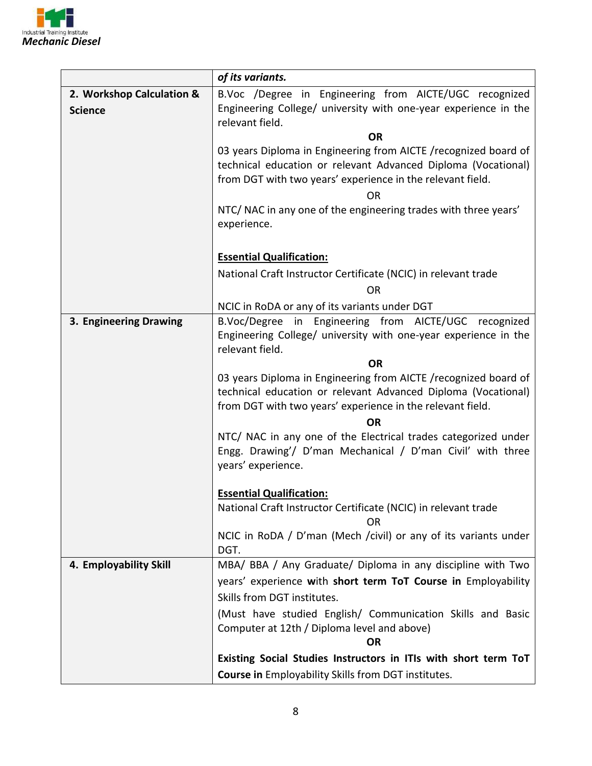| | |
|---|---|
| | ***of its variants.*** |
| **2. Workshop Calculation & Science** | B.Voc /Degree in Engineering from AICTE/UGC recognized Engineering College/ university with one-year experience in the relevant field.<br>**OR**<br>03 years Diploma in Engineering from AICTE /recognized board of technical education or relevant Advanced Diploma (Vocational) from DGT with two years' experience in the relevant field.<br>OR<br>NTC/ NAC in any one of the engineering trades with three years' experience.<br><br>**Essential Qualification:**<br>National Craft Instructor Certificate (NCIC) in relevant trade<br>OR<br>NCIC in RoDA or any of its variants under DGT |
| **3. Engineering Drawing** | B.Voc/Degree in Engineering from AICTE/UGC recognized Engineering College/ university with one-year experience in the relevant field.<br>**OR**<br>03 years Diploma in Engineering from AICTE /recognized board of technical education or relevant Advanced Diploma (Vocational) from DGT with two years' experience in the relevant field.<br>**OR**<br>NTC/ NAC in any one of the Electrical trades categorized under Engg. Drawing'/ D'man Mechanical / D'man Civil' with three years' experience.<br><br>**Essential Qualification:**<br>National Craft Instructor Certificate (NCIC) in relevant trade<br>OR<br>NCIC in RoDA / D'man (Mech /civil) or any of its variants under DGT. |
| **4. Employability Skill** | MBA/ BBA / Any Graduate/ Diploma in any discipline with Two years' experience **with short term ToT Course in** Employability Skills from DGT institutes.<br>(Must have studied English/ Communication Skills and Basic Computer at 12th / Diploma level and above)<br>**OR**<br>**Existing Social Studies Instructors in ITIs with short term ToT Course in** Employability Skills from DGT institutes. |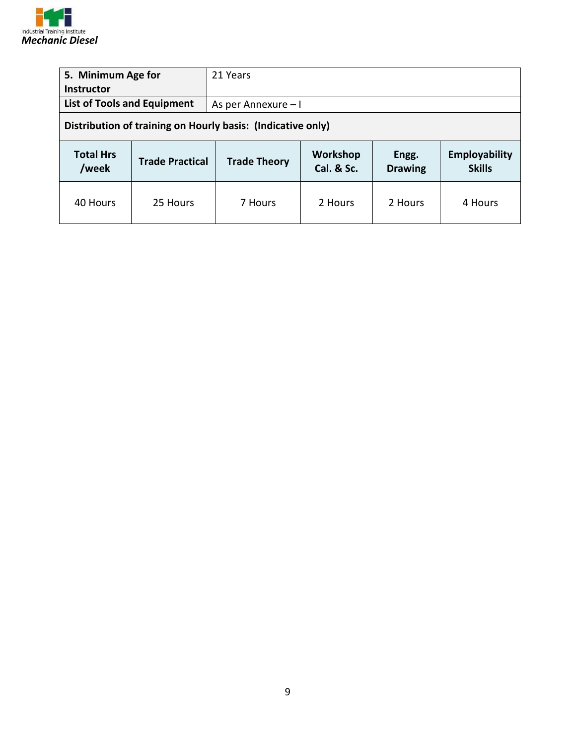| **5. Minimum Age for Instructor** | 21 Years |
|---|---|
| **List of Tools and Equipment** | As per Annexure – I |

**Distribution of training on Hourly basis: (Indicative only)**

| Total Hrs /week | Trade Practical | Trade Theory | Workshop Cal. & Sc. | Engg. Drawing | Employability Skills |
|---|---|---|---|---|---|
| 40 Hours | 25 Hours | 7 Hours | 2 Hours | 2 Hours | 4 Hours |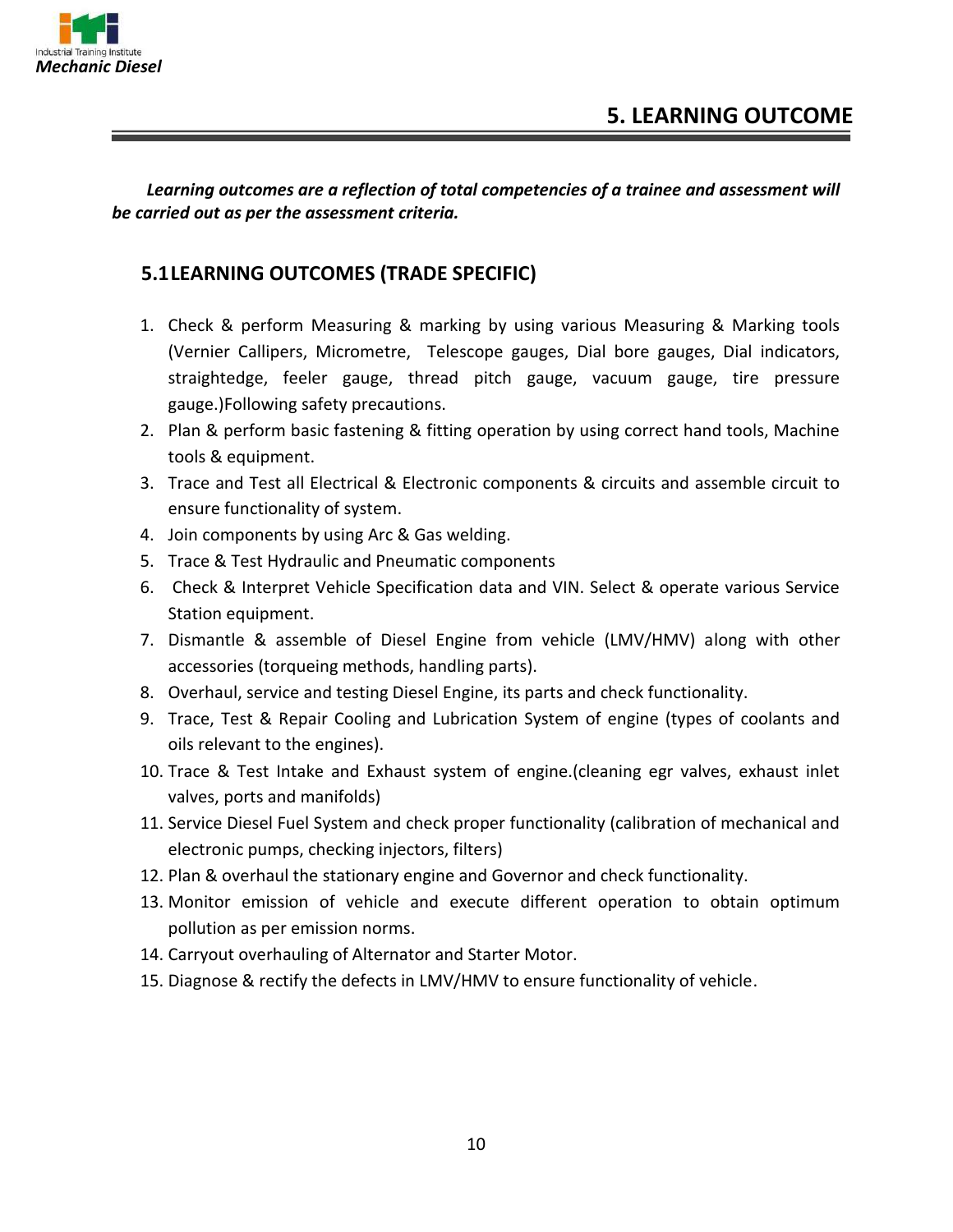# 5. LEARNING OUTCOME

***Learning outcomes are a reflection of total competencies of a trainee and assessment will be carried out as per the assessment criteria.***

## 5.1 LEARNING OUTCOMES (TRADE SPECIFIC)

1. Check & perform Measuring & marking by using various Measuring & Marking tools (Vernier Callipers, Micrometre, Telescope gauges, Dial bore gauges, Dial indicators, straightedge, feeler gauge, thread pitch gauge, vacuum gauge, tire pressure gauge.)Following safety precautions.
2. Plan & perform basic fastening & fitting operation by using correct hand tools, Machine tools & equipment.
3. Trace and Test all Electrical & Electronic components & circuits and assemble circuit to ensure functionality of system.
4. Join components by using Arc & Gas welding.
5. Trace & Test Hydraulic and Pneumatic components
6. Check & Interpret Vehicle Specification data and VIN. Select & operate various Service Station equipment.
7. Dismantle & assemble of Diesel Engine from vehicle (LMV/HMV) along with other accessories (torqueing methods, handling parts).
8. Overhaul, service and testing Diesel Engine, its parts and check functionality.
9. Trace, Test & Repair Cooling and Lubrication System of engine (types of coolants and oils relevant to the engines).
10. Trace & Test Intake and Exhaust system of engine.(cleaning egr valves, exhaust inlet valves, ports and manifolds)
11. Service Diesel Fuel System and check proper functionality (calibration of mechanical and electronic pumps, checking injectors, filters)
12. Plan & overhaul the stationary engine and Governor and check functionality.
13. Monitor emission of vehicle and execute different operation to obtain optimum pollution as per emission norms.
14. Carryout overhauling of Alternator and Starter Motor.
15. Diagnose & rectify the defects in LMV/HMV to ensure functionality of vehicle.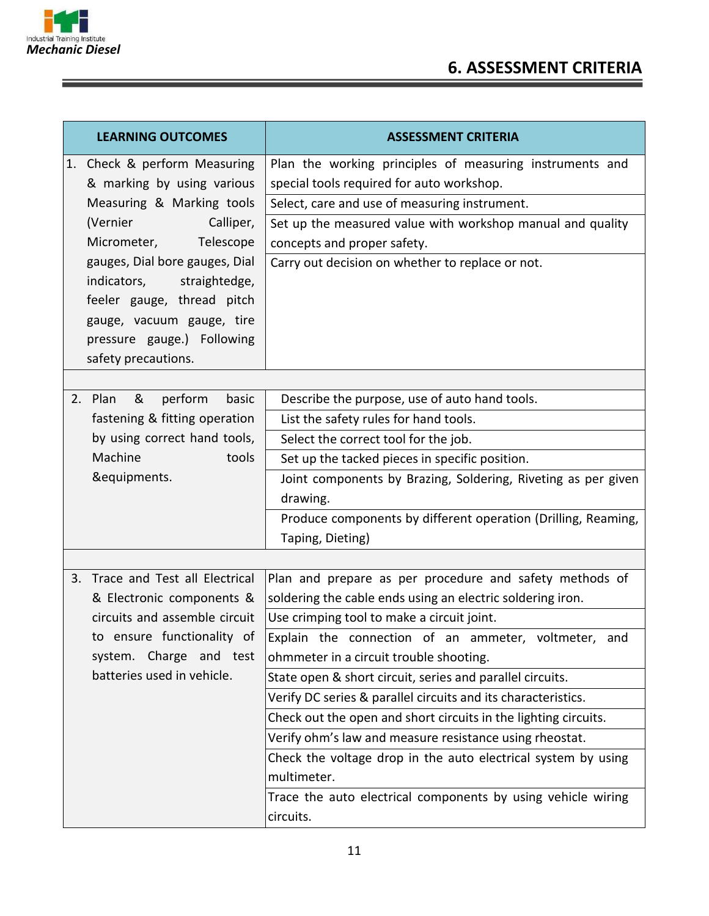# 6. ASSESSMENT CRITERIA

| LEARNING OUTCOMES | ASSESSMENT CRITERIA |
|---|---|
| 1. Check & perform Measuring & marking by using various Measuring & Marking tools (Vernier Calliper, Micrometer, Telescope gauges, Dial bore gauges, Dial indicators, straightedge, feeler gauge, thread pitch gauge, vacuum gauge, tire pressure gauge.) Following safety precautions. | Plan the working principles of measuring instruments and special tools required for auto workshop. |
| | Select, care and use of measuring instrument. |
| | Set up the measured value with workshop manual and quality concepts and proper safety. |
| | Carry out decision on whether to replace or not. |
| | |
| 2. Plan & perform basic fastening & fitting operation by using correct hand tools, Machine tools &equipments. | Describe the purpose, use of auto hand tools. |
| | List the safety rules for hand tools. |
| | Select the correct tool for the job. |
| | Set up the tacked pieces in specific position. |
| | Joint components by Brazing, Soldering, Riveting as per given drawing. |
| | Produce components by different operation (Drilling, Reaming, Taping, Dieting) |
| | |
| 3. Trace and Test all Electrical & Electronic components & circuits and assemble circuit to ensure functionality of system. Charge and test batteries used in vehicle. | Plan and prepare as per procedure and safety methods of soldering the cable ends using an electric soldering iron. |
| | Use crimping tool to make a circuit joint. |
| | Explain the connection of an ammeter, voltmeter, and ohmmeter in a circuit trouble shooting. |
| | State open & short circuit, series and parallel circuits. |
| | Verify DC series & parallel circuits and its characteristics. |
| | Check out the open and short circuits in the lighting circuits. |
| | Verify ohm's law and measure resistance using rheostat. |
| | Check the voltage drop in the auto electrical system by using multimeter. |
| | Trace the auto electrical components by using vehicle wiring circuits. |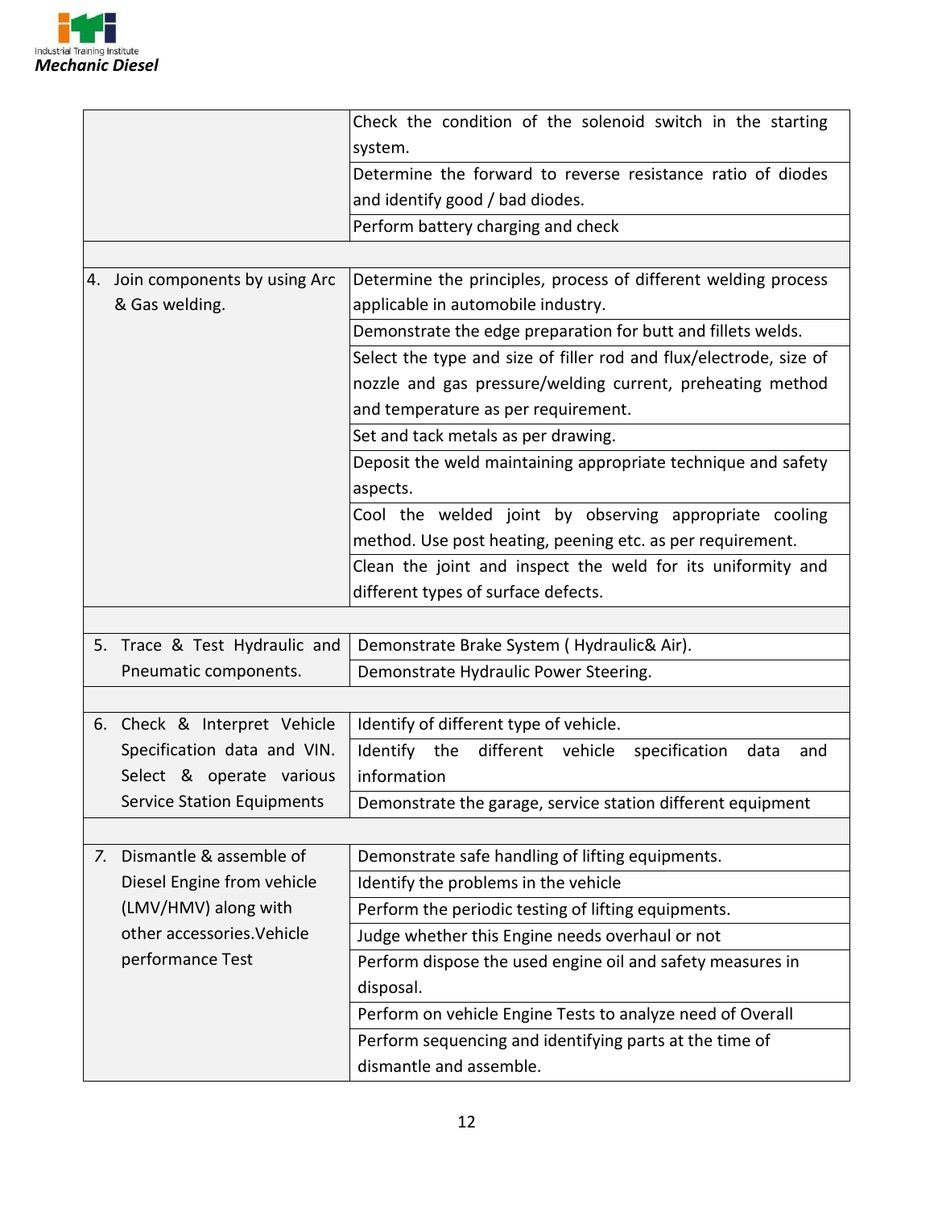| | |
|---|---|
| | Check the condition of the solenoid switch in the starting system. |
| | Determine the forward to reverse resistance ratio of diodes and identify good / bad diodes. |
| | Perform battery charging and check |
| | |
| 4. Join components by using Arc & Gas welding. | Determine the principles, process of different welding process applicable in automobile industry. |
| | Demonstrate the edge preparation for butt and fillets welds. |
| | Select the type and size of filler rod and flux/electrode, size of nozzle and gas pressure/welding current, preheating method and temperature as per requirement. |
| | Set and tack metals as per drawing. |
| | Deposit the weld maintaining appropriate technique and safety aspects. |
| | Cool the welded joint by observing appropriate cooling method. Use post heating, peening etc. as per requirement. |
| | Clean the joint and inspect the weld for its uniformity and different types of surface defects. |
| | |
| 5. Trace & Test Hydraulic and Pneumatic components. | Demonstrate Brake System ( Hydraulic& Air). |
| | Demonstrate Hydraulic Power Steering. |
| | |
| 6. Check & Interpret Vehicle Specification data and VIN. Select & operate various Service Station Equipments | Identify of different type of vehicle. |
| | Identify the different vehicle specification data and information |
| | Demonstrate the garage, service station different equipment |
| | |
| 7. Dismantle & assemble of Diesel Engine from vehicle (LMV/HMV) along with other accessories.Vehicle performance Test | Demonstrate safe handling of lifting equipments. |
| | Identify the problems in the vehicle |
| | Perform the periodic testing of lifting equipments. |
| | Judge whether this Engine needs overhaul or not |
| | Perform dispose the used engine oil and safety measures in disposal. |
| | Perform on vehicle Engine Tests to analyze need of Overall |
| | Perform sequencing and identifying parts at the time of dismantle and assemble. |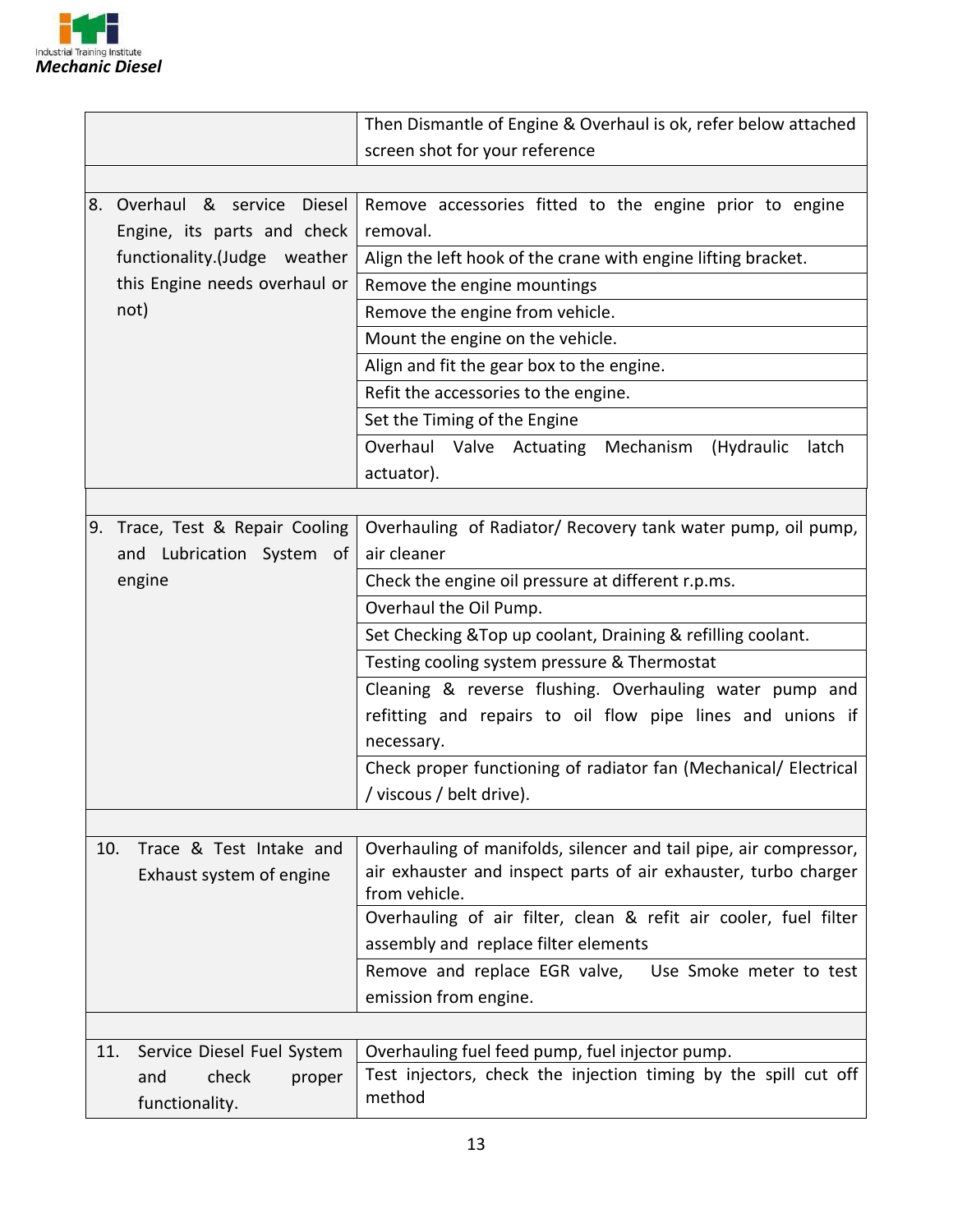| | |
|---|---|
| | Then Dismantle of Engine & Overhaul is ok, refer below attached screen shot for your reference |
| | |
| 8. Overhaul & service Diesel Engine, its parts and check functionality.(Judge weather this Engine needs overhaul or not) | Remove accessories fitted to the engine prior to engine removal. |
| | Align the left hook of the crane with engine lifting bracket. |
| | Remove the engine mountings |
| | Remove the engine from vehicle. |
| | Mount the engine on the vehicle. |
| | Align and fit the gear box to the engine. |
| | Refit the accessories to the engine. |
| | Set the Timing of the Engine |
| | Overhaul Valve Actuating Mechanism (Hydraulic latch actuator). |
| | |
| 9. Trace, Test & Repair Cooling and Lubrication System of engine | Overhauling of Radiator/ Recovery tank water pump, oil pump, air cleaner |
| | Check the engine oil pressure at different r.p.ms. |
| | Overhaul the Oil Pump. |
| | Set Checking &Top up coolant, Draining & refilling coolant. |
| | Testing cooling system pressure & Thermostat |
| | Cleaning & reverse flushing. Overhauling water pump and refitting and repairs to oil flow pipe lines and unions if necessary. |
| | Check proper functioning of radiator fan (Mechanical/ Electrical / viscous / belt drive). |
| | |
| 10. Trace & Test Intake and Exhaust system of engine | Overhauling of manifolds, silencer and tail pipe, air compressor, air exhauster and inspect parts of air exhauster, turbo charger from vehicle. |
| | Overhauling of air filter, clean & refit air cooler, fuel filter assembly and replace filter elements |
| | Remove and replace EGR valve, Use Smoke meter to test emission from engine. |
| | |
| 11. Service Diesel Fuel System and check proper functionality. | Overhauling fuel feed pump, fuel injector pump. |
| | Test injectors, check the injection timing by the spill cut off method |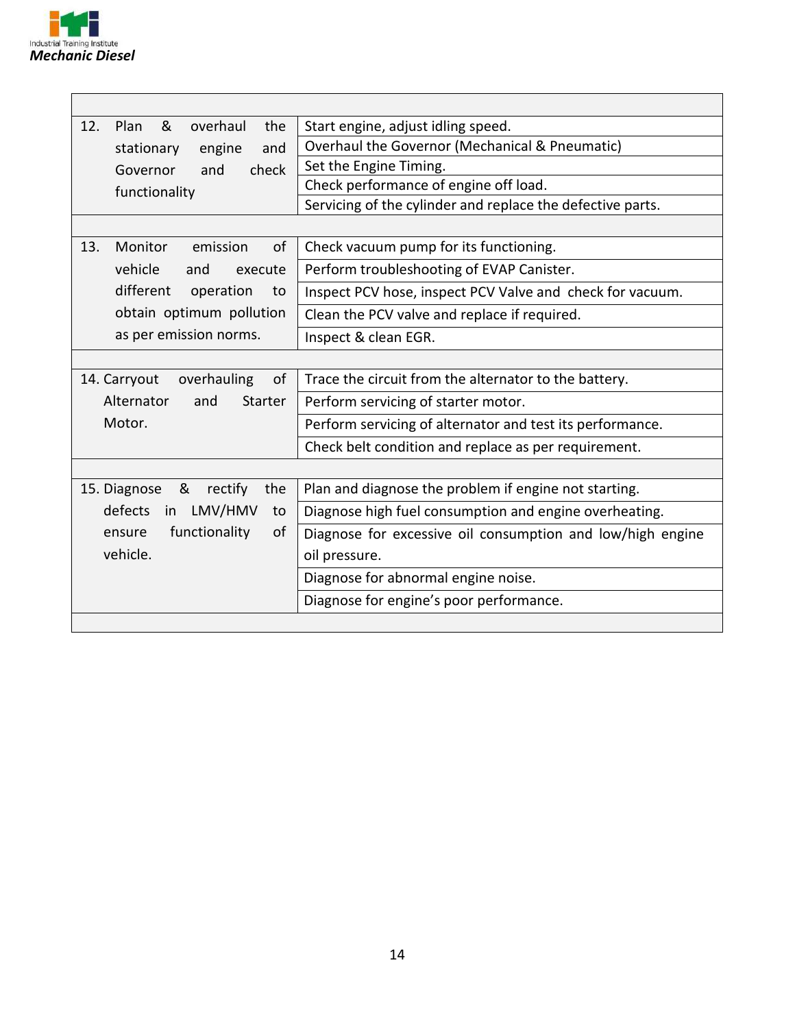| | |
|---|---|
| 12. Plan & overhaul the stationary engine and Governor and check functionality | Start engine, adjust idling speed. |
| | Overhaul the Governor (Mechanical & Pneumatic) |
| | Set the Engine Timing. |
| | Check performance of engine off load. |
| | Servicing of the cylinder and replace the defective parts. |
| | |
| 13. Monitor emission of vehicle and execute different operation to obtain optimum pollution as per emission norms. | Check vacuum pump for its functioning. |
| | Perform troubleshooting of EVAP Canister. |
| | Inspect PCV hose, inspect PCV Valve and check for vacuum. |
| | Clean the PCV valve and replace if required. |
| | Inspect & clean EGR. |
| | |
| 14. Carryout overhauling of Alternator and Starter Motor. | Trace the circuit from the alternator to the battery. |
| | Perform servicing of starter motor. |
| | Perform servicing of alternator and test its performance. |
| | Check belt condition and replace as per requirement. |
| | |
| 15. Diagnose & rectify the defects in LMV/HMV to ensure functionality of vehicle. | Plan and diagnose the problem if engine not starting. |
| | Diagnose high fuel consumption and engine overheating. |
| | Diagnose for excessive oil consumption and low/high engine oil pressure. |
| | Diagnose for abnormal engine noise. |
| | Diagnose for engine's poor performance. |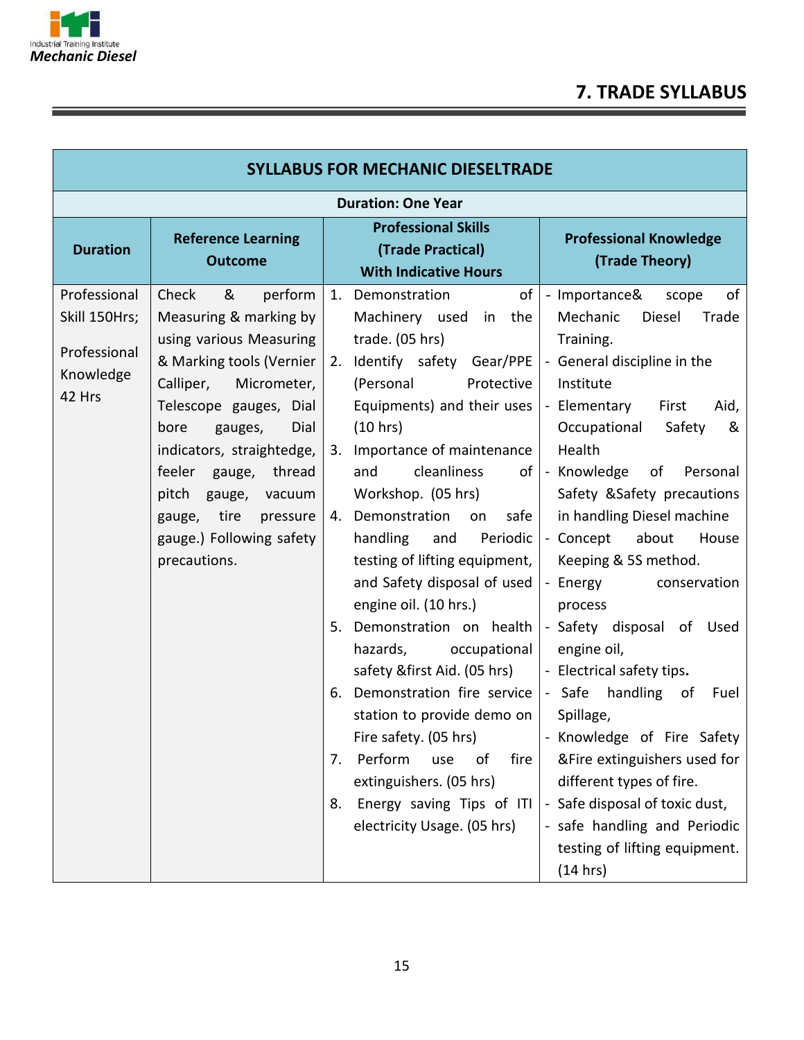# 7. TRADE SYLLABUS

| SYLLABUS FOR MECHANIC DIESELTRADE | | | |
|---|---|---|---|
| **Duration: One Year** | | | |
| **Duration** | **Reference Learning Outcome** | **Professional Skills (Trade Practical) With Indicative Hours** | **Professional Knowledge (Trade Theory)** |
| Professional Skill 150Hrs;<br><br>Professional Knowledge 42 Hrs | Check & perform Measuring & marking by using various Measuring & Marking tools (Vernier Calliper, Micrometer, Telescope gauges, Dial bore gauges, Dial indicators, straightedge, feeler gauge, thread pitch gauge, vacuum gauge, tire pressure gauge.) Following safety precautions. | 1. Demonstration of Machinery used in the trade. (05 hrs)<br>2. Identify safety Gear/PPE (Personal Protective Equipments) and their uses (10 hrs)<br>3. Importance of maintenance and cleanliness of Workshop. (05 hrs)<br>4. Demonstration on safe handling and Periodic testing of lifting equipment, and Safety disposal of used engine oil. (10 hrs.)<br>5. Demonstration on health hazards, occupational safety &first Aid. (05 hrs)<br>6. Demonstration fire service station to provide demo on Fire safety. (05 hrs)<br>7. Perform use of fire extinguishers. (05 hrs)<br>8. Energy saving Tips of ITI electricity Usage. (05 hrs) | - Importance& scope of Mechanic Diesel Trade Training.<br>- General discipline in the Institute<br>- Elementary First Aid, Occupational Safety & Health<br>- Knowledge of Personal Safety &Safety precautions in handling Diesel machine<br>- Concept about House Keeping & 5S method.<br>- Energy conservation process<br>- Safety disposal of Used engine oil,<br>- Electrical safety tips.<br>- Safe handling of Fuel Spillage,<br>- Knowledge of Fire Safety &Fire extinguishers used for different types of fire.<br>- Safe disposal of toxic dust,<br>- safe handling and Periodic testing of lifting equipment. (14 hrs) |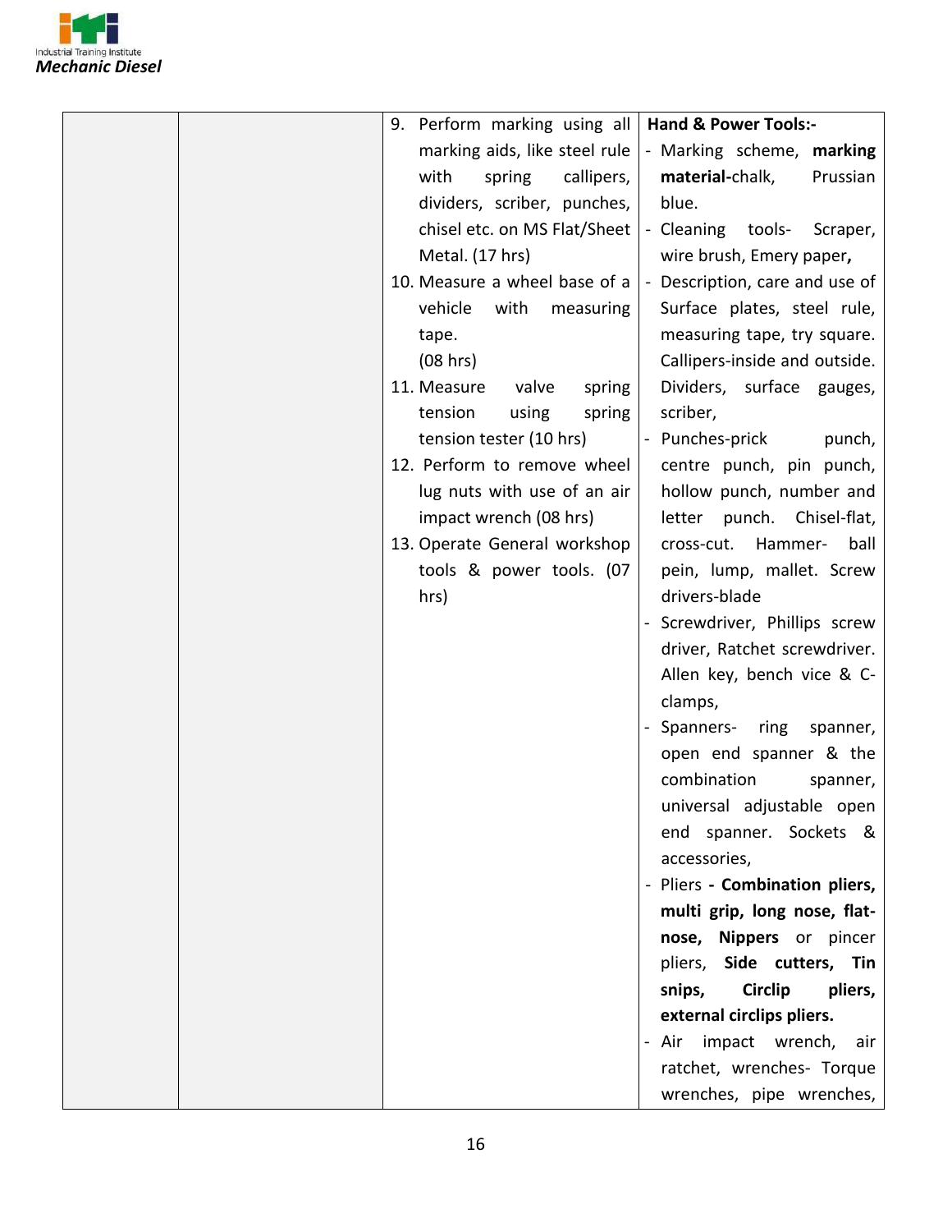| | | | |
|---|---|---|---|
| | | 9. Perform marking using all marking aids, like steel rule with spring callipers, dividers, scriber, punches, chisel etc. on MS Flat/Sheet Metal. (17 hrs)<br>10. Measure a wheel base of a vehicle with measuring tape. (08 hrs)<br>11. Measure valve spring tension using spring tension tester (10 hrs)<br>12. Perform to remove wheel lug nuts with use of an air impact wrench (08 hrs)<br>13. Operate General workshop tools & power tools. (07 hrs) | **Hand & Power Tools:-**<br>- Marking scheme, **marking material-**chalk, Prussian blue.<br>- Cleaning tools- Scraper, wire brush, Emery paper**,**<br>- Description, care and use of Surface plates, steel rule, measuring tape, try square. Callipers-inside and outside. Dividers, surface gauges, scriber,<br>- Punches-prick punch, centre punch, pin punch, hollow punch, number and letter punch. Chisel-flat, cross-cut. Hammer- ball pein, lump, mallet. Screw drivers-blade<br>- Screwdriver, Phillips screw driver, Ratchet screwdriver. Allen key, bench vice & C-clamps,<br>- Spanners- ring spanner, open end spanner & the combination spanner, universal adjustable open end spanner. Sockets & accessories,<br>- Pliers **- Combination pliers, multi grip, long nose, flat-nose, Nippers** or pincer pliers, **Side cutters, Tin snips, Circlip pliers, external circlips pliers.**<br>- Air impact wrench, air ratchet, wrenches- Torque wrenches, pipe wrenches, |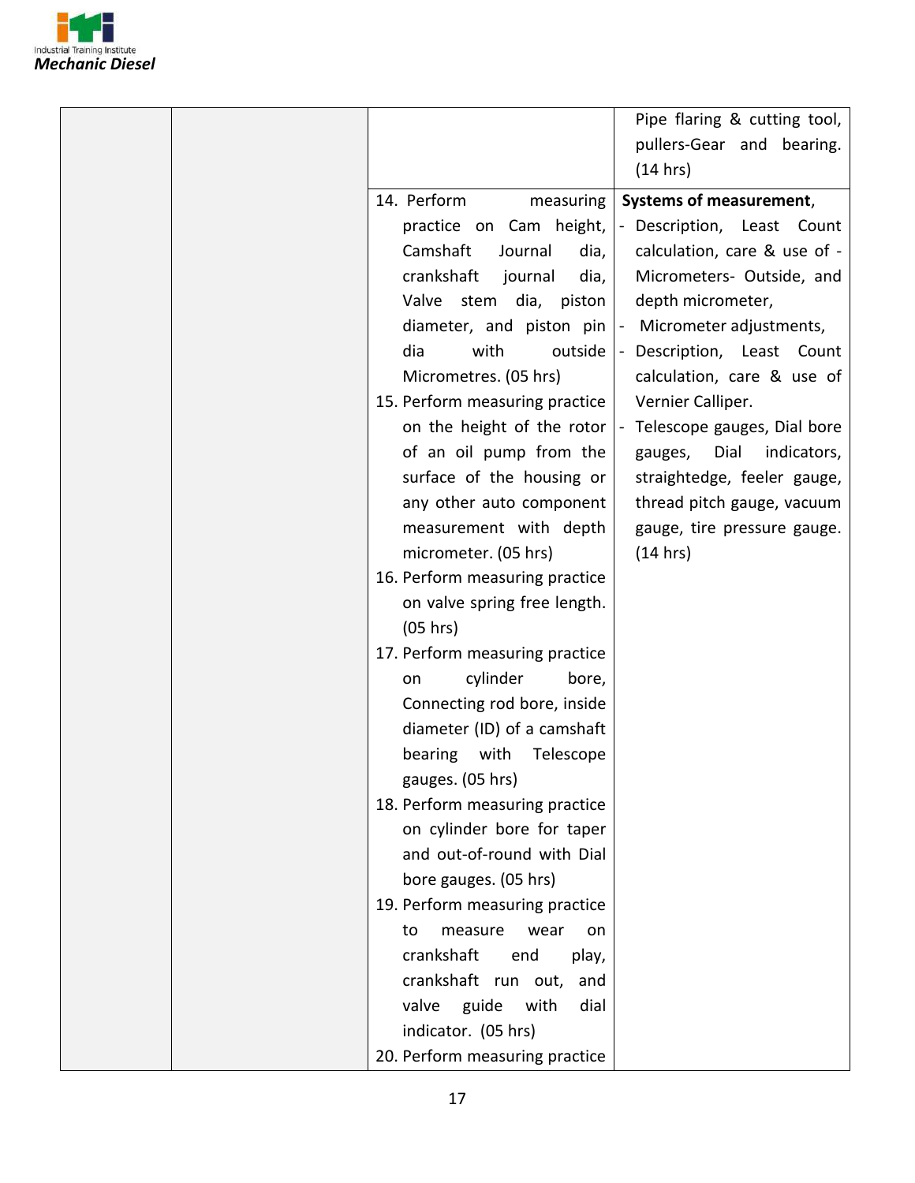| | | | |
|---|---|---|---|
| | | | Pipe flaring & cutting tool, pullers-Gear and bearing. (14 hrs) |
| | | 14. Perform measuring practice on Cam height, Camshaft Journal dia, crankshaft journal dia, Valve stem dia, piston diameter, and piston pin dia with outside Micrometres. (05 hrs)<br>15. Perform measuring practice on the height of the rotor of an oil pump from the surface of the housing or any other auto component measurement with depth micrometer. (05 hrs)<br>16. Perform measuring practice on valve spring free length. (05 hrs)<br>17. Perform measuring practice on cylinder bore, Connecting rod bore, inside diameter (ID) of a camshaft bearing with Telescope gauges. (05 hrs)<br>18. Perform measuring practice on cylinder bore for taper and out-of-round with Dial bore gauges. (05 hrs)<br>19. Perform measuring practice to measure wear on crankshaft end play, crankshaft run out, and valve guide with dial indicator. (05 hrs)<br>20. Perform measuring practice | **Systems of measurement**,<br>- Description, Least Count calculation, care & use of - Micrometers- Outside, and depth micrometer,<br>- Micrometer adjustments,<br>- Description, Least Count calculation, care & use of Vernier Calliper.<br>- Telescope gauges, Dial bore gauges, Dial indicators, straightedge, feeler gauge, thread pitch gauge, vacuum gauge, tire pressure gauge. (14 hrs) |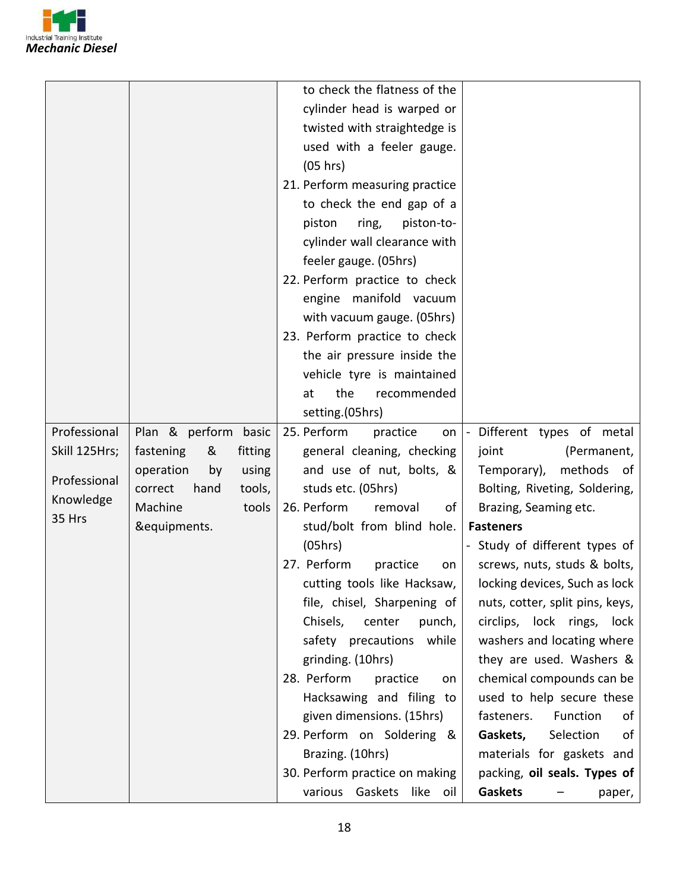| | | | |
|---|---|---|---|
| | | to check the flatness of the cylinder head is warped or twisted with straightedge is used with a feeler gauge. (05 hrs)<br>21. Perform measuring practice to check the end gap of a piston ring, piston-to-cylinder wall clearance with feeler gauge. (05hrs)<br>22. Perform practice to check engine manifold vacuum with vacuum gauge. (05hrs)<br>23. Perform practice to check the air pressure inside the vehicle tyre is maintained at the recommended setting.(05hrs) | |
| Professional Skill 125Hrs;<br><br>Professional Knowledge 35 Hrs | Plan & perform basic fastening & fitting operation by using correct hand tools, Machine tools &equipments. | 25. Perform practice on general cleaning, checking and use of nut, bolts, & studs etc. (05hrs)<br>26. Perform removal of stud/bolt from blind hole. (05hrs)<br>27. Perform practice on cutting tools like Hacksaw, file, chisel, Sharpening of Chisels, center punch, safety precautions while grinding. (10hrs)<br>28. Perform practice on Hacksawing and filing to given dimensions. (15hrs)<br>29. Perform on Soldering & Brazing. (10hrs)<br>30. Perform practice on making various Gaskets like oil | - Different types of metal joint (Permanent, Temporary), methods of Bolting, Riveting, Soldering, Brazing, Seaming etc.<br>**Fasteners**<br>- Study of different types of screws, nuts, studs & bolts, locking devices, Such as lock nuts, cotter, split pins, keys, circlips, lock rings, lock washers and locating where they are used. Washers & chemical compounds can be used to help secure these fasteners. Function of **Gaskets,** Selection of materials for gaskets and packing, **oil seals. Types of Gaskets** – paper, |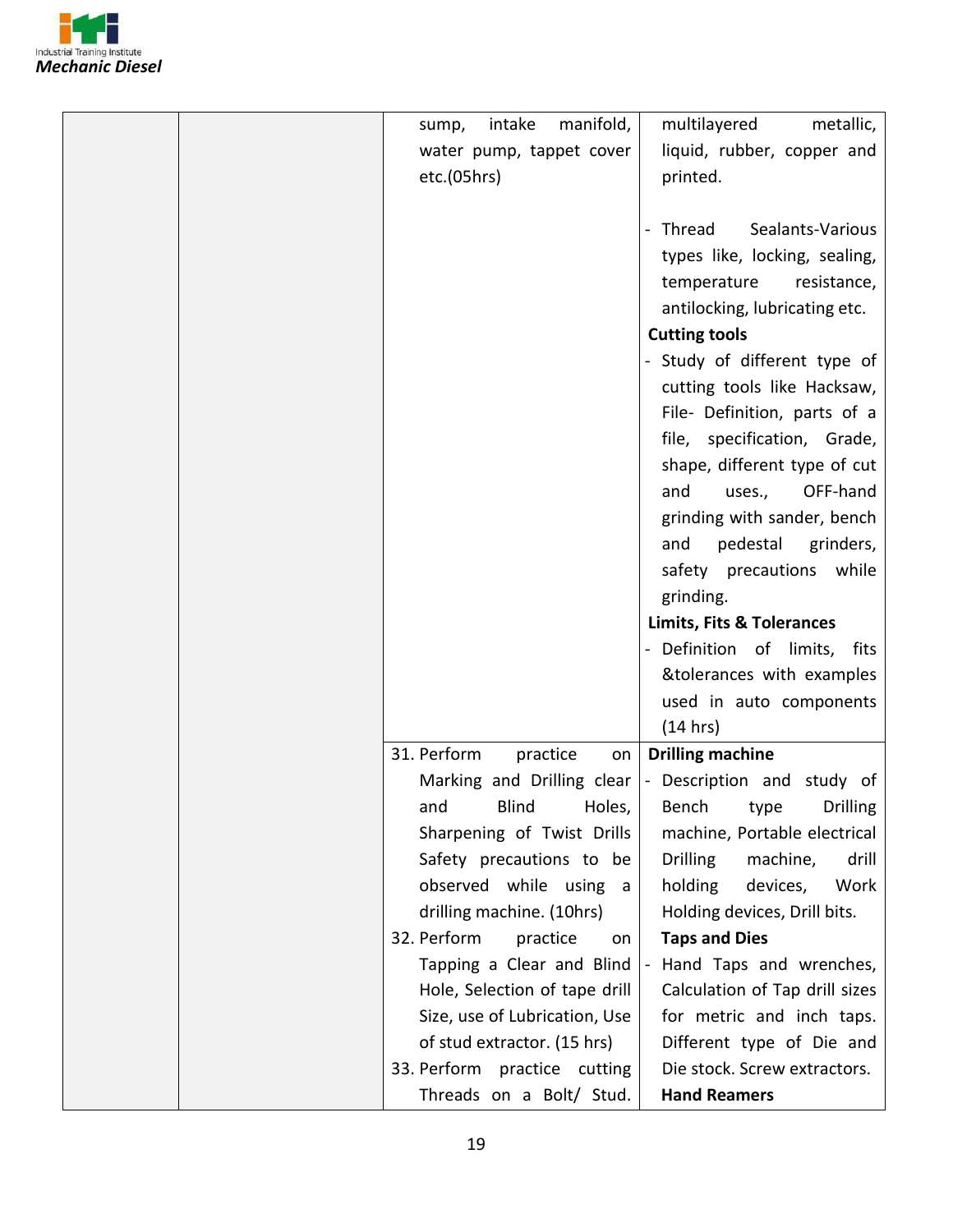| | | | |
|---|---|---|---|
| | | sump, intake manifold, water pump, tappet cover etc.(05hrs) | multilayered metallic, liquid, rubber, copper and printed.<br><br>- Thread Sealants-Various types like, locking, sealing, temperature resistance, antilocking, lubricating etc.<br>**Cutting tools**<br>- Study of different type of cutting tools like Hacksaw, File- Definition, parts of a file, specification, Grade, shape, different type of cut and uses., OFF-hand grinding with sander, bench and pedestal grinders, safety precautions while grinding.<br>**Limits, Fits & Tolerances**<br>- Definition of limits, fits &tolerances with examples used in auto components (14 hrs) |
| | | 31. Perform practice on Marking and Drilling clear and Blind Holes, Sharpening of Twist Drills Safety precautions to be observed while using a drilling machine. (10hrs)<br>32. Perform practice on Tapping a Clear and Blind Hole, Selection of tape drill Size, use of Lubrication, Use of stud extractor. (15 hrs)<br>33. Perform practice cutting Threads on a Bolt/ Stud. | **Drilling machine**<br>- Description and study of Bench type Drilling machine, Portable electrical Drilling machine, drill holding devices, Work Holding devices, Drill bits.<br>**Taps and Dies**<br>- Hand Taps and wrenches, Calculation of Tap drill sizes for metric and inch taps. Different type of Die and Die stock. Screw extractors.<br>**Hand Reamers** |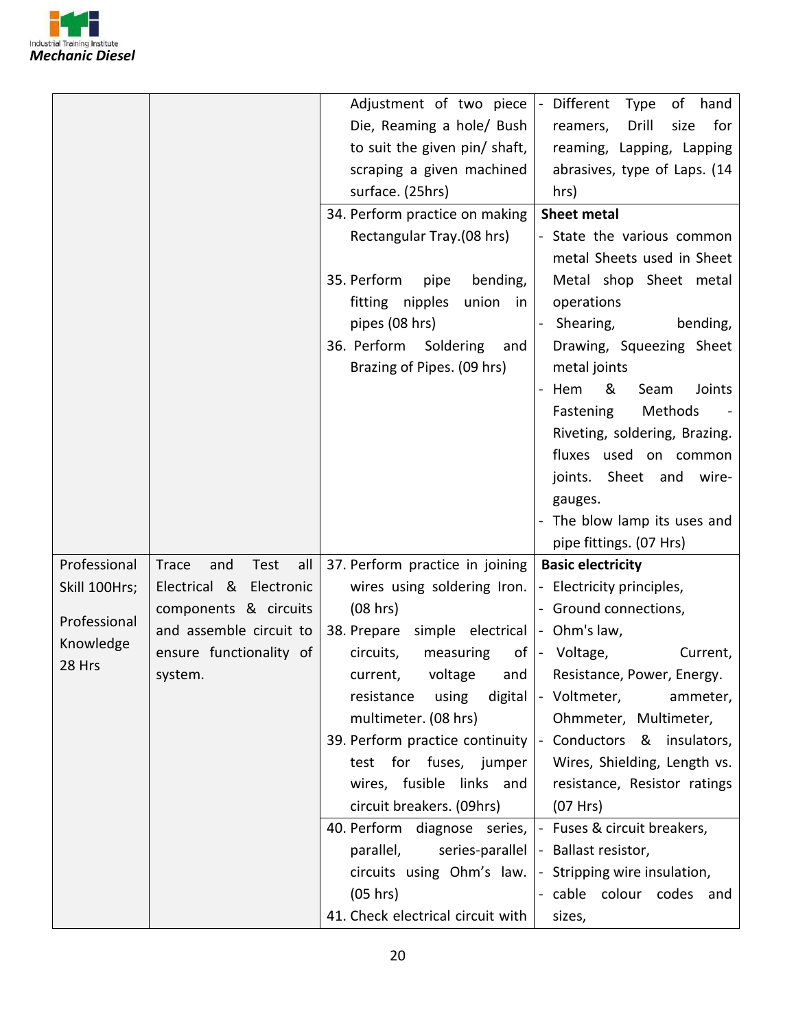| | | | |
|---|---|---|---|
| | | Adjustment of two piece Die, Reaming a hole/ Bush to suit the given pin/ shaft, scraping a given machined surface. (25hrs) | - Different Type of hand reamers, Drill size for reaming, Lapping, Lapping abrasives, type of Laps. (14 hrs) |
| | | 34. Perform practice on making Rectangular Tray.(08 hrs)<br><br>35. Perform pipe bending, fitting nipples union in pipes (08 hrs)<br>36. Perform Soldering and Brazing of Pipes. (09 hrs) | **Sheet metal**<br>- State the various common metal Sheets used in Sheet Metal shop Sheet metal operations<br>- Shearing, bending, Drawing, Squeezing Sheet metal joints<br>- Hem & Seam Joints Fastening Methods - Riveting, soldering, Brazing. fluxes used on common joints. Sheet and wire-gauges.<br>- The blow lamp its uses and pipe fittings. (07 Hrs) |
| Professional Skill 100Hrs;<br><br>Professional Knowledge 28 Hrs | Trace and Test all Electrical & Electronic components & circuits and assemble circuit to ensure functionality of system. | 37. Perform practice in joining wires using soldering Iron. (08 hrs)<br>38. Prepare simple electrical circuits, measuring of current, voltage and resistance using digital multimeter. (08 hrs)<br>39. Perform practice continuity test for fuses, jumper wires, fusible links and circuit breakers. (09hrs) | **Basic electricity**<br>- Electricity principles,<br>- Ground connections,<br>- Ohm's law,<br>- Voltage, Current, Resistance, Power, Energy.<br>- Voltmeter, ammeter, Ohmmeter, Multimeter,<br>- Conductors & insulators, Wires, Shielding, Length vs. resistance, Resistor ratings (07 Hrs) |
| | | 40. Perform diagnose series, parallel, series-parallel circuits using Ohm's law. (05 hrs)<br>41. Check electrical circuit with | - Fuses & circuit breakers,<br>- Ballast resistor,<br>- Stripping wire insulation,<br>- cable colour codes and sizes, |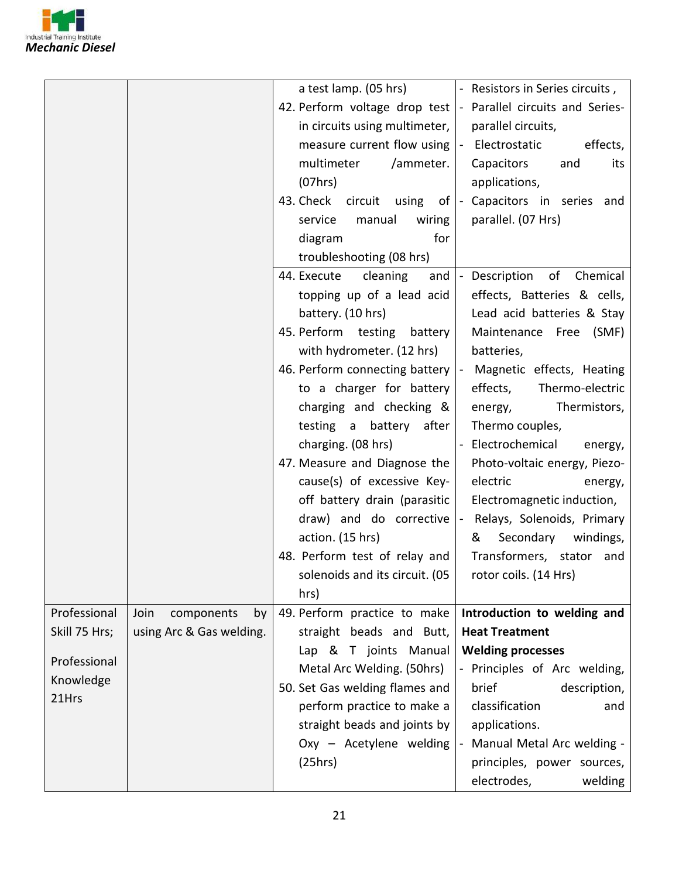| | | | |
|---|---|---|---|
| | | a test lamp. (05 hrs)<br>42. Perform voltage drop test in circuits using multimeter, measure current flow using multimeter /ammeter. (07hrs)<br>43. Check circuit using of service manual wiring diagram for troubleshooting (08 hrs) | - Resistors in Series circuits ,<br>- Parallel circuits and Series-parallel circuits,<br>- Electrostatic effects, Capacitors and its applications,<br>- Capacitors in series and parallel. (07 Hrs) |
| | | 44. Execute cleaning and topping up of a lead acid battery. (10 hrs)<br>45. Perform testing battery with hydrometer. (12 hrs)<br>46. Perform connecting battery to a charger for battery charging and checking & testing a battery after charging. (08 hrs)<br>47. Measure and Diagnose the cause(s) of excessive Key-off battery drain (parasitic draw) and do corrective action. (15 hrs)<br>48. Perform test of relay and solenoids and its circuit. (05 hrs) | - Description of Chemical effects, Batteries & cells, Lead acid batteries & Stay Maintenance Free (SMF) batteries,<br>- Magnetic effects, Heating effects, Thermo-electric energy, Thermistors, Thermo couples,<br>- Electrochemical energy, Photo-voltaic energy, Piezo-electric energy, Electromagnetic induction,<br>- Relays, Solenoids, Primary & Secondary windings, Transformers, stator and rotor coils. (14 Hrs) |
| Professional Skill 75 Hrs;<br><br>Professional Knowledge 21Hrs | Join components by using Arc & Gas welding. | 49. Perform practice to make straight beads and Butt, Lap & T joints Manual Metal Arc Welding. (50hrs)<br>50. Set Gas welding flames and perform practice to make a straight beads and joints by Oxy – Acetylene welding (25hrs) | **Introduction to welding and Heat Treatment**<br>**Welding processes**<br>- Principles of Arc welding, brief description, classification and applications.<br>- Manual Metal Arc welding - principles, power sources, electrodes, welding |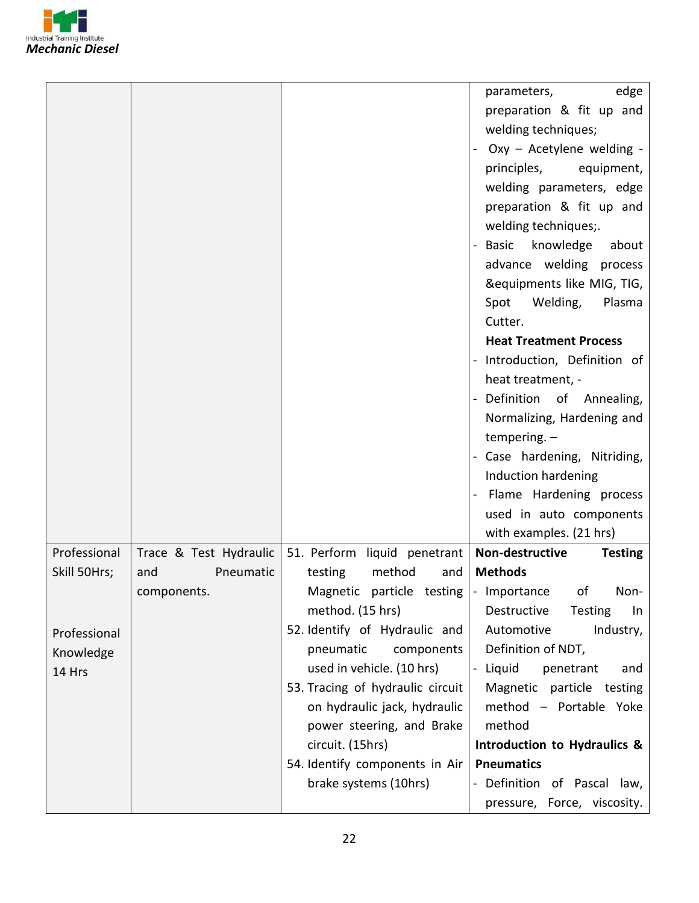| | | | |
|---|---|---|---|
| | | | parameters, edge preparation & fit up and welding techniques;<br>- Oxy – Acetylene welding - principles, equipment, welding parameters, edge preparation & fit up and welding techniques;.<br>- Basic knowledge about advance welding process &equipments like MIG, TIG, Spot Welding, Plasma Cutter.<br>**Heat Treatment Process**<br>- Introduction, Definition of heat treatment, -<br>- Definition of Annealing, Normalizing, Hardening and tempering. –<br>- Case hardening, Nitriding, Induction hardening<br>- Flame Hardening process used in auto components with examples. (21 hrs) |
| Professional Skill 50Hrs;<br><br>Professional Knowledge 14 Hrs | Trace & Test Hydraulic and Pneumatic components. | 51. Perform liquid penetrant testing method and Magnetic particle testing method. (15 hrs)<br>52. Identify of Hydraulic and pneumatic components used in vehicle. (10 hrs)<br>53. Tracing of hydraulic circuit on hydraulic jack, hydraulic power steering, and Brake circuit. (15hrs)<br>54. Identify components in Air brake systems (10hrs) | **Non-destructive Testing Methods**<br>- Importance of Non-Destructive Testing In Automotive Industry, Definition of NDT,<br>- Liquid penetrant and Magnetic particle testing method – Portable Yoke method<br>**Introduction to Hydraulics & Pneumatics**<br>- Definition of Pascal law, pressure, Force, viscosity. |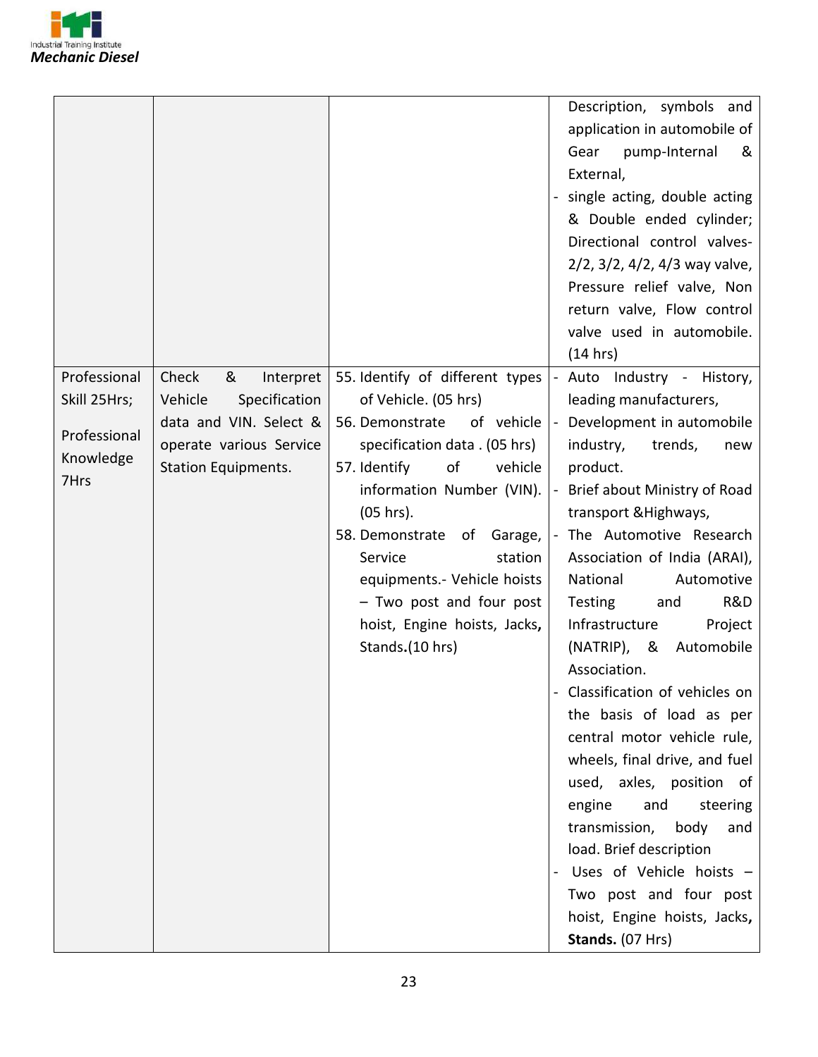| | | | |
|---|---|---|---|
| | | | Description, symbols and application in automobile of Gear pump-Internal & External,<br>- single acting, double acting & Double ended cylinder; Directional control valves- 2/2, 3/2, 4/2, 4/3 way valve, Pressure relief valve, Non return valve, Flow control valve used in automobile. (14 hrs) |
| Professional Skill 25Hrs;<br><br>Professional Knowledge 7Hrs | Check & Interpret Vehicle Specification data and VIN. Select & operate various Service Station Equipments. | 55. Identify of different types of Vehicle. (05 hrs)<br>56. Demonstrate of vehicle specification data . (05 hrs)<br>57. Identify of vehicle information Number (VIN). (05 hrs).<br>58. Demonstrate of Garage, Service station equipments.- Vehicle hoists – Two post and four post hoist, Engine hoists, Jacks, Stands.(10 hrs) | - Auto Industry - History, leading manufacturers,<br>- Development in automobile industry, trends, new product.<br>- Brief about Ministry of Road transport &Highways,<br>- The Automotive Research Association of India (ARAI), National Automotive Testing and R&D Infrastructure Project (NATRIP), & Automobile Association.<br>- Classification of vehicles on the basis of load as per central motor vehicle rule, wheels, final drive, and fuel used, axles, position of engine and steering transmission, body and load. Brief description<br>- Uses of Vehicle hoists – Two post and four post hoist, Engine hoists, Jacks, **Stands.** (07 Hrs) |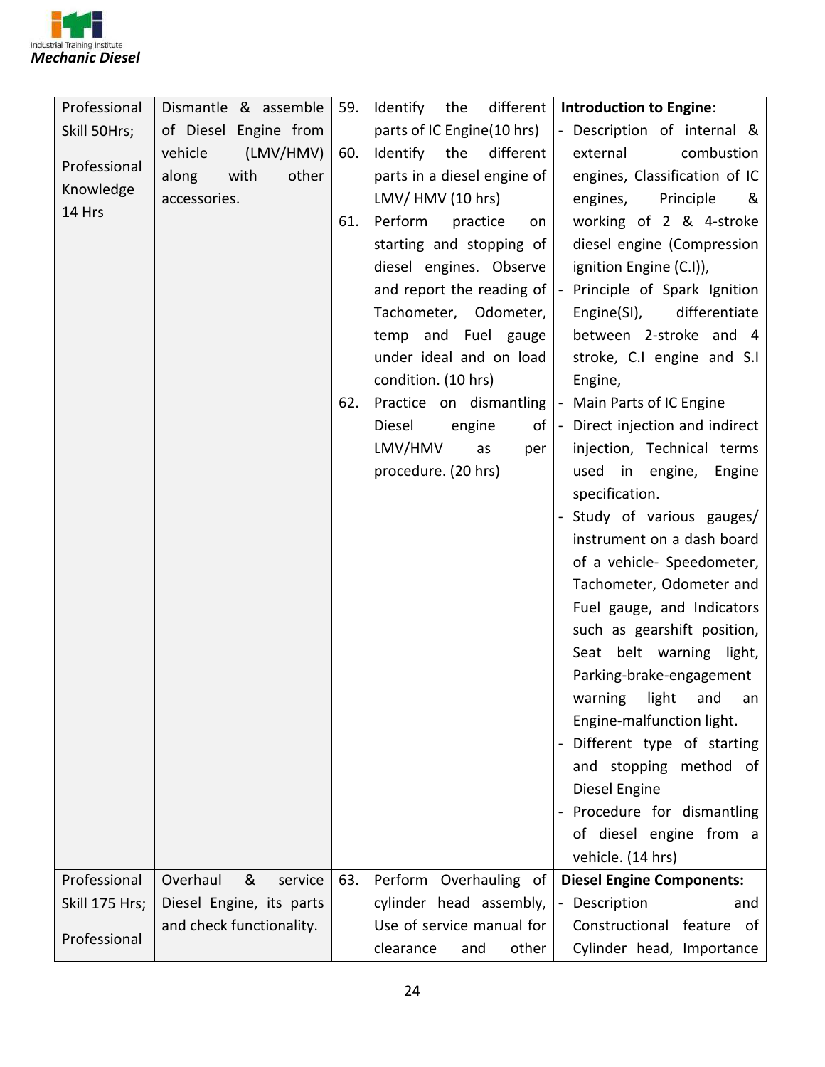| Professional Skill 50Hrs; Professional Knowledge 14 Hrs | Dismantle & assemble of Diesel Engine from vehicle (LMV/HMV) along with other accessories. | 59. Identify the different parts of IC Engine(10 hrs)<br>60. Identify the different parts in a diesel engine of LMV/ HMV (10 hrs)<br>61. Perform practice on starting and stopping of diesel engines. Observe and report the reading of Tachometer, Odometer, temp and Fuel gauge under ideal and on load condition. (10 hrs)<br>62. Practice on dismantling Diesel engine of LMV/HMV as per procedure. (20 hrs) | **Introduction to Engine**:<br>- Description of internal & external combustion engines, Classification of IC engines, Principle & working of 2 & 4-stroke diesel engine (Compression ignition Engine (C.I)),<br>- Principle of Spark Ignition Engine(SI), differentiate between 2-stroke and 4 stroke, C.I engine and S.I Engine,<br>- Main Parts of IC Engine<br>- Direct injection and indirect injection, Technical terms used in engine, Engine specification.<br>- Study of various gauges/ instrument on a dash board of a vehicle- Speedometer, Tachometer, Odometer and Fuel gauge, and Indicators such as gearshift position, Seat belt warning light, Parking-brake-engagement warning light and an Engine-malfunction light.<br>- Different type of starting and stopping method of Diesel Engine<br>- Procedure for dismantling of diesel engine from a vehicle. (14 hrs) |
|---|---|---|---|
| Professional Skill 175 Hrs; Professional | Overhaul & service Diesel Engine, its parts and check functionality. | 63. Perform Overhauling of cylinder head assembly, Use of service manual for clearance and other | **Diesel Engine Components:**<br>- Description and Constructional feature of Cylinder head, Importance |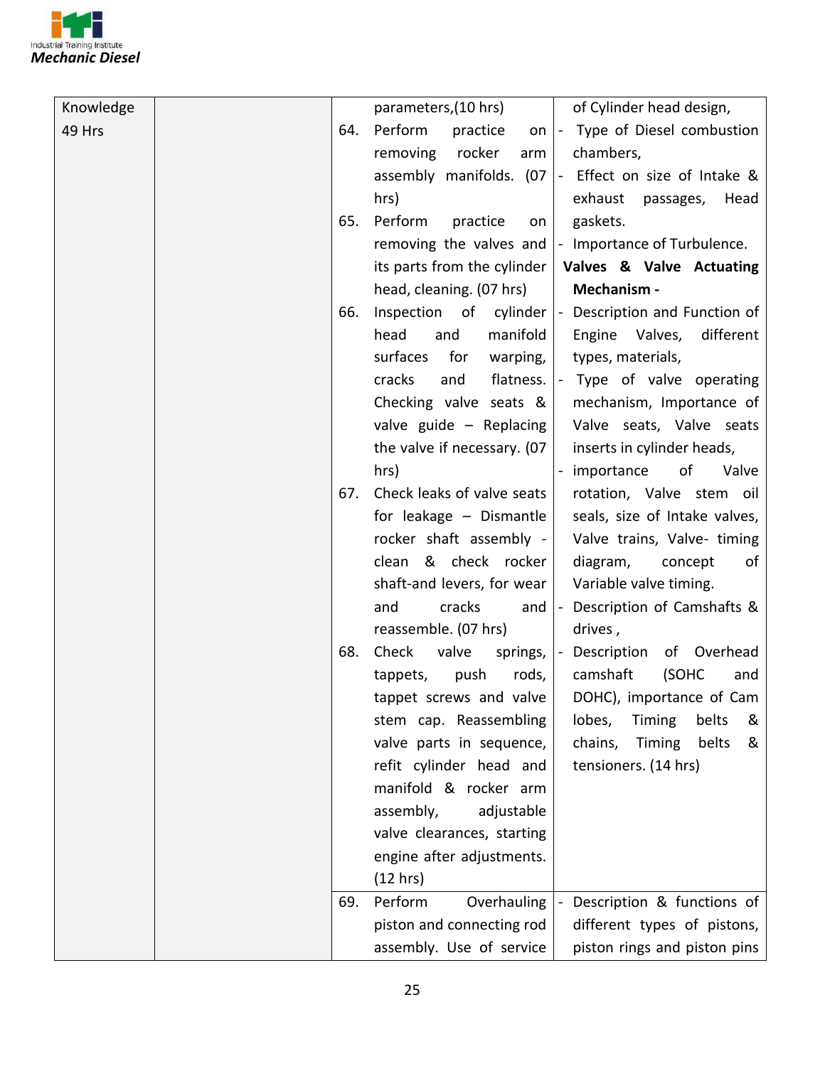| | | | |
|---|---|---|---|
| Knowledge 49 Hrs | | parameters,(10 hrs)<br>64. Perform practice on removing rocker arm assembly manifolds. (07 hrs)<br>65. Perform practice on removing the valves and its parts from the cylinder head, cleaning. (07 hrs)<br>66. Inspection of cylinder head and manifold surfaces for warping, cracks and flatness. Checking valve seats & valve guide – Replacing the valve if necessary. (07 hrs)<br>67. Check leaks of valve seats for leakage – Dismantle rocker shaft assembly - clean & check rocker shaft-and levers, for wear and cracks and reassemble. (07 hrs)<br>68. Check valve springs, tappets, push rods, tappet screws and valve stem cap. Reassembling valve parts in sequence, refit cylinder head and manifold & rocker arm assembly, adjustable valve clearances, starting engine after adjustments. (12 hrs) | of Cylinder head design,<br>- Type of Diesel combustion chambers,<br>- Effect on size of Intake & exhaust passages, Head gaskets.<br>- Importance of Turbulence.<br>**Valves & Valve Actuating Mechanism -**<br>- Description and Function of Engine Valves, different types, materials,<br>- Type of valve operating mechanism, Importance of Valve seats, Valve seats inserts in cylinder heads,<br>- importance of Valve rotation, Valve stem oil seals, size of Intake valves, Valve trains, Valve- timing diagram, concept of Variable valve timing.<br>- Description of Camshafts & drives ,<br>- Description of Overhead camshaft (SOHC and DOHC), importance of Cam lobes, Timing belts & chains, Timing belts & tensioners. (14 hrs) |
| | | 69. Perform Overhauling piston and connecting rod assembly. Use of service | - Description & functions of different types of pistons, piston rings and piston pins |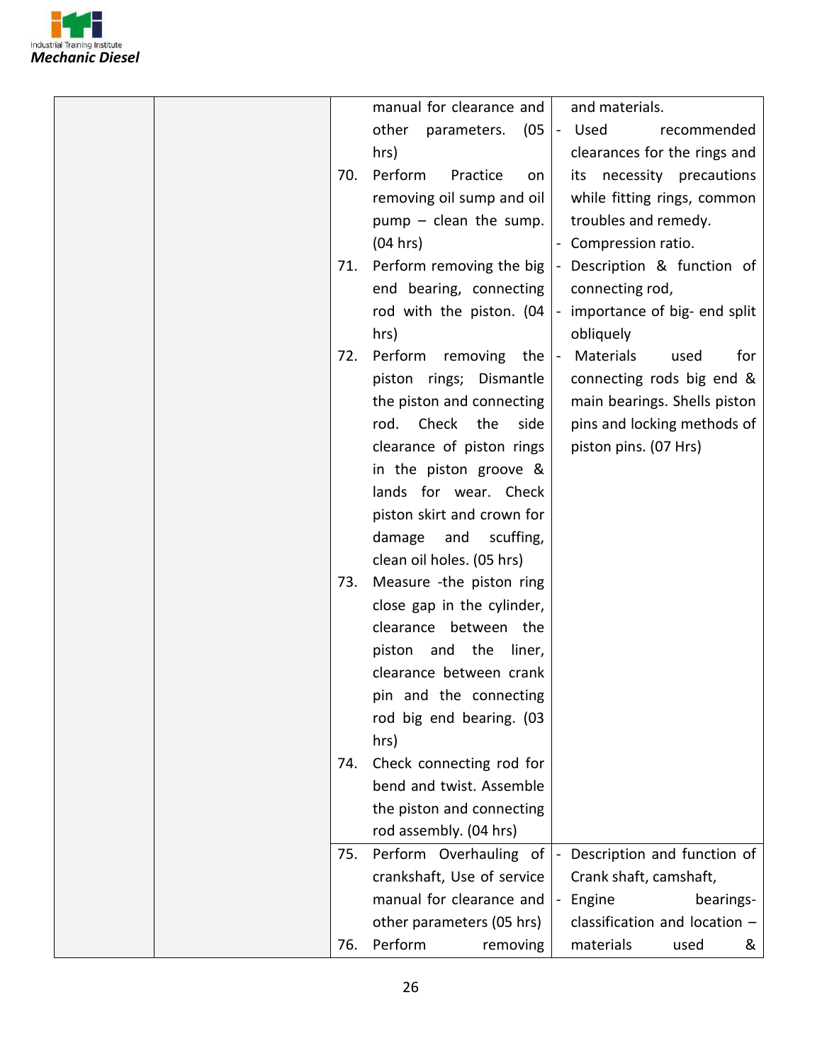| | | | |
|---|---|---|---|
| | | manual for clearance and other parameters. (05 hrs)<br>70. Perform Practice on removing oil sump and oil pump – clean the sump. (04 hrs)<br>71. Perform removing the big end bearing, connecting rod with the piston. (04 hrs)<br>72. Perform removing the piston rings; Dismantle the piston and connecting rod. Check the side clearance of piston rings in the piston groove & lands for wear. Check piston skirt and crown for damage and scuffing, clean oil holes. (05 hrs)<br>73. Measure -the piston ring close gap in the cylinder, clearance between the piston and the liner, clearance between crank pin and the connecting rod big end bearing. (03 hrs)<br>74. Check connecting rod for bend and twist. Assemble the piston and connecting rod assembly. (04 hrs) | and materials.<br>- Used recommended clearances for the rings and its necessity precautions while fitting rings, common troubles and remedy.<br>- Compression ratio.<br>- Description & function of connecting rod,<br>- importance of big- end split obliquely<br>- Materials used for connecting rods big end & main bearings. Shells piston pins and locking methods of piston pins. (07 Hrs) |
| | | 75. Perform Overhauling of crankshaft, Use of service manual for clearance and other parameters (05 hrs)<br>76. Perform removing | - Description and function of Crank shaft, camshaft,<br>- Engine bearings- classification and location – materials used & |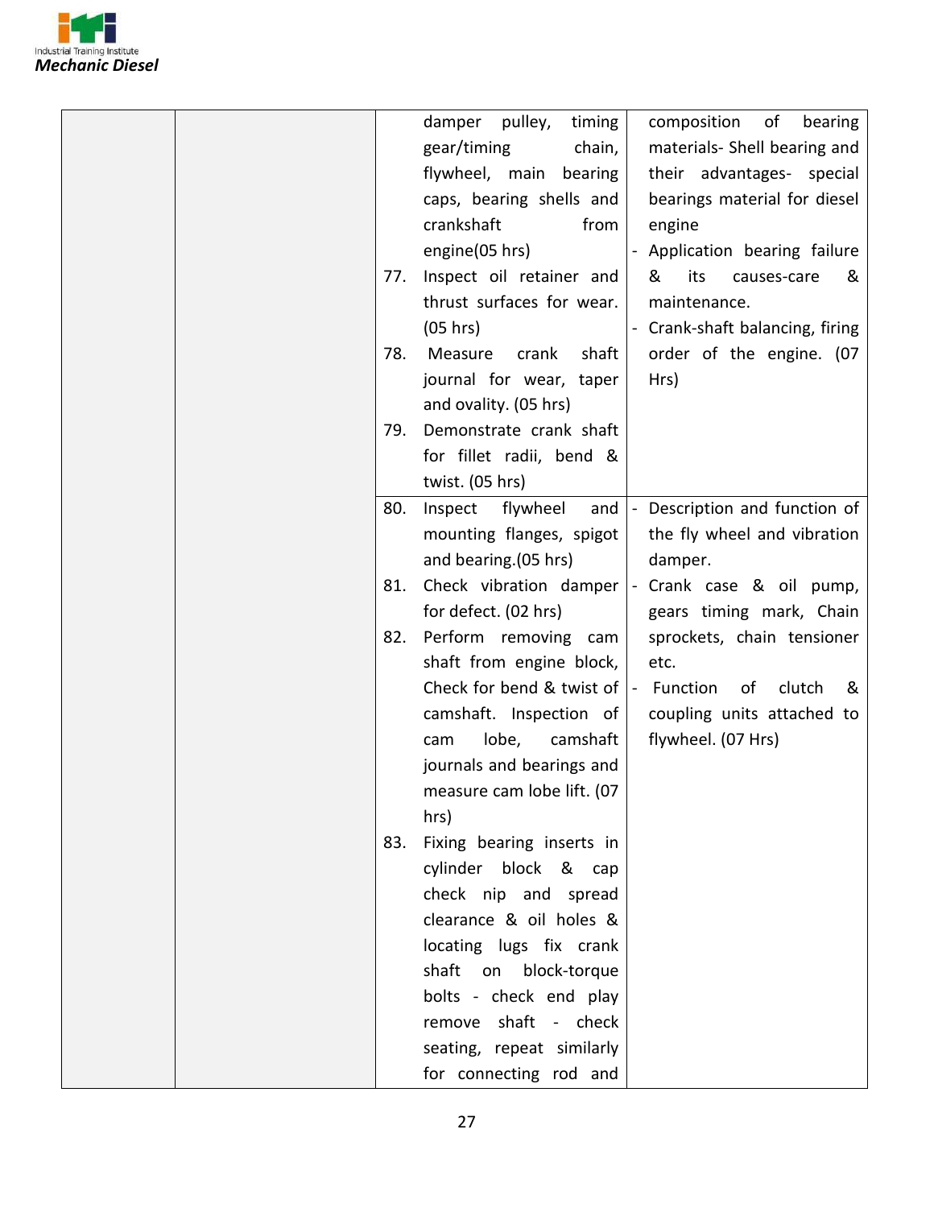|  |  |  |  |
|---|---|---|---|
|  |  | damper pulley, timing gear/timing chain, flywheel, main bearing caps, bearing shells and crankshaft from engine(05 hrs)<br>77. Inspect oil retainer and thrust surfaces for wear. (05 hrs)<br>78. Measure crank shaft journal for wear, taper and ovality. (05 hrs)<br>79. Demonstrate crank shaft for fillet radii, bend & twist. (05 hrs) | composition of bearing materials- Shell bearing and their advantages- special bearings material for diesel engine<br>- Application bearing failure & its causes-care & maintenance.<br>- Crank-shaft balancing, firing order of the engine. (07 Hrs) |
|  |  | 80. Inspect flywheel and mounting flanges, spigot and bearing.(05 hrs)<br>81. Check vibration damper for defect. (02 hrs)<br>82. Perform removing cam shaft from engine block, Check for bend & twist of camshaft. Inspection of cam lobe, camshaft journals and bearings and measure cam lobe lift. (07 hrs)<br>83. Fixing bearing inserts in cylinder block & cap check nip and spread clearance & oil holes & locating lugs fix crank shaft on block-torque bolts - check end play remove shaft - check seating, repeat similarly for connecting rod and | - Description and function of the fly wheel and vibration damper.<br>- Crank case & oil pump, gears timing mark, Chain sprockets, chain tensioner etc.<br>- Function of clutch & coupling units attached to flywheel. (07 Hrs) |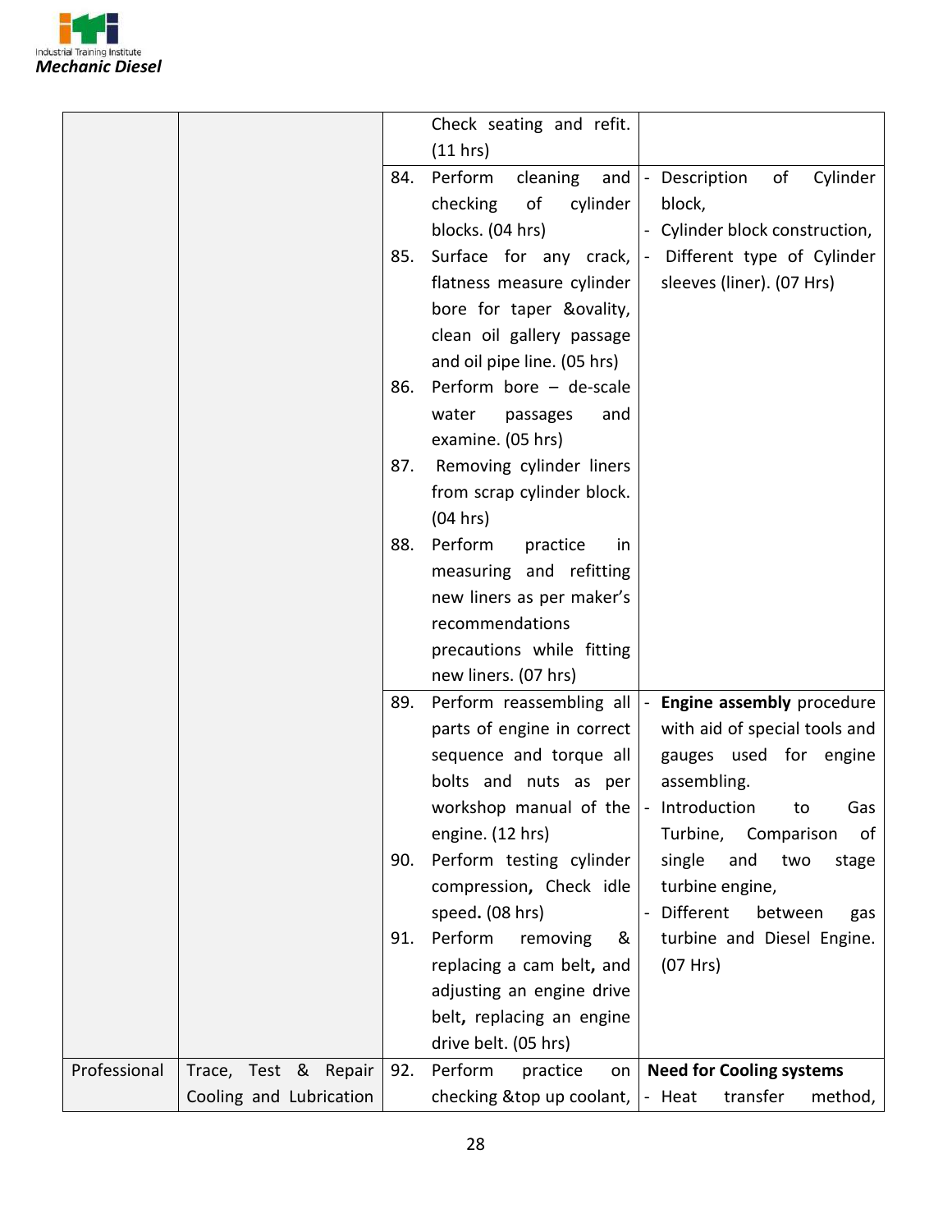| | | | |
|---|---|---|---|
| | | Check seating and refit. (11 hrs) | |
| | | 84. Perform cleaning and checking of cylinder blocks. (04 hrs)<br>85. Surface for any crack, flatness measure cylinder bore for taper &ovality, clean oil gallery passage and oil pipe line. (05 hrs)<br>86. Perform bore – de-scale water passages and examine. (05 hrs)<br>87. Removing cylinder liners from scrap cylinder block. (04 hrs)<br>88. Perform practice in measuring and refitting new liners as per maker's recommendations precautions while fitting new liners. (07 hrs) | - Description of Cylinder block,<br>- Cylinder block construction,<br>- Different type of Cylinder sleeves (liner). (07 Hrs) |
| | | 89. Perform reassembling all parts of engine in correct sequence and torque all bolts and nuts as per workshop manual of the engine. (12 hrs)<br>90. Perform testing cylinder compression**,** Check idle speed**.** (08 hrs)<br>91. Perform removing & replacing a cam belt**,** and adjusting an engine drive belt**,** replacing an engine drive belt. (05 hrs) | - **Engine assembly** procedure with aid of special tools and gauges used for engine assembling.<br>- Introduction to Gas Turbine, Comparison of single and two stage turbine engine,<br>- Different between gas turbine and Diesel Engine. (07 Hrs) |
| Professional | Trace, Test & Repair Cooling and Lubrication | 92. Perform practice on checking &top up coolant, | **Need for Cooling systems**<br>- Heat transfer method, |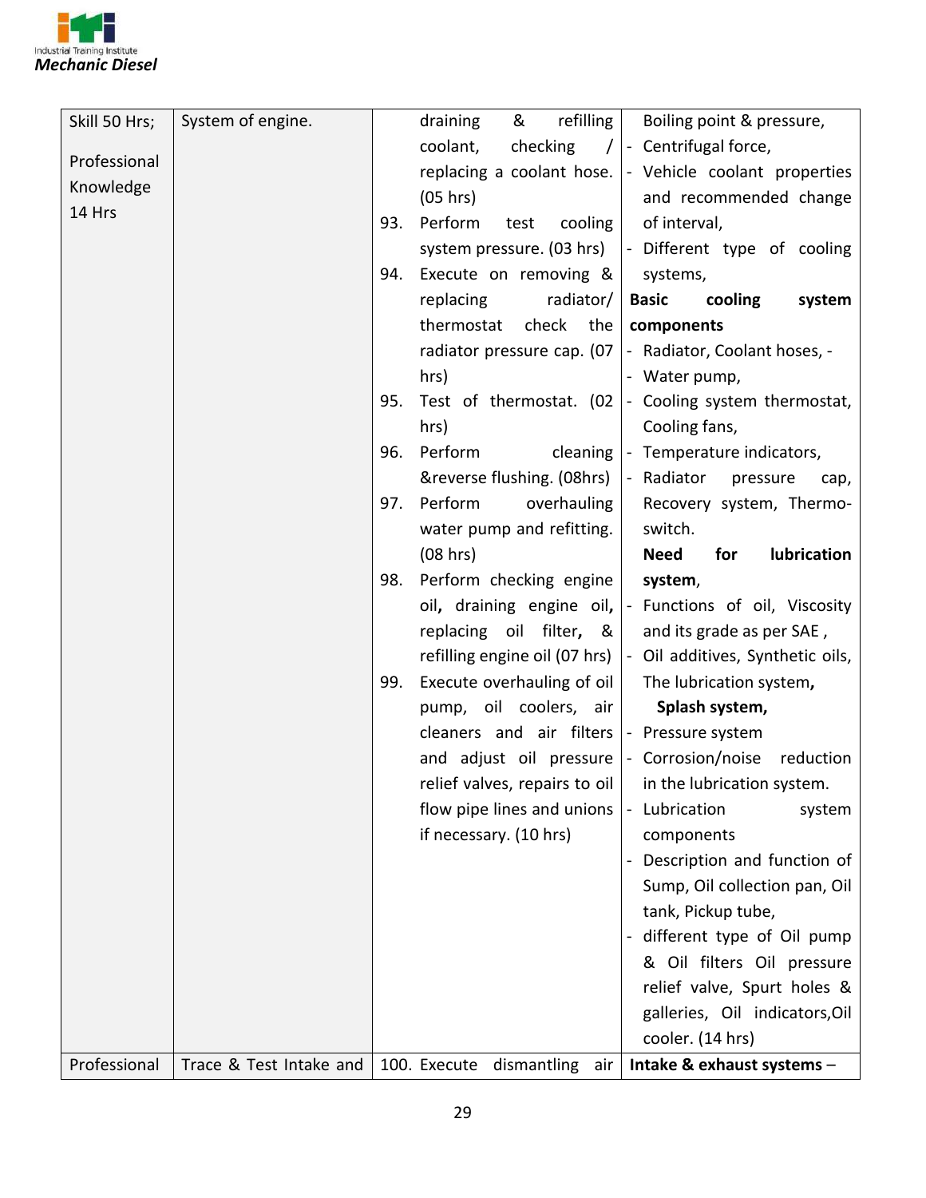| Skill 50 Hrs;<br><br>Professional Knowledge 14 Hrs | System of engine. | draining & refilling coolant, checking / replacing a coolant hose. (05 hrs)<br>93. Perform test cooling system pressure. (03 hrs)<br>94. Execute on removing & replacing radiator/ thermostat check the radiator pressure cap. (07 hrs)<br>95. Test of thermostat. (02 hrs)<br>96. Perform cleaning &reverse flushing. (08hrs)<br>97. Perform overhauling water pump and refitting. (08 hrs)<br>98. Perform checking engine oil, draining engine oil, replacing oil filter, & refilling engine oil (07 hrs)<br>99. Execute overhauling of oil pump, oil coolers, air cleaners and air filters and adjust oil pressure relief valves, repairs to oil flow pipe lines and unions if necessary. (10 hrs) | Boiling point & pressure,<br>- Centrifugal force,<br>- Vehicle coolant properties and recommended change of interval,<br>- Different type of cooling systems,<br>**Basic cooling system components**<br>- Radiator, Coolant hoses, -<br>- Water pump,<br>- Cooling system thermostat, Cooling fans,<br>- Temperature indicators,<br>- Radiator pressure cap, Recovery system, Thermo-switch.<br>**Need for lubrication system**,<br>- Functions of oil, Viscosity and its grade as per SAE ,<br>- Oil additives, Synthetic oils, The lubrication system,<br>**Splash system,**<br>- Pressure system<br>- Corrosion/noise reduction in the lubrication system.<br>- Lubrication system components<br>- Description and function of Sump, Oil collection pan, Oil tank, Pickup tube,<br>- different type of Oil pump & Oil filters Oil pressure relief valve, Spurt holes & galleries, Oil indicators,Oil cooler. (14 hrs) |
|---|---|---|---|
| Professional | Trace & Test Intake and | 100. Execute dismantling air | **Intake & exhaust systems** – |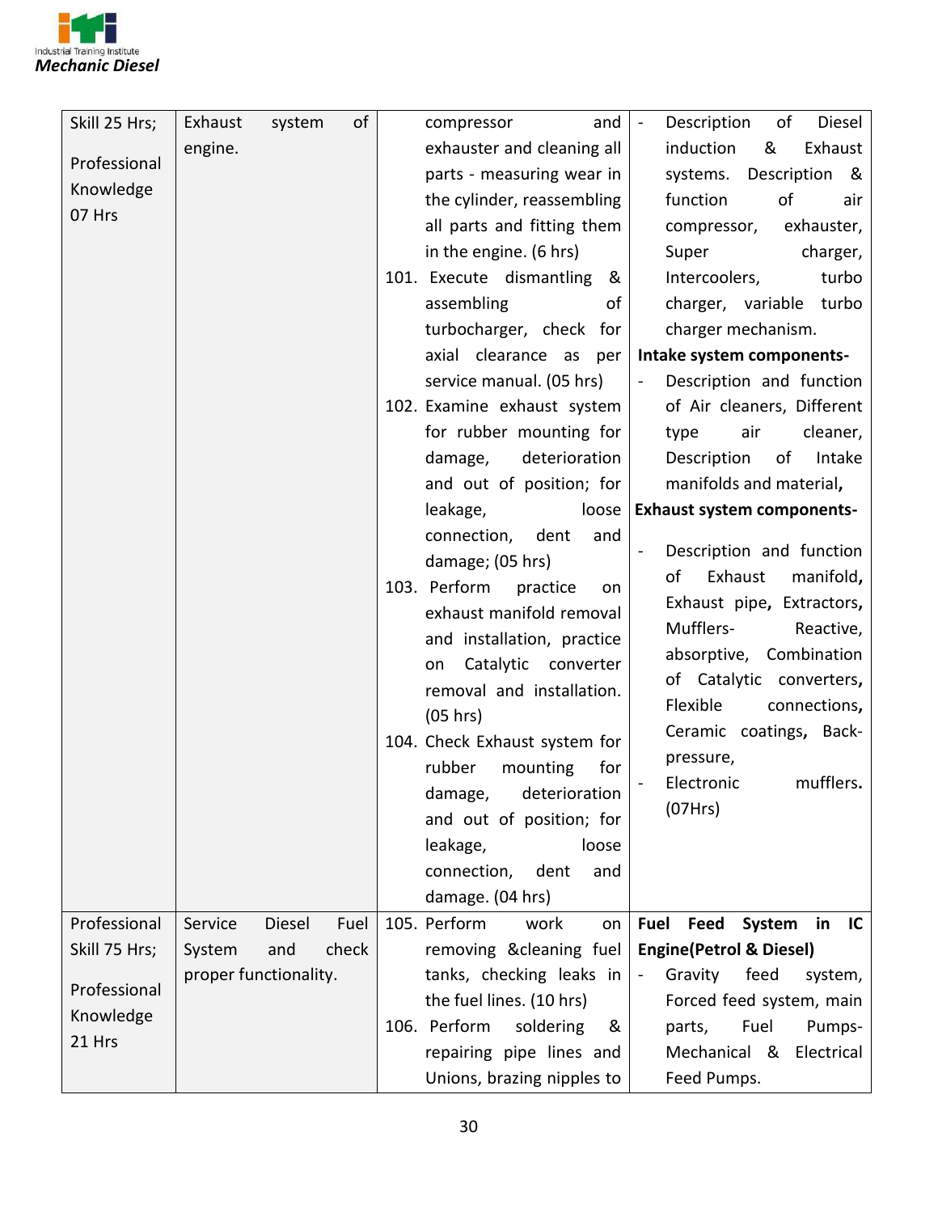| | | | |
|---|---|---|---|
| Skill 25 Hrs;<br><br>Professional Knowledge 07 Hrs | Exhaust system of engine. | compressor and exhauster and cleaning all parts - measuring wear in the cylinder, reassembling all parts and fitting them in the engine. (6 hrs)<br>101. Execute dismantling & assembling of turbocharger, check for axial clearance as per service manual. (05 hrs)<br>102. Examine exhaust system for rubber mounting for damage, deterioration and out of position; for leakage, loose connection, dent and damage; (05 hrs)<br>103. Perform practice on exhaust manifold removal and installation, practice on Catalytic converter removal and installation. (05 hrs)<br>104. Check Exhaust system for rubber mounting for damage, deterioration and out of position; for leakage, loose connection, dent and damage. (04 hrs) | - Description of Diesel induction & Exhaust systems. Description & function of air compressor, exhauster, Super charger, Intercoolers, turbo charger, variable turbo charger mechanism.<br>**Intake system components-**<br>- Description and function of Air cleaners, Different type air cleaner, Description of Intake manifolds and material**,**<br>**Exhaust system components-**<br>- Description and function of Exhaust manifold**,** Exhaust pipe**,** Extractors**,** Mufflers- Reactive, absorptive, Combination of Catalytic converters**,** Flexible connections**,** Ceramic coatings**,** Back-pressure,<br>- Electronic mufflers**.** (07Hrs) |
| Professional Skill 75 Hrs;<br><br>Professional Knowledge 21 Hrs | Service Diesel Fuel System and check proper functionality. | 105. Perform work on removing &cleaning fuel tanks, checking leaks in the fuel lines. (10 hrs)<br>106. Perform soldering & repairing pipe lines and Unions, brazing nipples to | **Fuel Feed System in IC Engine(Petrol & Diesel)**<br>- Gravity feed system, Forced feed system, main parts, Fuel Pumps-Mechanical & Electrical Feed Pumps. |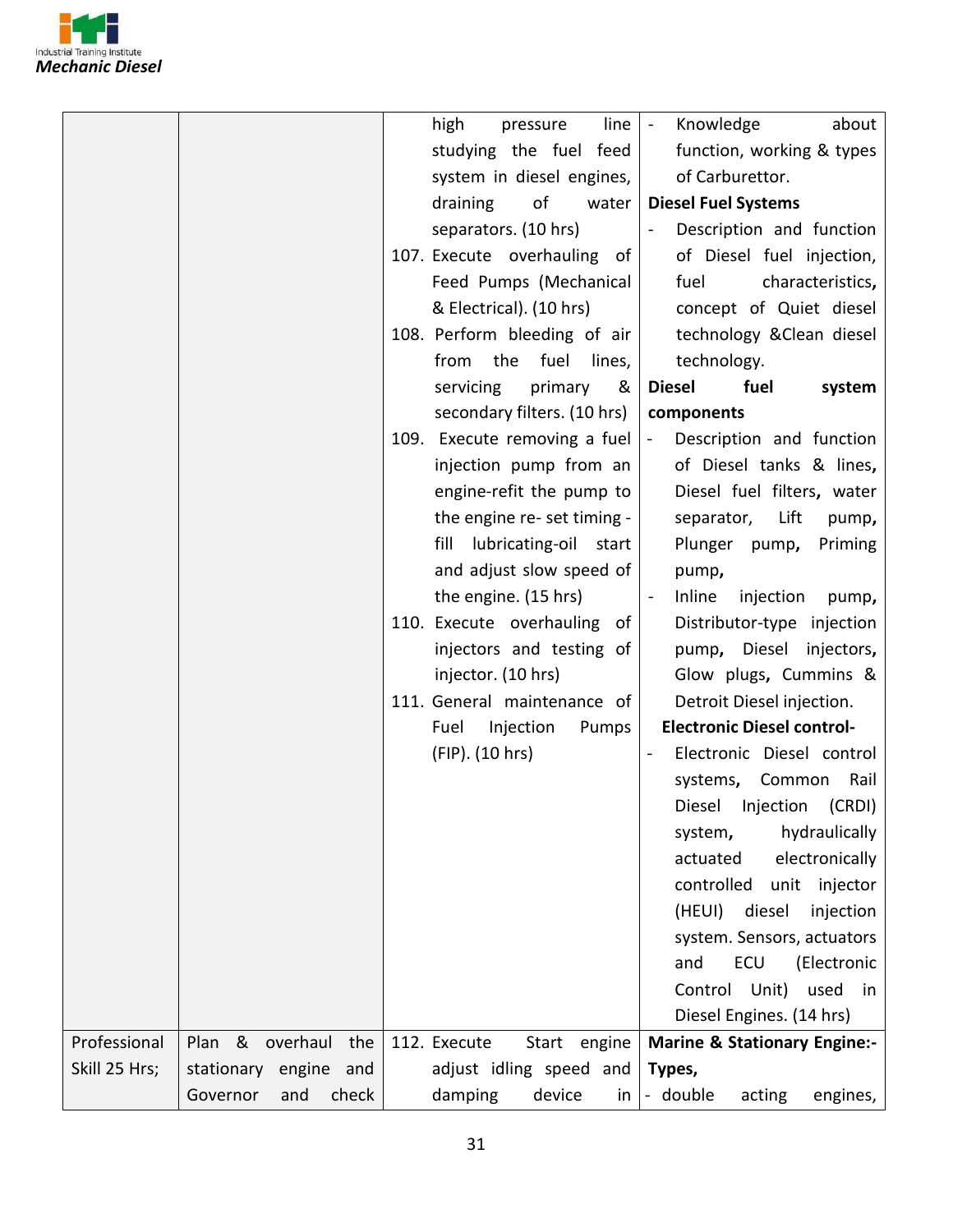| | | | |
|---|---|---|---|
| | | high pressure line studying the fuel feed system in diesel engines, draining of water separators. (10 hrs)<br>107. Execute overhauling of Feed Pumps (Mechanical & Electrical). (10 hrs)<br>108. Perform bleeding of air from the fuel lines, servicing primary & secondary filters. (10 hrs)<br>109. Execute removing a fuel injection pump from an engine-refit the pump to the engine re- set timing - fill lubricating-oil start and adjust slow speed of the engine. (15 hrs)<br>110. Execute overhauling of injectors and testing of injector. (10 hrs)<br>111. General maintenance of Fuel Injection Pumps (FIP). (10 hrs) | - Knowledge about function, working & types of Carburettor.<br>**Diesel Fuel Systems**<br>- Description and function of Diesel fuel injection, fuel characteristics, concept of Quiet diesel technology &Clean diesel technology.<br>**Diesel fuel system components**<br>- Description and function of Diesel tanks & lines, Diesel fuel filters, water separator, Lift pump, Plunger pump, Priming pump,<br>- Inline injection pump, Distributor-type injection pump, Diesel injectors, Glow plugs, Cummins & Detroit Diesel injection.<br>**Electronic Diesel control-**<br>- Electronic Diesel control systems, Common Rail Diesel Injection (CRDI) system, hydraulically actuated electronically controlled unit injector (HEUI) diesel injection system. Sensors, actuators and ECU (Electronic Control Unit) used in Diesel Engines. (14 hrs) |
| Professional Skill 25 Hrs; | Plan & overhaul the stationary engine and Governor and check | 112. Execute Start engine adjust idling speed and damping device in | **Marine & Stationary Engine:- Types,**<br>- double acting engines, |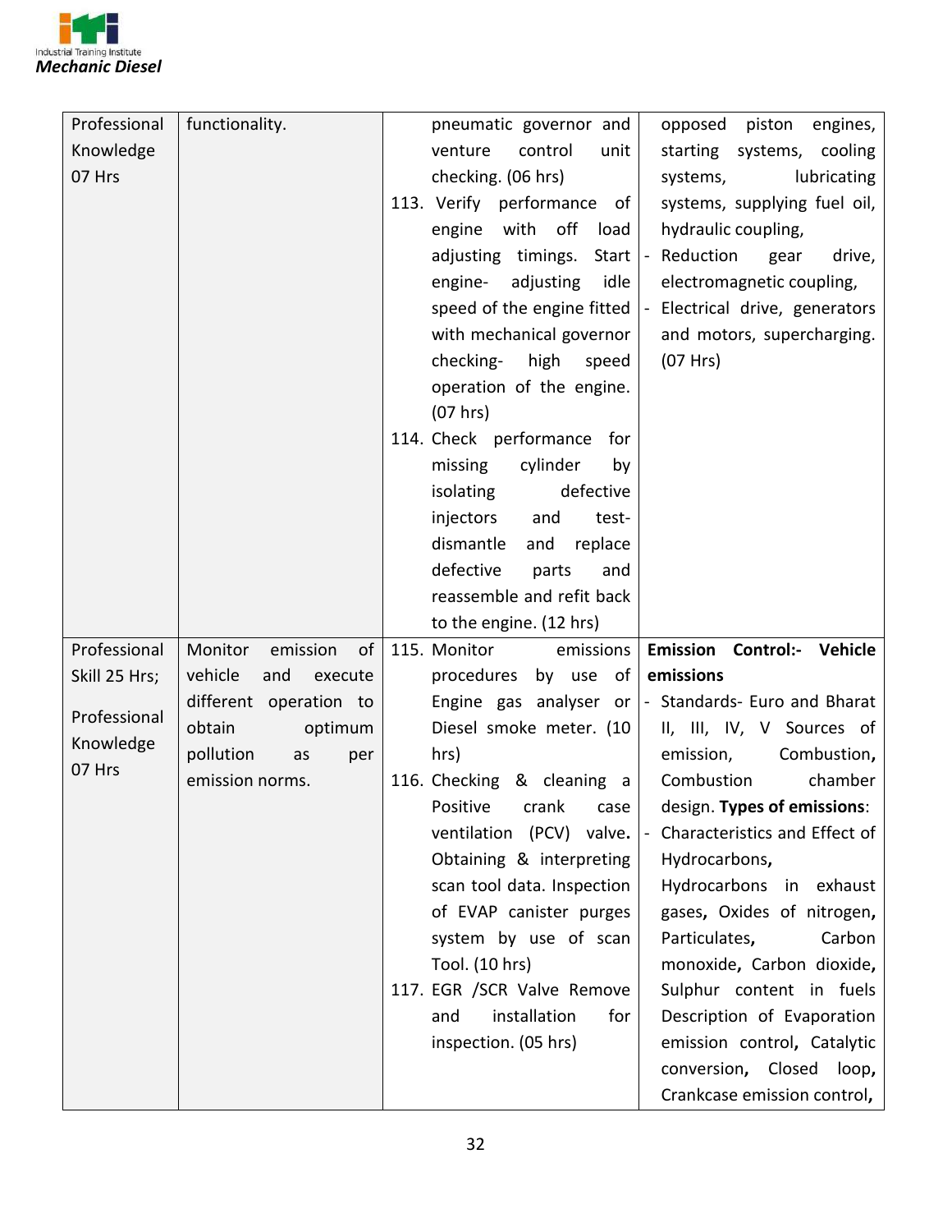| | | | |
|---|---|---|---|
| Professional Knowledge 07 Hrs | functionality. | pneumatic governor and venture control unit checking. (06 hrs)<br>113. Verify performance of engine with off load adjusting timings. Start engine- adjusting idle speed of the engine fitted with mechanical governor checking- high speed operation of the engine. (07 hrs)<br>114. Check performance for missing cylinder by isolating defective injectors and test- dismantle and replace defective parts and reassemble and refit back to the engine. (12 hrs) | opposed piston engines, starting systems, cooling systems, lubricating systems, supplying fuel oil, hydraulic coupling,<br>- Reduction gear drive, electromagnetic coupling,<br>- Electrical drive, generators and motors, supercharging. (07 Hrs) |
| Professional Skill 25 Hrs;<br><br>Professional Knowledge 07 Hrs | Monitor emission of vehicle and execute different operation to obtain optimum pollution as per emission norms. | 115. Monitor emissions procedures by use of Engine gas analyser or Diesel smoke meter. (10 hrs)<br>116. Checking & cleaning a Positive crank case ventilation (PCV) valve**.** Obtaining & interpreting scan tool data. Inspection of EVAP canister purges system by use of scan Tool. (10 hrs)<br>117. EGR /SCR Valve Remove and installation for inspection. (05 hrs) | **Emission Control:- Vehicle emissions**<br>- Standards- Euro and Bharat II, III, IV, V Sources of emission, Combustion**,** Combustion chamber design. **Types of emissions**:<br>- Characteristics and Effect of Hydrocarbons**,** Hydrocarbons in exhaust gases**,** Oxides of nitrogen**,** Particulates**,** Carbon monoxide**,** Carbon dioxide**,** Sulphur content in fuels Description of Evaporation emission control**,** Catalytic conversion**,** Closed loop**,** Crankcase emission control**,** |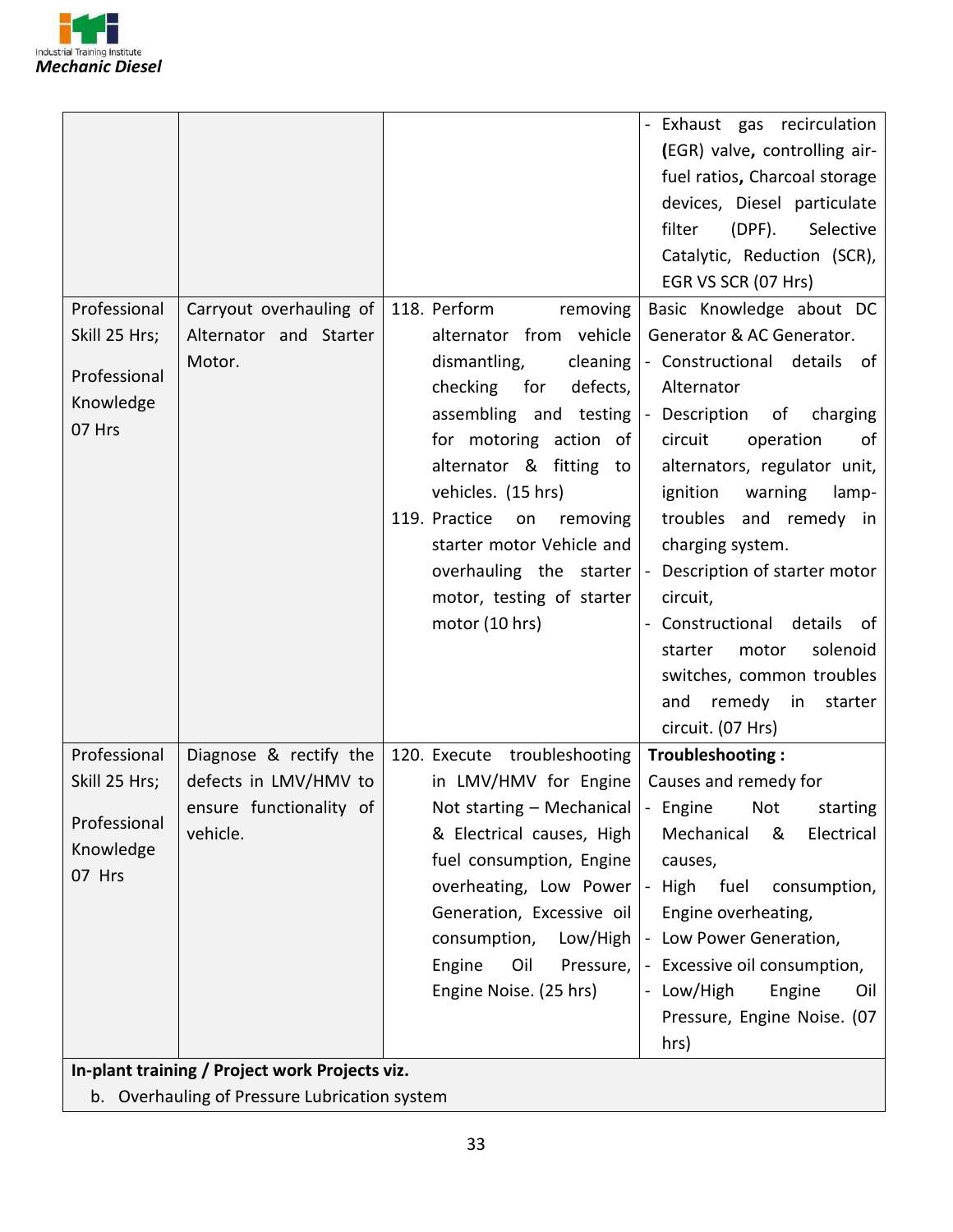| | | | |
|---|---|---|---|
| | | | - Exhaust gas recirculation **(**EGR) valve**,** controlling air-fuel ratios**,** Charcoal storage devices, Diesel particulate filter (DPF). Selective Catalytic, Reduction (SCR), EGR VS SCR (07 Hrs) |
| Professional Skill 25 Hrs;<br><br>Professional Knowledge 07 Hrs | Carryout overhauling of Alternator and Starter Motor. | 118. Perform removing alternator from vehicle dismantling, cleaning checking for defects, assembling and testing for motoring action of alternator & fitting to vehicles. (15 hrs)<br>119. Practice on removing starter motor Vehicle and overhauling the starter motor, testing of starter motor (10 hrs) | Basic Knowledge about DC Generator & AC Generator.<br>- Constructional details of Alternator<br>- Description of charging circuit operation of alternators, regulator unit, ignition warning lamp-troubles and remedy in charging system.<br>- Description of starter motor circuit,<br>- Constructional details of starter motor solenoid switches, common troubles and remedy in starter circuit. (07 Hrs) |
| Professional Skill 25 Hrs;<br><br>Professional Knowledge 07 Hrs | Diagnose & rectify the defects in LMV/HMV to ensure functionality of vehicle. | 120. Execute troubleshooting in LMV/HMV for Engine Not starting – Mechanical & Electrical causes, High fuel consumption, Engine overheating, Low Power Generation, Excessive oil consumption, Low/High Engine Oil Pressure, Engine Noise. (25 hrs) | **Troubleshooting :**<br>Causes and remedy for<br>- Engine Not starting Mechanical & Electrical causes,<br>- High fuel consumption, Engine overheating,<br>- Low Power Generation,<br>- Excessive oil consumption,<br>- Low/High Engine Oil Pressure, Engine Noise. (07 hrs) |
| **In-plant training / Project work Projects viz.**<br>b. Overhauling of Pressure Lubrication system | | | |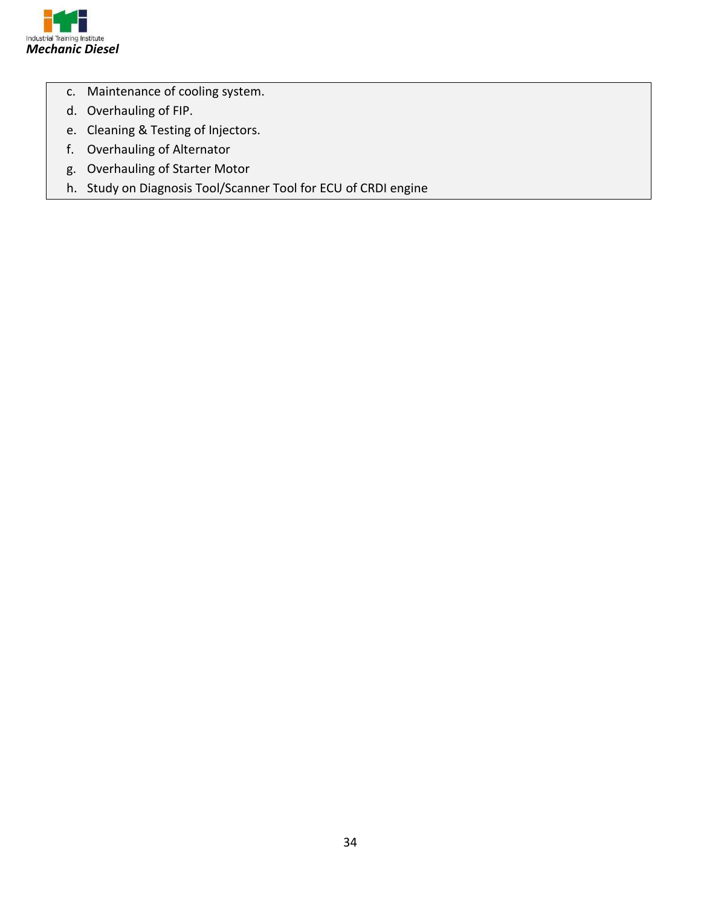c. Maintenance of cooling system.
d. Overhauling of FIP.
e. Cleaning & Testing of Injectors.
f. Overhauling of Alternator
g. Overhauling of Starter Motor
h. Study on Diagnosis Tool/Scanner Tool for ECU of CRDI engine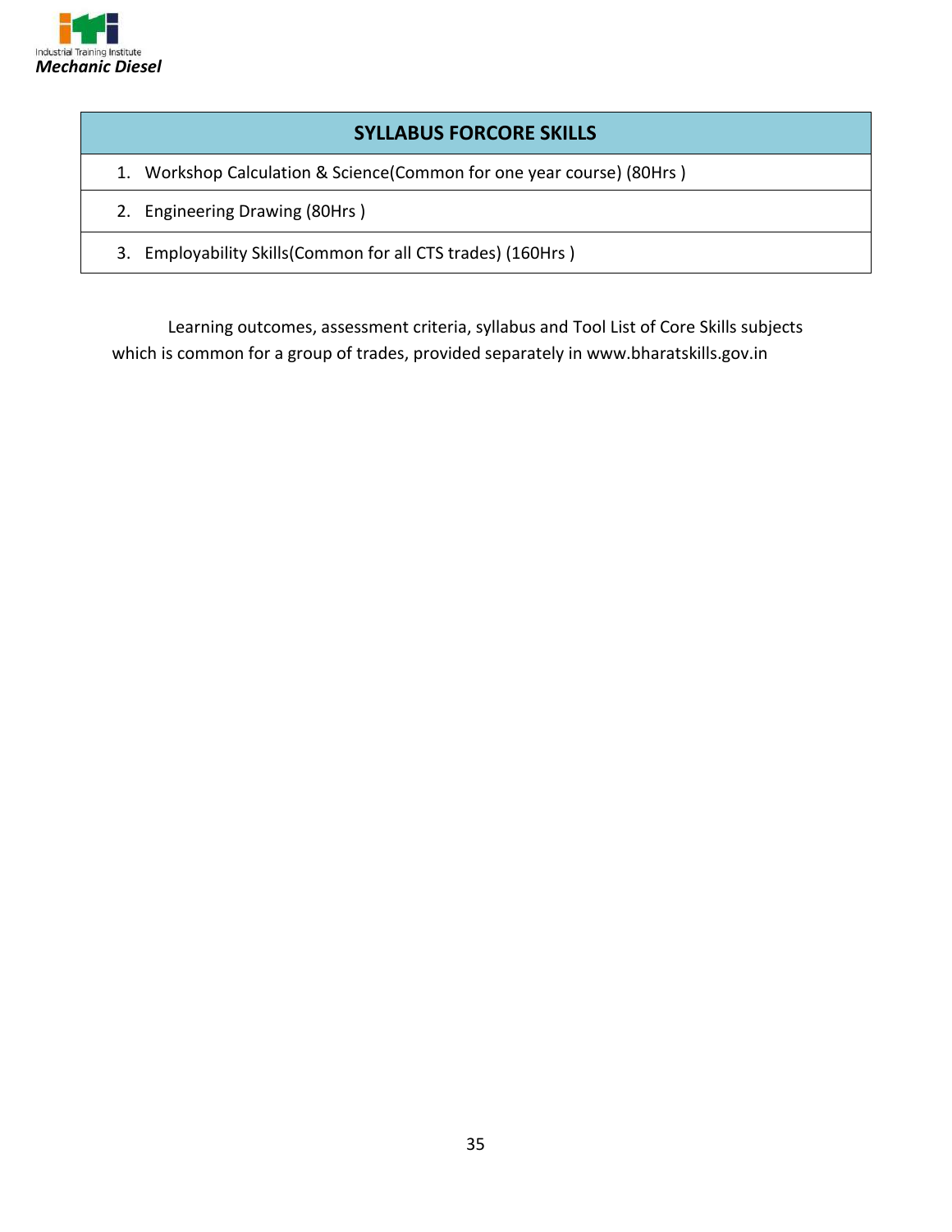| SYLLABUS FORCORE SKILLS |
|---|
| 1. Workshop Calculation & Science(Common for one year course) (80Hrs ) |
| 2. Engineering Drawing (80Hrs ) |
| 3. Employability Skills(Common for all CTS trades) (160Hrs ) |

Learning outcomes, assessment criteria, syllabus and Tool List of Core Skills subjects which is common for a group of trades, provided separately in www.bharatskills.gov.in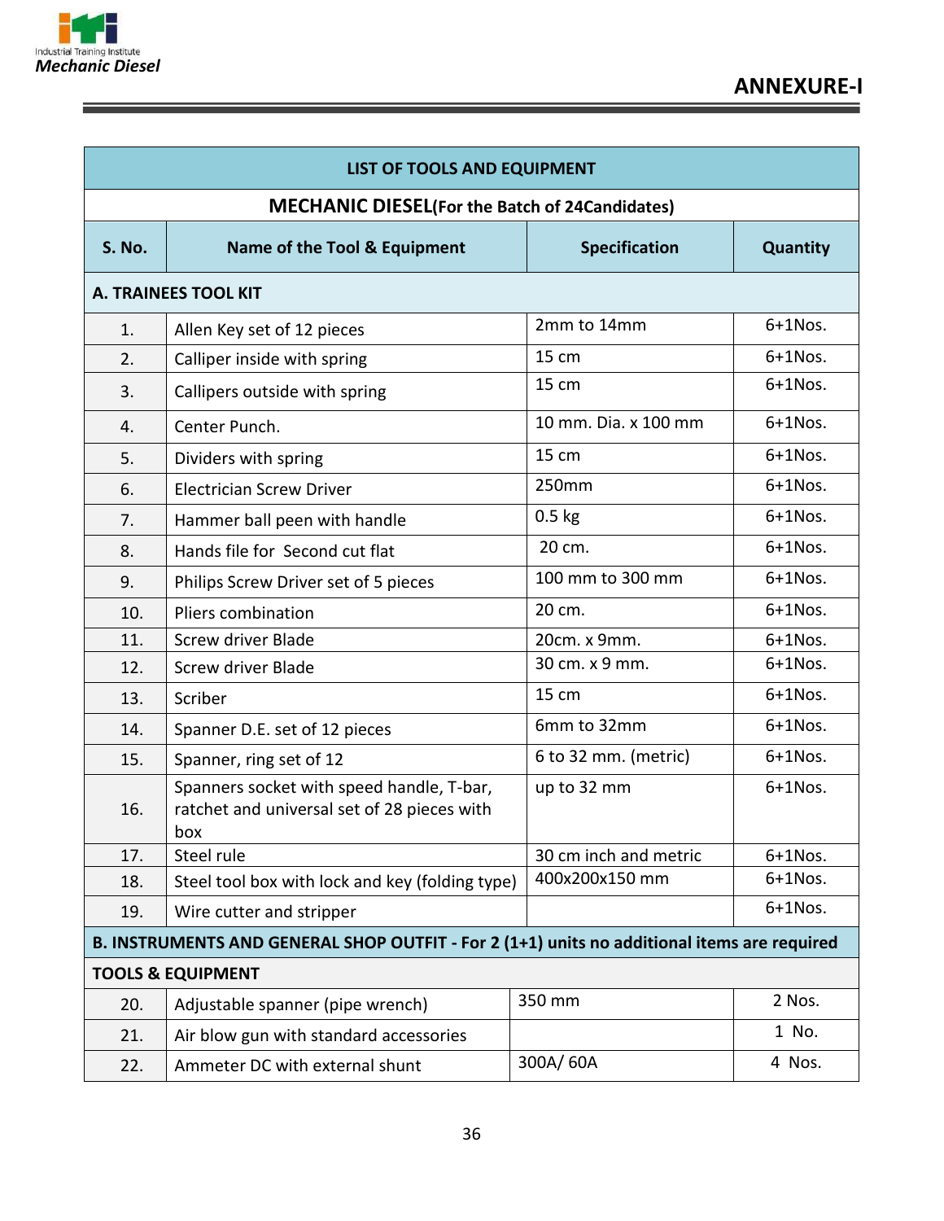## ANNEXURE-I

| LIST OF TOOLS AND EQUIPMENT | | | |
|---|---|---|---|
| **MECHANIC DIESEL(For the Batch of 24Candidates)** | | | |
| **S. No.** | **Name of the Tool & Equipment** | **Specification** | **Quantity** |
| **A. TRAINEES TOOL KIT** | | | |
| 1. | Allen Key set of 12 pieces | 2mm to 14mm | 6+1Nos. |
| 2. | Calliper inside with spring | 15 cm | 6+1Nos. |
| 3. | Callipers outside with spring | 15 cm | 6+1Nos. |
| 4. | Center Punch. | 10 mm. Dia. x 100 mm | 6+1Nos. |
| 5. | Dividers with spring | 15 cm | 6+1Nos. |
| 6. | Electrician Screw Driver | 250mm | 6+1Nos. |
| 7. | Hammer ball peen with handle | 0.5 kg | 6+1Nos. |
| 8. | Hands file for Second cut flat | 20 cm. | 6+1Nos. |
| 9. | Philips Screw Driver set of 5 pieces | 100 mm to 300 mm | 6+1Nos. |
| 10. | Pliers combination | 20 cm. | 6+1Nos. |
| 11. | Screw driver Blade | 20cm. x 9mm. | 6+1Nos. |
| 12. | Screw driver Blade | 30 cm. x 9 mm. | 6+1Nos. |
| 13. | Scriber | 15 cm | 6+1Nos. |
| 14. | Spanner D.E. set of 12 pieces | 6mm to 32mm | 6+1Nos. |
| 15. | Spanner, ring set of 12 | 6 to 32 mm. (metric) | 6+1Nos. |
| 16. | Spanners socket with speed handle, T-bar, ratchet and universal set of 28 pieces with box | up to 32 mm | 6+1Nos. |
| 17. | Steel rule | 30 cm inch and metric | 6+1Nos. |
| 18. | Steel tool box with lock and key (folding type) | 400x200x150 mm | 6+1Nos. |
| 19. | Wire cutter and stripper | | 6+1Nos. |
| **B. INSTRUMENTS AND GENERAL SHOP OUTFIT - For 2 (1+1) units no additional items are required** | | | |
| **TOOLS & EQUIPMENT** | | | |
| 20. | Adjustable spanner (pipe wrench) | 350 mm | 2 Nos. |
| 21. | Air blow gun with standard accessories | | 1 No. |
| 22. | Ammeter DC with external shunt | 300A/ 60A | 4 Nos. |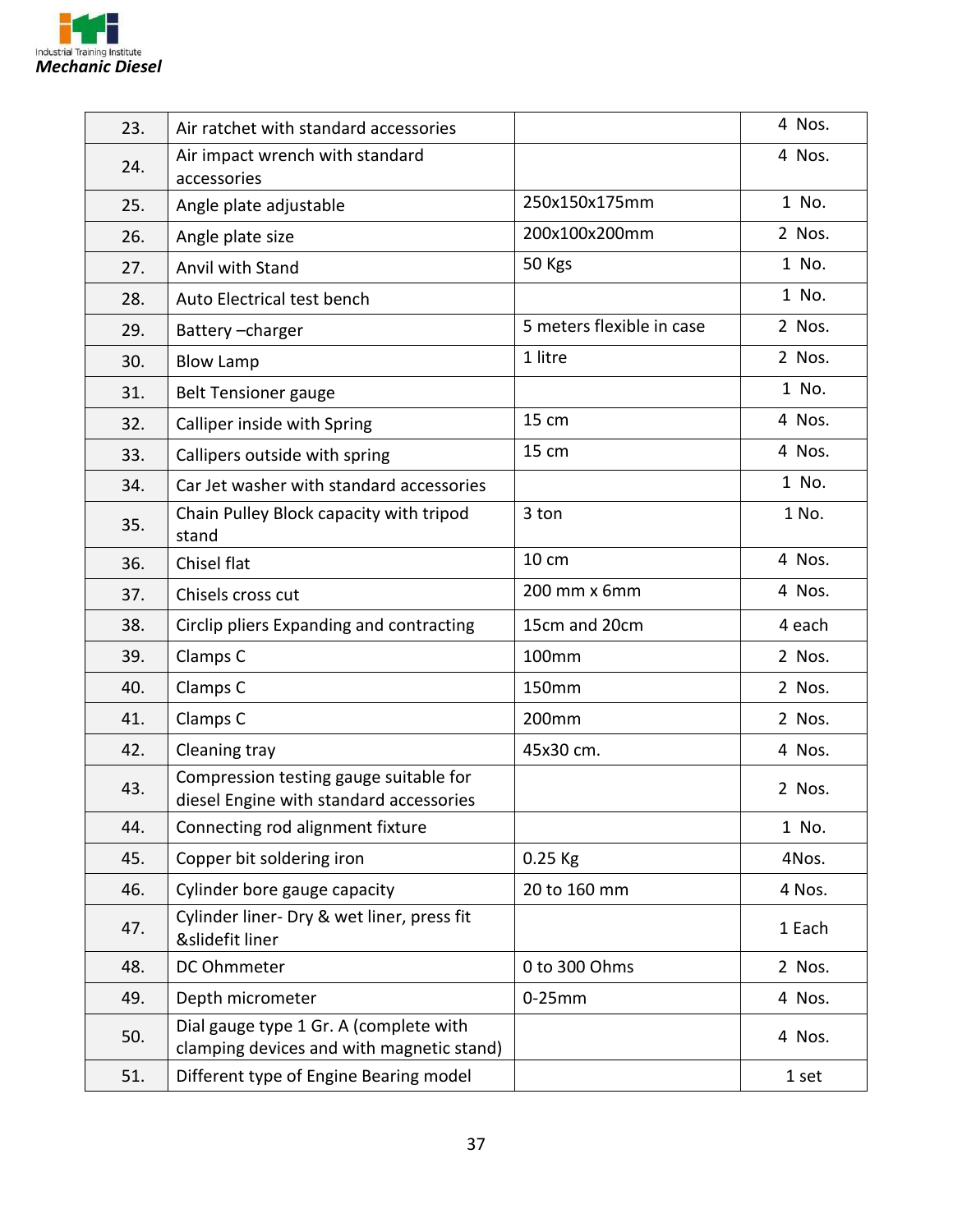| 23. | Air ratchet with standard accessories | | 4 Nos. |
|---|---|---|---|
| 24. | Air impact wrench with standard accessories | | 4 Nos. |
| 25. | Angle plate adjustable | 250x150x175mm | 1 No. |
| 26. | Angle plate size | 200x100x200mm | 2 Nos. |
| 27. | Anvil with Stand | 50 Kgs | 1 No. |
| 28. | Auto Electrical test bench | | 1 No. |
| 29. | Battery –charger | 5 meters flexible in case | 2 Nos. |
| 30. | Blow Lamp | 1 litre | 2 Nos. |
| 31. | Belt Tensioner gauge | | 1 No. |
| 32. | Calliper inside with Spring | 15 cm | 4 Nos. |
| 33. | Callipers outside with spring | 15 cm | 4 Nos. |
| 34. | Car Jet washer with standard accessories | | 1 No. |
| 35. | Chain Pulley Block capacity with tripod stand | 3 ton | 1 No. |
| 36. | Chisel flat | 10 cm | 4 Nos. |
| 37. | Chisels cross cut | 200 mm x 6mm | 4 Nos. |
| 38. | Circlip pliers Expanding and contracting | 15cm and 20cm | 4 each |
| 39. | Clamps C | 100mm | 2 Nos. |
| 40. | Clamps C | 150mm | 2 Nos. |
| 41. | Clamps C | 200mm | 2 Nos. |
| 42. | Cleaning tray | 45x30 cm. | 4 Nos. |
| 43. | Compression testing gauge suitable for diesel Engine with standard accessories | | 2 Nos. |
| 44. | Connecting rod alignment fixture | | 1 No. |
| 45. | Copper bit soldering iron | 0.25 Kg | 4Nos. |
| 46. | Cylinder bore gauge capacity | 20 to 160 mm | 4 Nos. |
| 47. | Cylinder liner- Dry & wet liner, press fit &slidefit liner | | 1 Each |
| 48. | DC Ohmmeter | 0 to 300 Ohms | 2 Nos. |
| 49. | Depth micrometer | 0-25mm | 4 Nos. |
| 50. | Dial gauge type 1 Gr. A (complete with clamping devices and with magnetic stand) | | 4 Nos. |
| 51. | Different type of Engine Bearing model | | 1 set |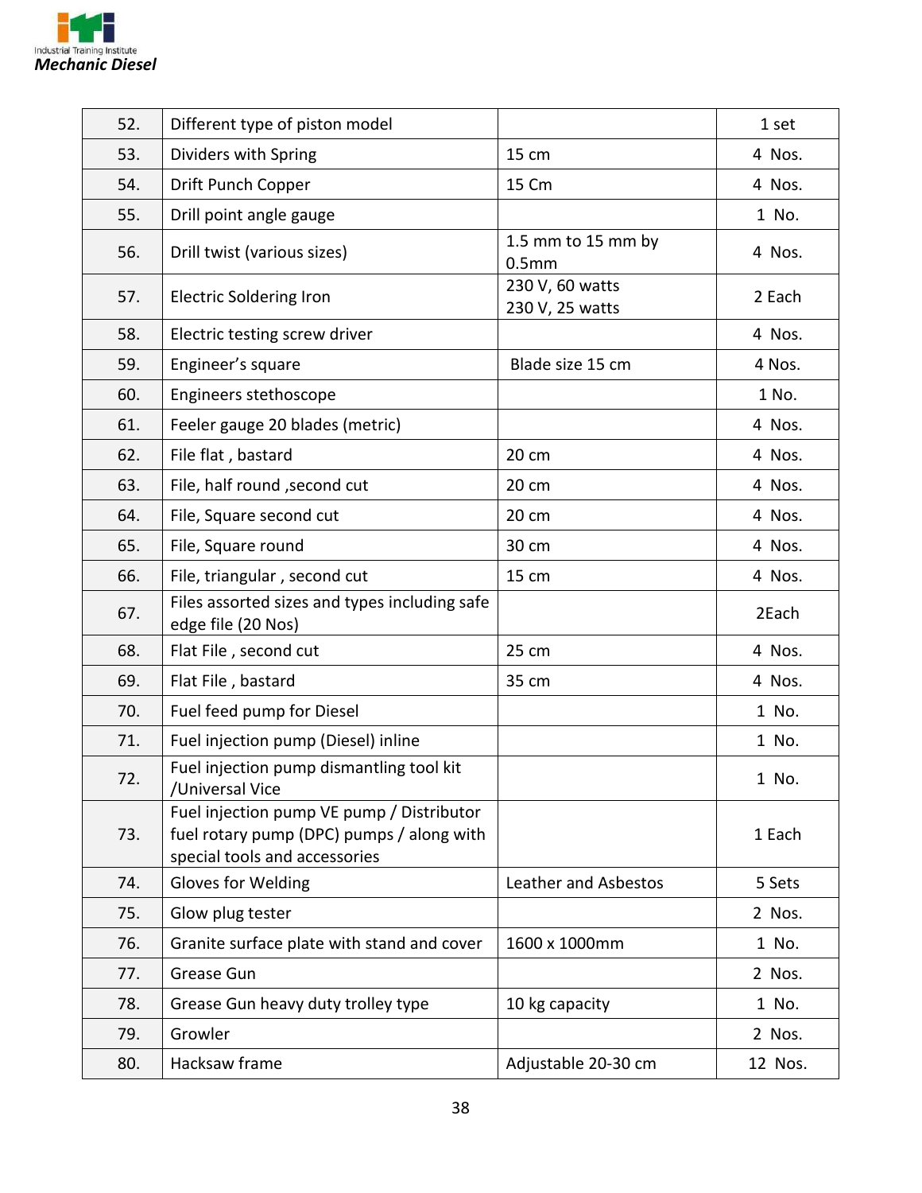| 52. | Different type of piston model | | 1 set |
|---|---|---|---|
| 53. | Dividers with Spring | 15 cm | 4 Nos. |
| 54. | Drift Punch Copper | 15 Cm | 4 Nos. |
| 55. | Drill point angle gauge | | 1 No. |
| 56. | Drill twist (various sizes) | 1.5 mm to 15 mm by 0.5mm | 4 Nos. |
| 57. | Electric Soldering Iron | 230 V, 60 watts<br>230 V, 25 watts | 2 Each |
| 58. | Electric testing screw driver | | 4 Nos. |
| 59. | Engineer's square | Blade size 15 cm | 4 Nos. |
| 60. | Engineers stethoscope | | 1 No. |
| 61. | Feeler gauge 20 blades (metric) | | 4 Nos. |
| 62. | File flat , bastard | 20 cm | 4 Nos. |
| 63. | File, half round ,second cut | 20 cm | 4 Nos. |
| 64. | File, Square second cut | 20 cm | 4 Nos. |
| 65. | File, Square round | 30 cm | 4 Nos. |
| 66. | File, triangular , second cut | 15 cm | 4 Nos. |
| 67. | Files assorted sizes and types including safe edge file (20 Nos) | | 2Each |
| 68. | Flat File , second cut | 25 cm | 4 Nos. |
| 69. | Flat File , bastard | 35 cm | 4 Nos. |
| 70. | Fuel feed pump for Diesel | | 1 No. |
| 71. | Fuel injection pump (Diesel) inline | | 1 No. |
| 72. | Fuel injection pump dismantling tool kit /Universal Vice | | 1 No. |
| 73. | Fuel injection pump VE pump / Distributor fuel rotary pump (DPC) pumps / along with special tools and accessories | | 1 Each |
| 74. | Gloves for Welding | Leather and Asbestos | 5 Sets |
| 75. | Glow plug tester | | 2 Nos. |
| 76. | Granite surface plate with stand and cover | 1600 x 1000mm | 1 No. |
| 77. | Grease Gun | | 2 Nos. |
| 78. | Grease Gun heavy duty trolley type | 10 kg capacity | 1 No. |
| 79. | Growler | | 2 Nos. |
| 80. | Hacksaw frame | Adjustable 20-30 cm | 12 Nos. |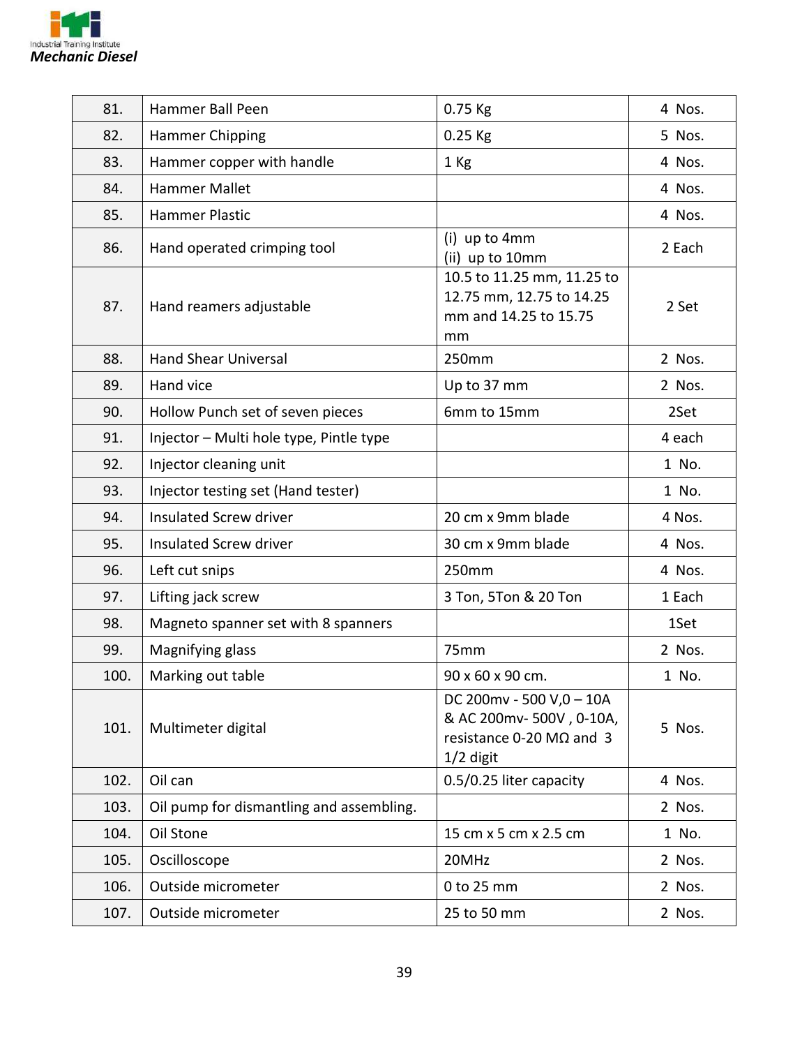| 81. | Hammer Ball Peen | 0.75 Kg | 4 Nos. |
|---|---|---|---|
| 82. | Hammer Chipping | 0.25 Kg | 5 Nos. |
| 83. | Hammer copper with handle | 1 Kg | 4 Nos. |
| 84. | Hammer Mallet | | 4 Nos. |
| 85. | Hammer Plastic | | 4 Nos. |
| 86. | Hand operated crimping tool | (i) up to 4mm<br>(ii) up to 10mm | 2 Each |
| 87. | Hand reamers adjustable | 10.5 to 11.25 mm, 11.25 to 12.75 mm, 12.75 to 14.25 mm and 14.25 to 15.75 mm | 2 Set |
| 88. | Hand Shear Universal | 250mm | 2 Nos. |
| 89. | Hand vice | Up to 37 mm | 2 Nos. |
| 90. | Hollow Punch set of seven pieces | 6mm to 15mm | 2Set |
| 91. | Injector – Multi hole type, Pintle type | | 4 each |
| 92. | Injector cleaning unit | | 1 No. |
| 93. | Injector testing set (Hand tester) | | 1 No. |
| 94. | Insulated Screw driver | 20 cm x 9mm blade | 4 Nos. |
| 95. | Insulated Screw driver | 30 cm x 9mm blade | 4 Nos. |
| 96. | Left cut snips | 250mm | 4 Nos. |
| 97. | Lifting jack screw | 3 Ton, 5Ton & 20 Ton | 1 Each |
| 98. | Magneto spanner set with 8 spanners | | 1Set |
| 99. | Magnifying glass | 75mm | 2 Nos. |
| 100. | Marking out table | 90 x 60 x 90 cm. | 1 No. |
| 101. | Multimeter digital | DC 200mv - 500 V,0 – 10A & AC 200mv- 500V , 0-10A, resistance 0-20 MΩ and 3 1/2 digit | 5 Nos. |
| 102. | Oil can | 0.5/0.25 liter capacity | 4 Nos. |
| 103. | Oil pump for dismantling and assembling. | | 2 Nos. |
| 104. | Oil Stone | 15 cm x 5 cm x 2.5 cm | 1 No. |
| 105. | Oscilloscope | 20MHz | 2 Nos. |
| 106. | Outside micrometer | 0 to 25 mm | 2 Nos. |
| 107. | Outside micrometer | 25 to 50 mm | 2 Nos. |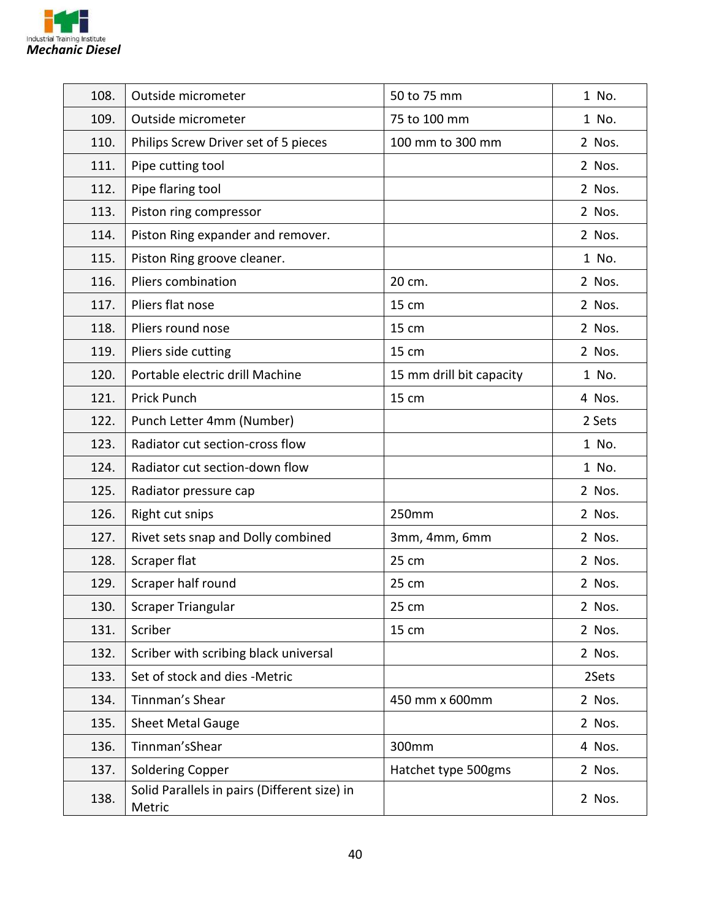| 108. | Outside micrometer | 50 to 75 mm | 1 No. |
|---|---|---|---|
| 109. | Outside micrometer | 75 to 100 mm | 1 No. |
| 110. | Philips Screw Driver set of 5 pieces | 100 mm to 300 mm | 2 Nos. |
| 111. | Pipe cutting tool | | 2 Nos. |
| 112. | Pipe flaring tool | | 2 Nos. |
| 113. | Piston ring compressor | | 2 Nos. |
| 114. | Piston Ring expander and remover. | | 2 Nos. |
| 115. | Piston Ring groove cleaner. | | 1 No. |
| 116. | Pliers combination | 20 cm. | 2 Nos. |
| 117. | Pliers flat nose | 15 cm | 2 Nos. |
| 118. | Pliers round nose | 15 cm | 2 Nos. |
| 119. | Pliers side cutting | 15 cm | 2 Nos. |
| 120. | Portable electric drill Machine | 15 mm drill bit capacity | 1 No. |
| 121. | Prick Punch | 15 cm | 4 Nos. |
| 122. | Punch Letter 4mm (Number) | | 2 Sets |
| 123. | Radiator cut section-cross flow | | 1 No. |
| 124. | Radiator cut section-down flow | | 1 No. |
| 125. | Radiator pressure cap | | 2 Nos. |
| 126. | Right cut snips | 250mm | 2 Nos. |
| 127. | Rivet sets snap and Dolly combined | 3mm, 4mm, 6mm | 2 Nos. |
| 128. | Scraper flat | 25 cm | 2 Nos. |
| 129. | Scraper half round | 25 cm | 2 Nos. |
| 130. | Scraper Triangular | 25 cm | 2 Nos. |
| 131. | Scriber | 15 cm | 2 Nos. |
| 132. | Scriber with scribing black universal | | 2 Nos. |
| 133. | Set of stock and dies -Metric | | 2Sets |
| 134. | Tinnman's Shear | 450 mm x 600mm | 2 Nos. |
| 135. | Sheet Metal Gauge | | 2 Nos. |
| 136. | Tinnman'sShear | 300mm | 4 Nos. |
| 137. | Soldering Copper | Hatchet type 500gms | 2 Nos. |
| 138. | Solid Parallels in pairs (Different size) in Metric | | 2 Nos. |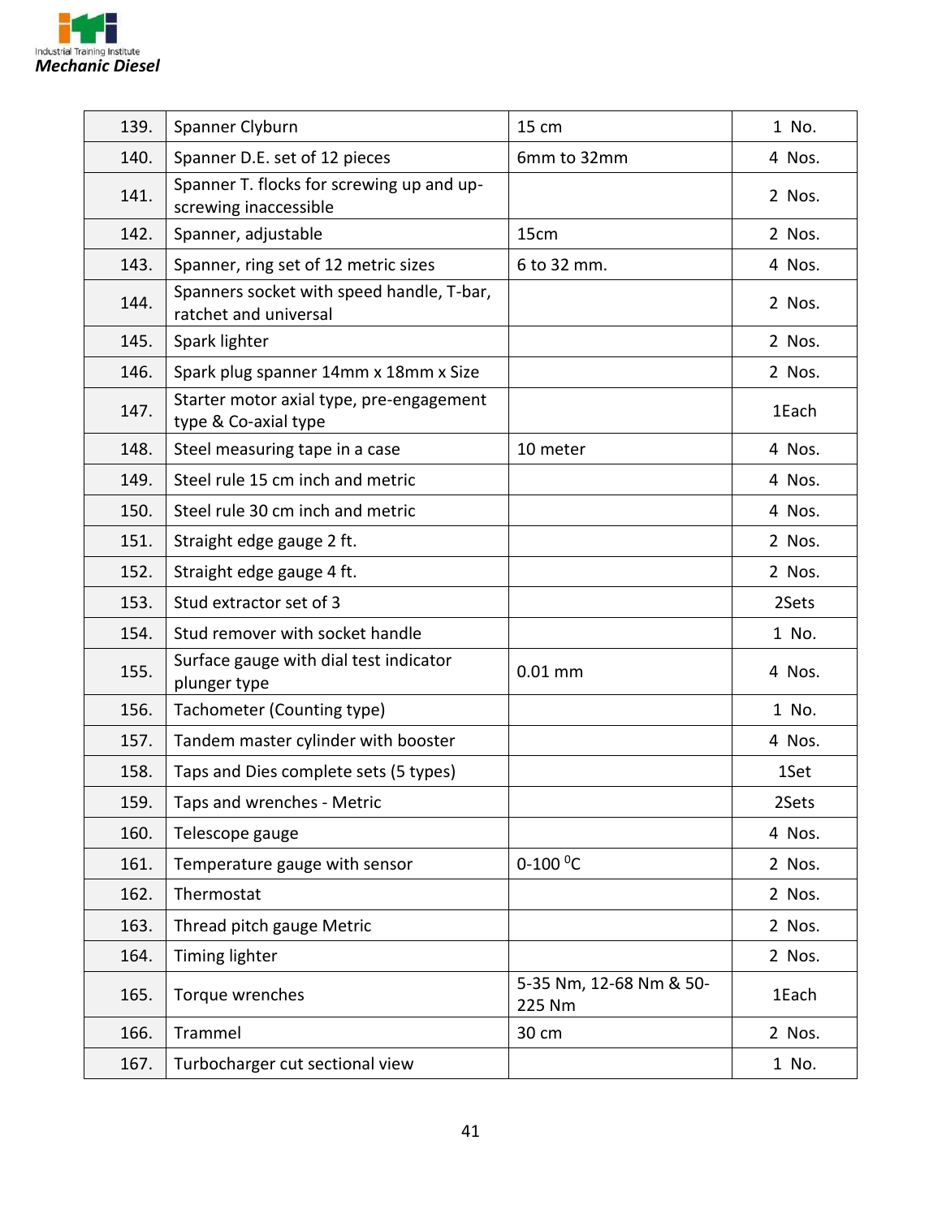| 139. | Spanner Clyburn | 15 cm | 1 No. |
|---|---|---|---|
| 140. | Spanner D.E. set of 12 pieces | 6mm to 32mm | 4 Nos. |
| 141. | Spanner T. flocks for screwing up and up-screwing inaccessible | | 2 Nos. |
| 142. | Spanner, adjustable | 15cm | 2 Nos. |
| 143. | Spanner, ring set of 12 metric sizes | 6 to 32 mm. | 4 Nos. |
| 144. | Spanners socket with speed handle, T-bar, ratchet and universal | | 2 Nos. |
| 145. | Spark lighter | | 2 Nos. |
| 146. | Spark plug spanner 14mm x 18mm x Size | | 2 Nos. |
| 147. | Starter motor axial type, pre-engagement type & Co-axial type | | 1Each |
| 148. | Steel measuring tape in a case | 10 meter | 4 Nos. |
| 149. | Steel rule 15 cm inch and metric | | 4 Nos. |
| 150. | Steel rule 30 cm inch and metric | | 4 Nos. |
| 151. | Straight edge gauge 2 ft. | | 2 Nos. |
| 152. | Straight edge gauge 4 ft. | | 2 Nos. |
| 153. | Stud extractor set of 3 | | 2Sets |
| 154. | Stud remover with socket handle | | 1 No. |
| 155. | Surface gauge with dial test indicator plunger type | 0.01 mm | 4 Nos. |
| 156. | Tachometer (Counting type) | | 1 No. |
| 157. | Tandem master cylinder with booster | | 4 Nos. |
| 158. | Taps and Dies complete sets (5 types) | | 1Set |
| 159. | Taps and wrenches - Metric | | 2Sets |
| 160. | Telescope gauge | | 4 Nos. |
| 161. | Temperature gauge with sensor | 0-100 $^{0}$C | 2 Nos. |
| 162. | Thermostat | | 2 Nos. |
| 163. | Thread pitch gauge Metric | | 2 Nos. |
| 164. | Timing lighter | | 2 Nos. |
| 165. | Torque wrenches | 5-35 Nm, 12-68 Nm & 50-225 Nm | 1Each |
| 166. | Trammel | 30 cm | 2 Nos. |
| 167. | Turbocharger cut sectional view | | 1 No. |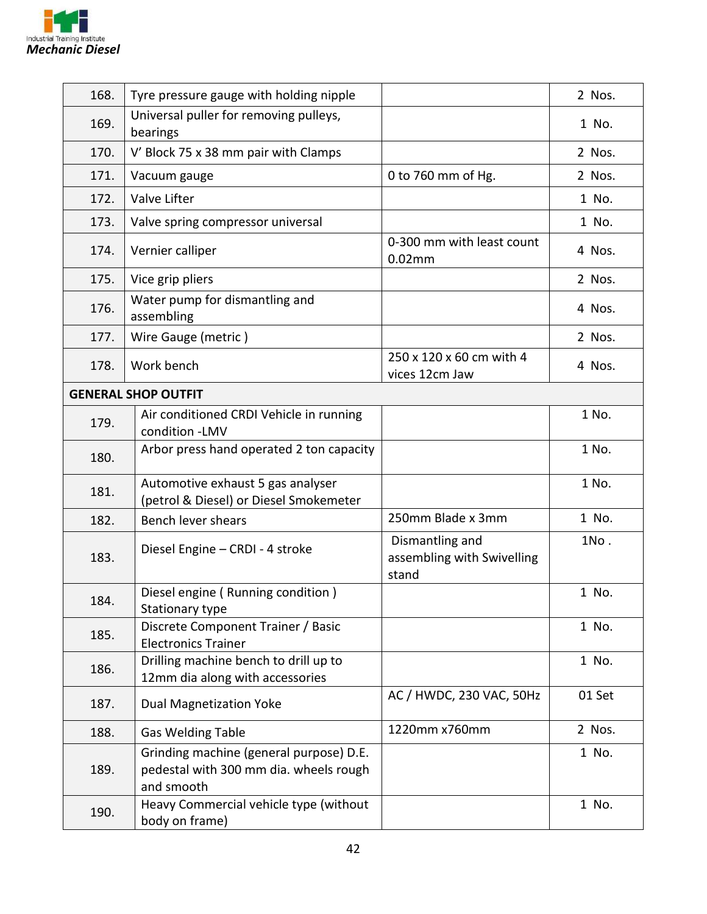| | | | |
|---|---|---|---|
| 168. | Tyre pressure gauge with holding nipple | | 2 Nos. |
| 169. | Universal puller for removing pulleys, bearings | | 1 No. |
| 170. | V' Block 75 x 38 mm pair with Clamps | | 2 Nos. |
| 171. | Vacuum gauge | 0 to 760 mm of Hg. | 2 Nos. |
| 172. | Valve Lifter | | 1 No. |
| 173. | Valve spring compressor universal | | 1 No. |
| 174. | Vernier calliper | 0-300 mm with least count 0.02mm | 4 Nos. |
| 175. | Vice grip pliers | | 2 Nos. |
| 176. | Water pump for dismantling and assembling | | 4 Nos. |
| 177. | Wire Gauge (metric ) | | 2 Nos. |
| 178. | Work bench | 250 x 120 x 60 cm with 4 vices 12cm Jaw | 4 Nos. |
| **GENERAL SHOP OUTFIT** | | | |
| 179. | Air conditioned CRDI Vehicle in running condition -LMV | | 1 No. |
| 180. | Arbor press hand operated 2 ton capacity | | 1 No. |
| 181. | Automotive exhaust 5 gas analyser (petrol & Diesel) or Diesel Smokemeter | | 1 No. |
| 182. | Bench lever shears | 250mm Blade x 3mm | 1 No. |
| 183. | Diesel Engine – CRDI - 4 stroke | Dismantling and assembling with Swivelling stand | 1No . |
| 184. | Diesel engine ( Running condition ) Stationary type | | 1 No. |
| 185. | Discrete Component Trainer / Basic Electronics Trainer | | 1 No. |
| 186. | Drilling machine bench to drill up to 12mm dia along with accessories | | 1 No. |
| 187. | Dual Magnetization Yoke | AC / HWDC, 230 VAC, 50Hz | 01 Set |
| 188. | Gas Welding Table | 1220mm x760mm | 2 Nos. |
| 189. | Grinding machine (general purpose) D.E. pedestal with 300 mm dia. wheels rough and smooth | | 1 No. |
| 190. | Heavy Commercial vehicle type (without body on frame) | | 1 No. |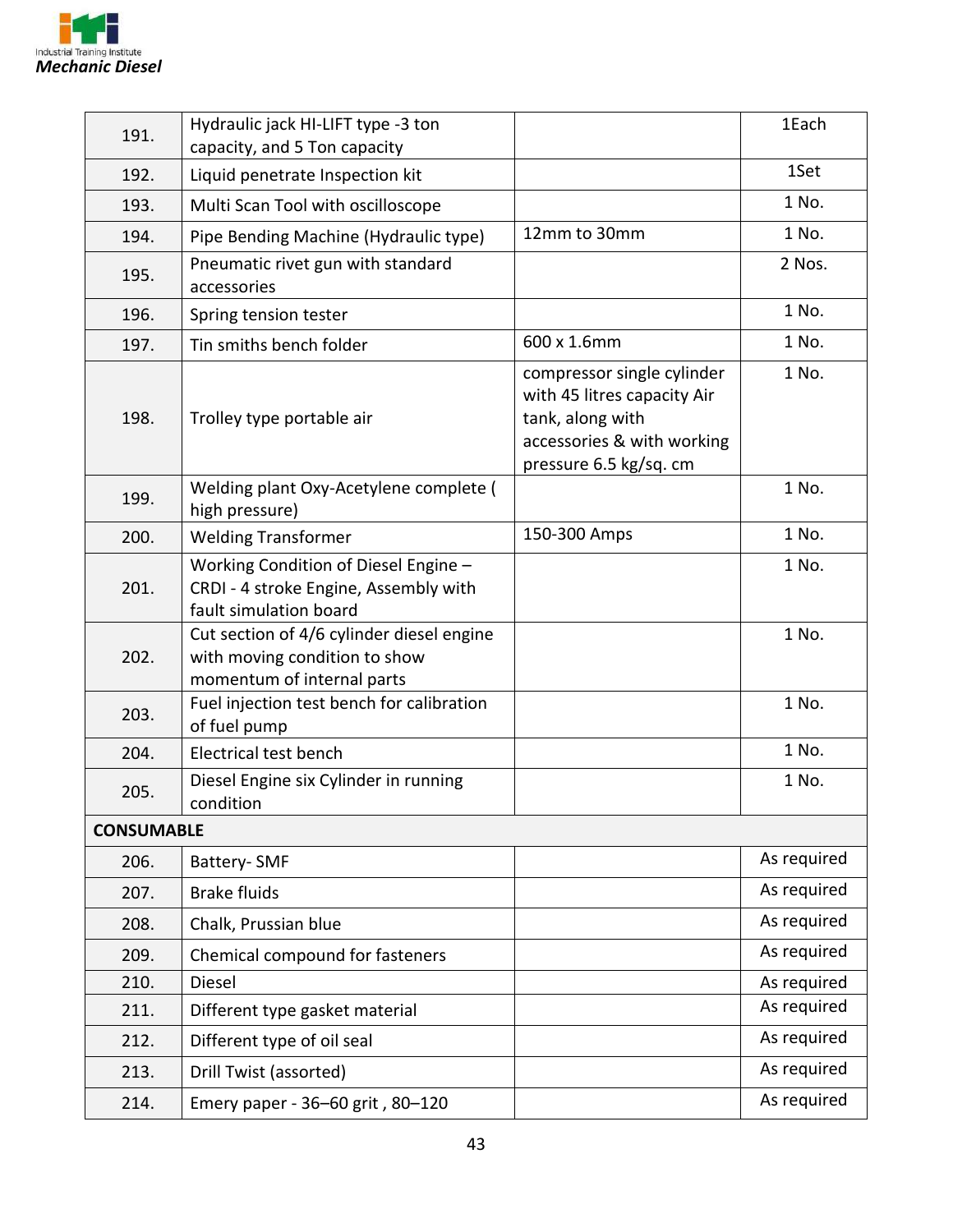| | | | |
|---|---|---|---|
| 191. | Hydraulic jack HI-LIFT type -3 ton capacity, and 5 Ton capacity | | 1Each |
| 192. | Liquid penetrate Inspection kit | | 1Set |
| 193. | Multi Scan Tool with oscilloscope | | 1 No. |
| 194. | Pipe Bending Machine (Hydraulic type) | 12mm to 30mm | 1 No. |
| 195. | Pneumatic rivet gun with standard accessories | | 2 Nos. |
| 196. | Spring tension tester | | 1 No. |
| 197. | Tin smiths bench folder | 600 x 1.6mm | 1 No. |
| 198. | Trolley type portable air | compressor single cylinder with 45 litres capacity Air tank, along with accessories & with working pressure 6.5 kg/sq. cm | 1 No. |
| 199. | Welding plant Oxy-Acetylene complete ( high pressure) | | 1 No. |
| 200. | Welding Transformer | 150-300 Amps | 1 No. |
| 201. | Working Condition of Diesel Engine – CRDI - 4 stroke Engine, Assembly with fault simulation board | | 1 No. |
| 202. | Cut section of 4/6 cylinder diesel engine with moving condition to show momentum of internal parts | | 1 No. |
| 203. | Fuel injection test bench for calibration of fuel pump | | 1 No. |
| 204. | Electrical test bench | | 1 No. |
| 205. | Diesel Engine six Cylinder in running condition | | 1 No. |
| **CONSUMABLE** | | | |
| 206. | Battery- SMF | | As required |
| 207. | Brake fluids | | As required |
| 208. | Chalk, Prussian blue | | As required |
| 209. | Chemical compound for fasteners | | As required |
| 210. | Diesel | | As required |
| 211. | Different type gasket material | | As required |
| 212. | Different type of oil seal | | As required |
| 213. | Drill Twist (assorted) | | As required |
| 214. | Emery paper - 36–60 grit , 80–120 | | As required |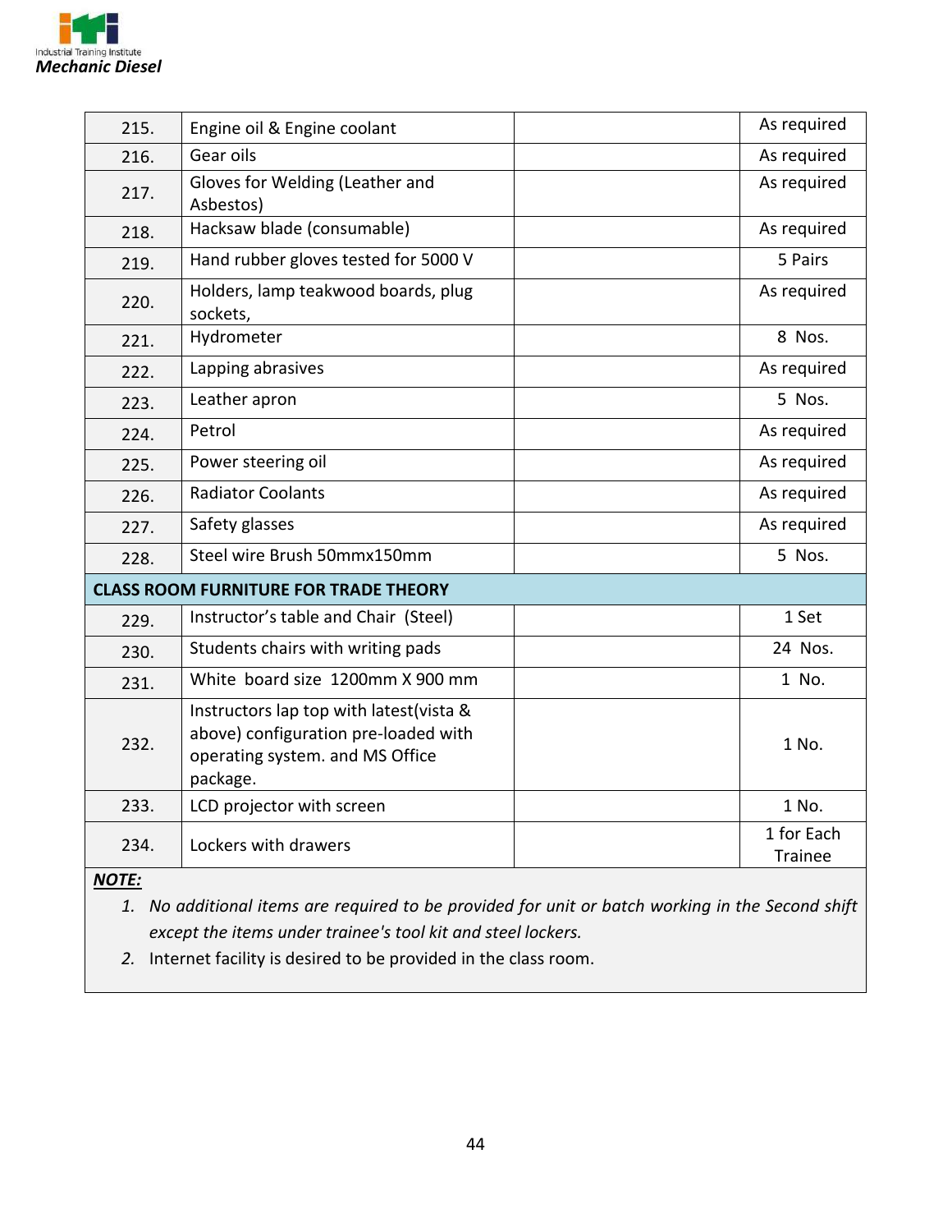| | | | |
|---|---|---|---|
| 215. | Engine oil & Engine coolant | | As required |
| 216. | Gear oils | | As required |
| 217. | Gloves for Welding (Leather and Asbestos) | | As required |
| 218. | Hacksaw blade (consumable) | | As required |
| 219. | Hand rubber gloves tested for 5000 V | | 5 Pairs |
| 220. | Holders, lamp teakwood boards, plug sockets, | | As required |
| 221. | Hydrometer | | 8 Nos. |
| 222. | Lapping abrasives | | As required |
| 223. | Leather apron | | 5 Nos. |
| 224. | Petrol | | As required |
| 225. | Power steering oil | | As required |
| 226. | Radiator Coolants | | As required |
| 227. | Safety glasses | | As required |
| 228. | Steel wire Brush 50mmx150mm | | 5 Nos. |
| **CLASS ROOM FURNITURE FOR TRADE THEORY** | | | |
| 229. | Instructor's table and Chair (Steel) | | 1 Set |
| 230. | Students chairs with writing pads | | 24 Nos. |
| 231. | White board size 1200mm X 900 mm | | 1 No. |
| 232. | Instructors lap top with latest(vista & above) configuration pre-loaded with operating system. and MS Office package. | | 1 No. |
| 233. | LCD projector with screen | | 1 No. |
| 234. | Lockers with drawers | | 1 for Each Trainee |

***NOTE:***

1. *No additional items are required to be provided for unit or batch working in the Second shift except the items under trainee's tool kit and steel lockers.*
2. Internet facility is desired to be provided in the class room.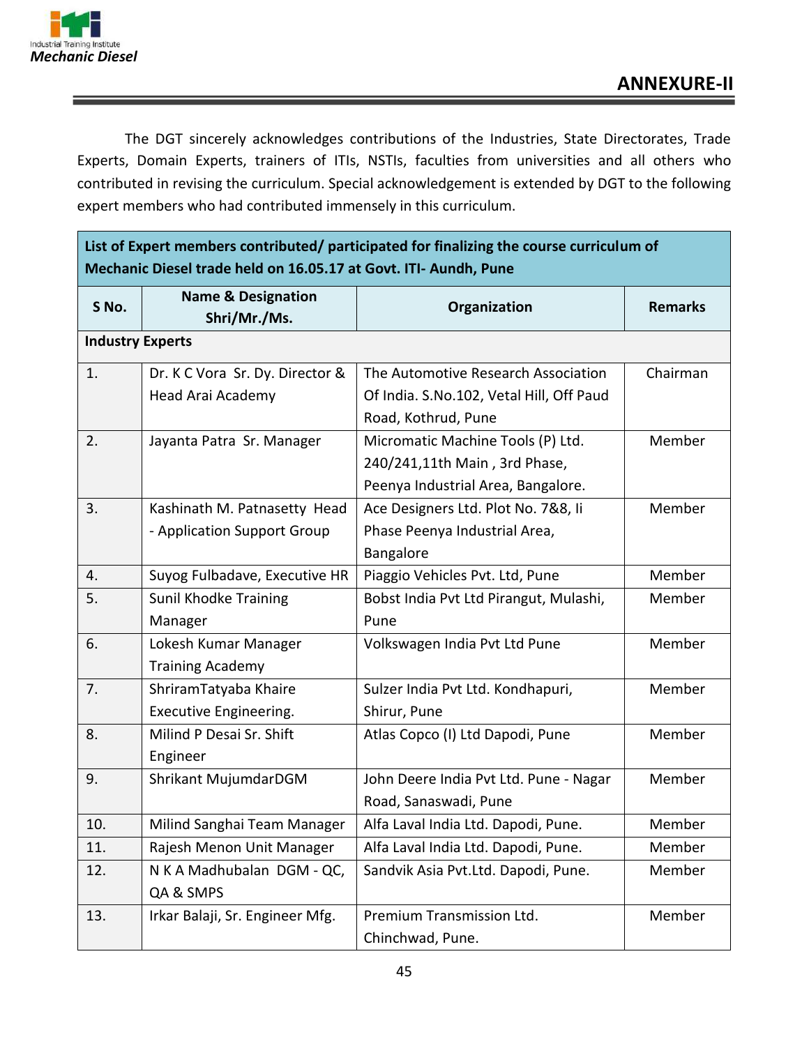## ANNEXURE-II

The DGT sincerely acknowledges contributions of the Industries, State Directorates, Trade Experts, Domain Experts, trainers of ITIs, NSTIs, faculties from universities and all others who contributed in revising the curriculum. Special acknowledgement is extended by DGT to the following expert members who had contributed immensely in this curriculum.

| List of Expert members contributed/ participated for finalizing the course curriculum of Mechanic Diesel trade held on 16.05.17 at Govt. ITI- Aundh, Pune | | | |
|---|---|---|---|
| **S No.** | **Name & Designation Shri/Mr./Ms.** | **Organization** | **Remarks** |
| **Industry Experts** | | | |
| 1. | Dr. K C Vora Sr. Dy. Director & Head Arai Academy | The Automotive Research Association Of India. S.No.102, Vetal Hill, Off Paud Road, Kothrud, Pune | Chairman |
| 2. | Jayanta Patra Sr. Manager | Micromatic Machine Tools (P) Ltd. 240/241,11th Main , 3rd Phase, Peenya Industrial Area, Bangalore. | Member |
| 3. | Kashinath M. Patnasetty Head - Application Support Group | Ace Designers Ltd. Plot No. 7&8, Ii Phase Peenya Industrial Area, Bangalore | Member |
| 4. | Suyog Fulbadave, Executive HR | Piaggio Vehicles Pvt. Ltd, Pune | Member |
| 5. | Sunil Khodke Training Manager | Bobst India Pvt Ltd Pirangut, Mulashi, Pune | Member |
| 6. | Lokesh Kumar Manager Training Academy | Volkswagen India Pvt Ltd Pune | Member |
| 7. | ShriramTatyaba Khaire Executive Engineering. | Sulzer India Pvt Ltd. Kondhapuri, Shirur, Pune | Member |
| 8. | Milind P Desai Sr. Shift Engineer | Atlas Copco (I) Ltd Dapodi, Pune | Member |
| 9. | Shrikant MujumdarDGM | John Deere India Pvt Ltd. Pune - Nagar Road, Sanaswadi, Pune | Member |
| 10. | Milind Sanghai Team Manager | Alfa Laval India Ltd. Dapodi, Pune. | Member |
| 11. | Rajesh Menon Unit Manager | Alfa Laval India Ltd. Dapodi, Pune. | Member |
| 12. | N K A Madhubalan DGM - QC, QA & SMPS | Sandvik Asia Pvt.Ltd. Dapodi, Pune. | Member |
| 13. | Irkar Balaji, Sr. Engineer Mfg. | Premium Transmission Ltd. Chinchwad, Pune. | Member |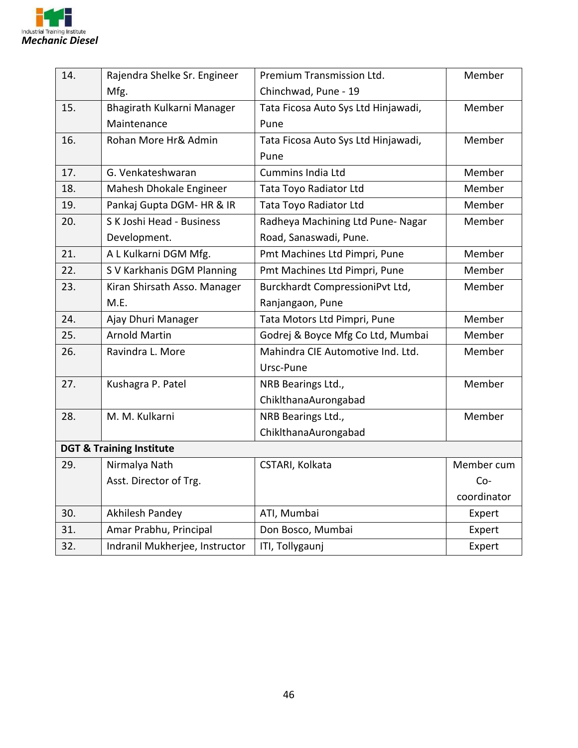| | | | |
|---|---|---|---|
| 14. | Rajendra Shelke Sr. Engineer Mfg. | Premium Transmission Ltd. Chinchwad, Pune - 19 | Member |
| 15. | Bhagirath Kulkarni Manager Maintenance | Tata Ficosa Auto Sys Ltd Hinjawadi, Pune | Member |
| 16. | Rohan More Hr& Admin | Tata Ficosa Auto Sys Ltd Hinjawadi, Pune | Member |
| 17. | G. Venkateshwaran | Cummins India Ltd | Member |
| 18. | Mahesh Dhokale Engineer | Tata Toyo Radiator Ltd | Member |
| 19. | Pankaj Gupta DGM- HR & IR | Tata Toyo Radiator Ltd | Member |
| 20. | S K Joshi Head - Business Development. | Radheya Machining Ltd Pune- Nagar Road, Sanaswadi, Pune. | Member |
| 21. | A L Kulkarni DGM Mfg. | Pmt Machines Ltd Pimpri, Pune | Member |
| 22. | S V Karkhanis DGM Planning | Pmt Machines Ltd Pimpri, Pune | Member |
| 23. | Kiran Shirsath Asso. Manager M.E. | Burckhardt CompressioniPvt Ltd, Ranjangaon, Pune | Member |
| 24. | Ajay Dhuri Manager | Tata Motors Ltd Pimpri, Pune | Member |
| 25. | Arnold Martin | Godrej & Boyce Mfg Co Ltd, Mumbai | Member |
| 26. | Ravindra L. More | Mahindra CIE Automotive Ind. Ltd. Ursc-Pune | Member |
| 27. | Kushagra P. Patel | NRB Bearings Ltd., ChiklthanaAurongabad | Member |
| 28. | M. M. Kulkarni | NRB Bearings Ltd., ChiklthanaAurongabad | Member |
| **DGT & Training Institute** | | | |
| 29. | Nirmalya Nath Asst. Director of Trg. | CSTARI, Kolkata | Member cum Co-coordinator |
| 30. | Akhilesh Pandey | ATI, Mumbai | Expert |
| 31. | Amar Prabhu, Principal | Don Bosco, Mumbai | Expert |
| 32. | Indranil Mukherjee, Instructor | ITI, Tollygaunj | Expert |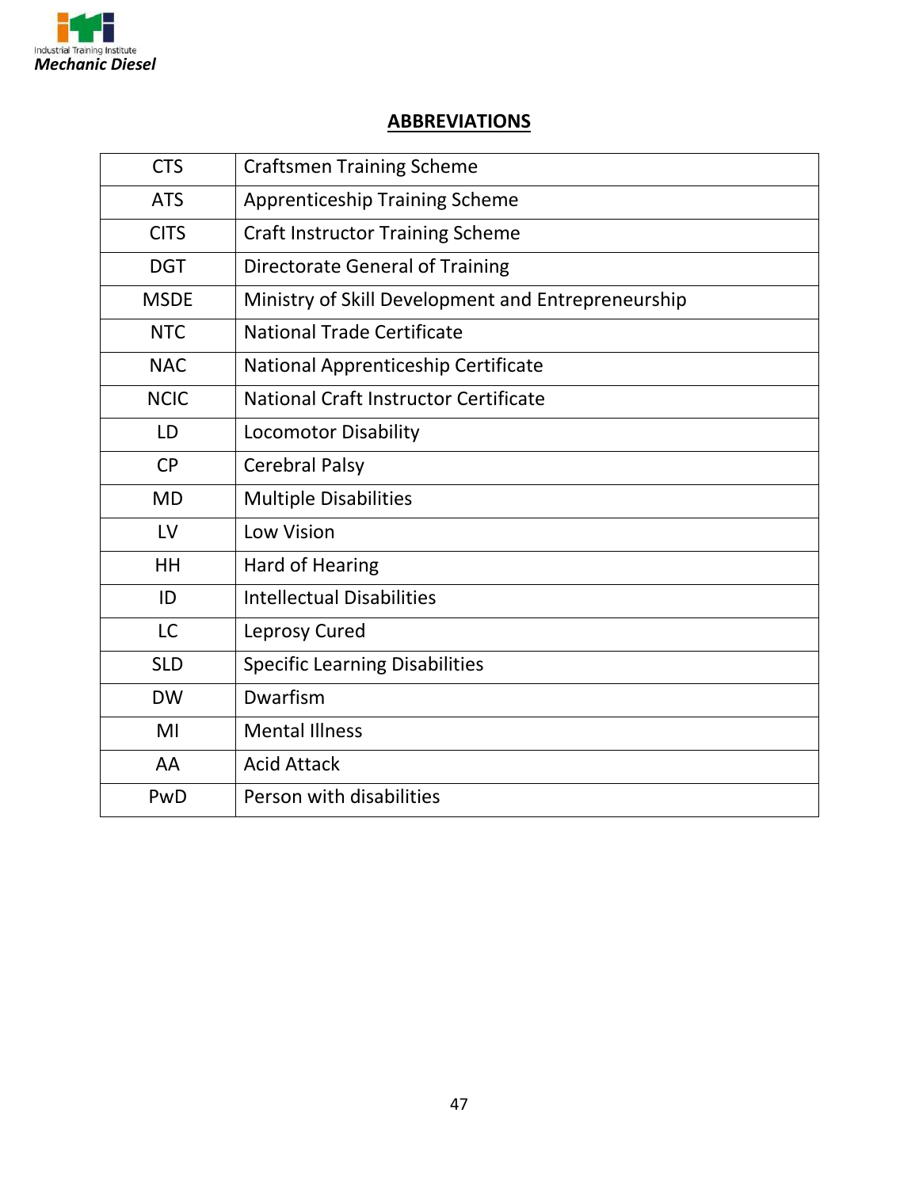## ABBREVIATIONS

| | |
|---|---|
| CTS | Craftsmen Training Scheme |
| ATS | Apprenticeship Training Scheme |
| CITS | Craft Instructor Training Scheme |
| DGT | Directorate General of Training |
| MSDE | Ministry of Skill Development and Entrepreneurship |
| NTC | National Trade Certificate |
| NAC | National Apprenticeship Certificate |
| NCIC | National Craft Instructor Certificate |
| LD | Locomotor Disability |
| CP | Cerebral Palsy |
| MD | Multiple Disabilities |
| LV | Low Vision |
| HH | Hard of Hearing |
| ID | Intellectual Disabilities |
| LC | Leprosy Cured |
| SLD | Specific Learning Disabilities |
| DW | Dwarfism |
| MI | Mental Illness |
| AA | Acid Attack |
| PwD | Person with disabilities |